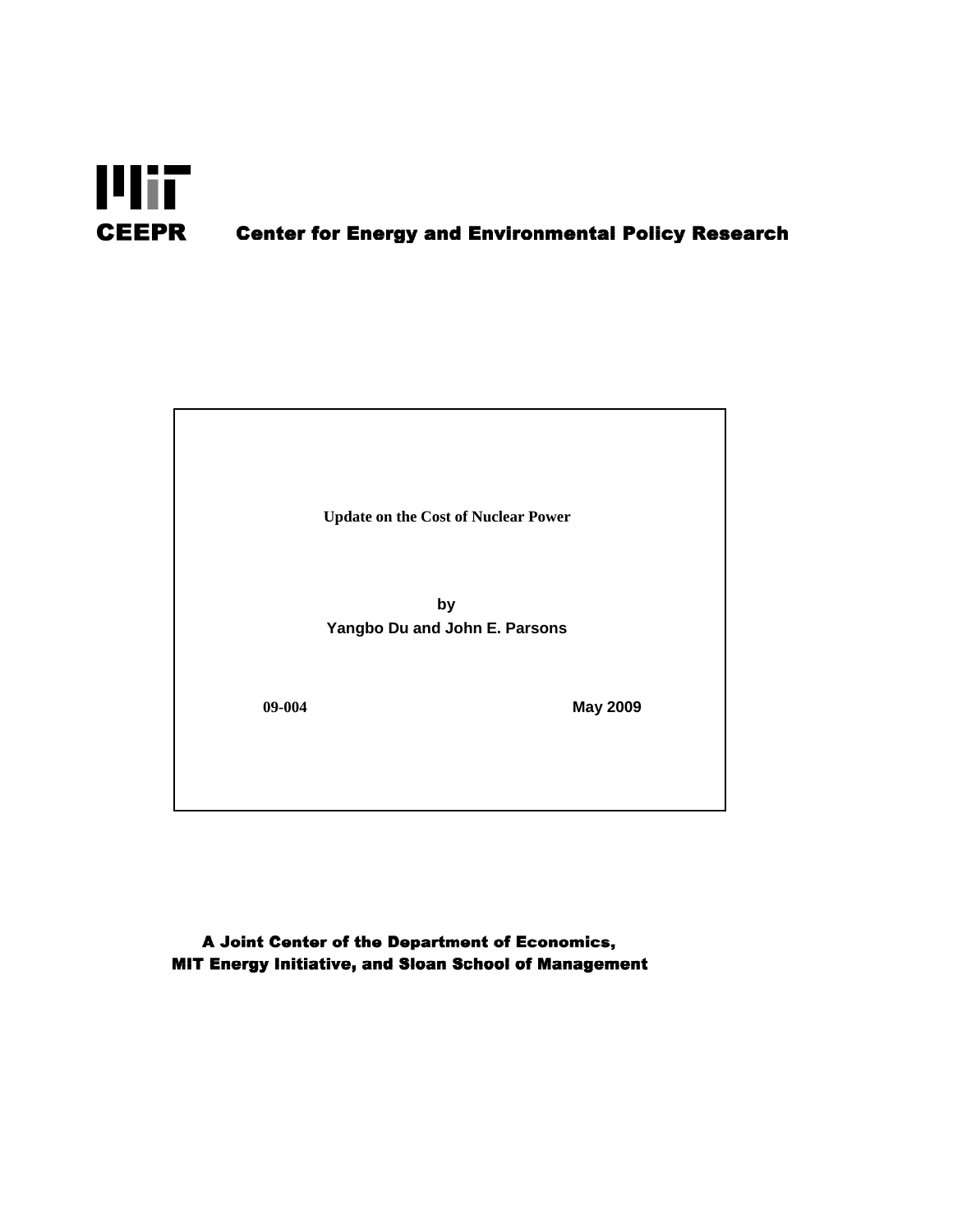# MIT CEEPR

**CEEPR** **Center for Energy and Environmental Policy Research**

**Update on the Cost of Nuclear Power**

**by**

**Yangbo Du and John E. Parsons**

**09-004** **May 2009**

**A Joint Center of the Department of Economics, MIT Energy Initiative, and Sloan School of Management**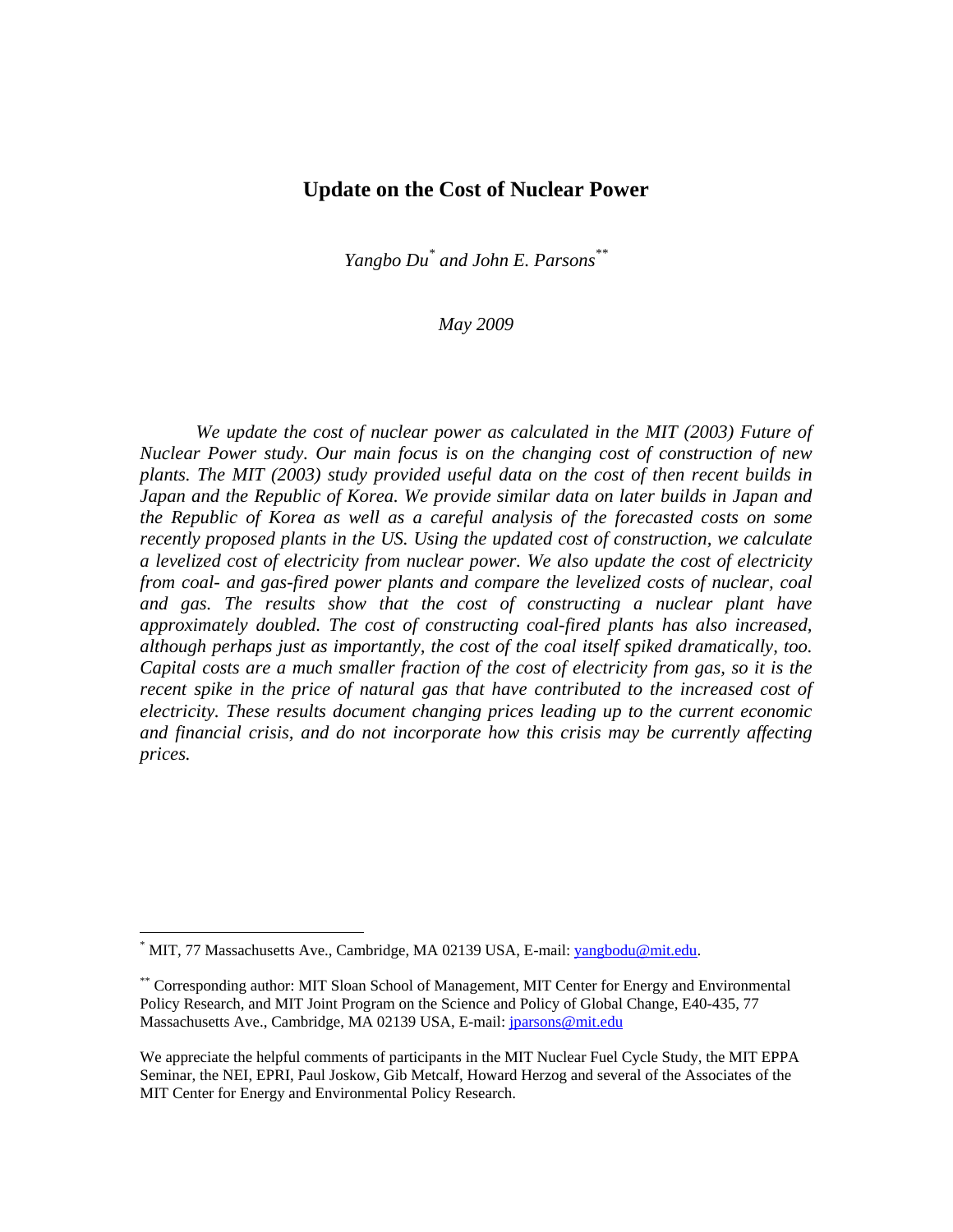# Update on the Cost of Nuclear Power

*Yangbo Du[*] and John E. Parsons[**]*

*May 2009*

*We update the cost of nuclear power as calculated in the MIT (2003) Future of Nuclear Power study. Our main focus is on the changing cost of construction of new plants. The MIT (2003) study provided useful data on the cost of then recent builds in Japan and the Republic of Korea. We provide similar data on later builds in Japan and the Republic of Korea as well as a careful analysis of the forecasted costs on some recently proposed plants in the US. Using the updated cost of construction, we calculate a levelized cost of electricity from nuclear power. We also update the cost of electricity from coal- and gas-fired power plants and compare the levelized costs of nuclear, coal and gas. The results show that the cost of constructing a nuclear plant have approximately doubled. The cost of constructing coal-fired plants has also increased, although perhaps just as importantly, the cost of the coal itself spiked dramatically, too. Capital costs are a much smaller fraction of the cost of electricity from gas, so it is the recent spike in the price of natural gas that have contributed to the increased cost of electricity. These results document changing prices leading up to the current economic and financial crisis, and do not incorporate how this crisis may be currently affecting prices.*

---

[*] MIT, 77 Massachusetts Ave., Cambridge, MA 02139 USA, E-mail: yangbodu@mit.edu.

[**] Corresponding author: MIT Sloan School of Management, MIT Center for Energy and Environmental Policy Research, and MIT Joint Program on the Science and Policy of Global Change, E40-435, 77 Massachusetts Ave., Cambridge, MA 02139 USA, E-mail: jparsons@mit.edu

We appreciate the helpful comments of participants in the MIT Nuclear Fuel Cycle Study, the MIT EPPA Seminar, the NEI, EPRI, Paul Joskow, Gib Metcalf, Howard Herzog and several of the Associates of the MIT Center for Energy and Environmental Policy Research.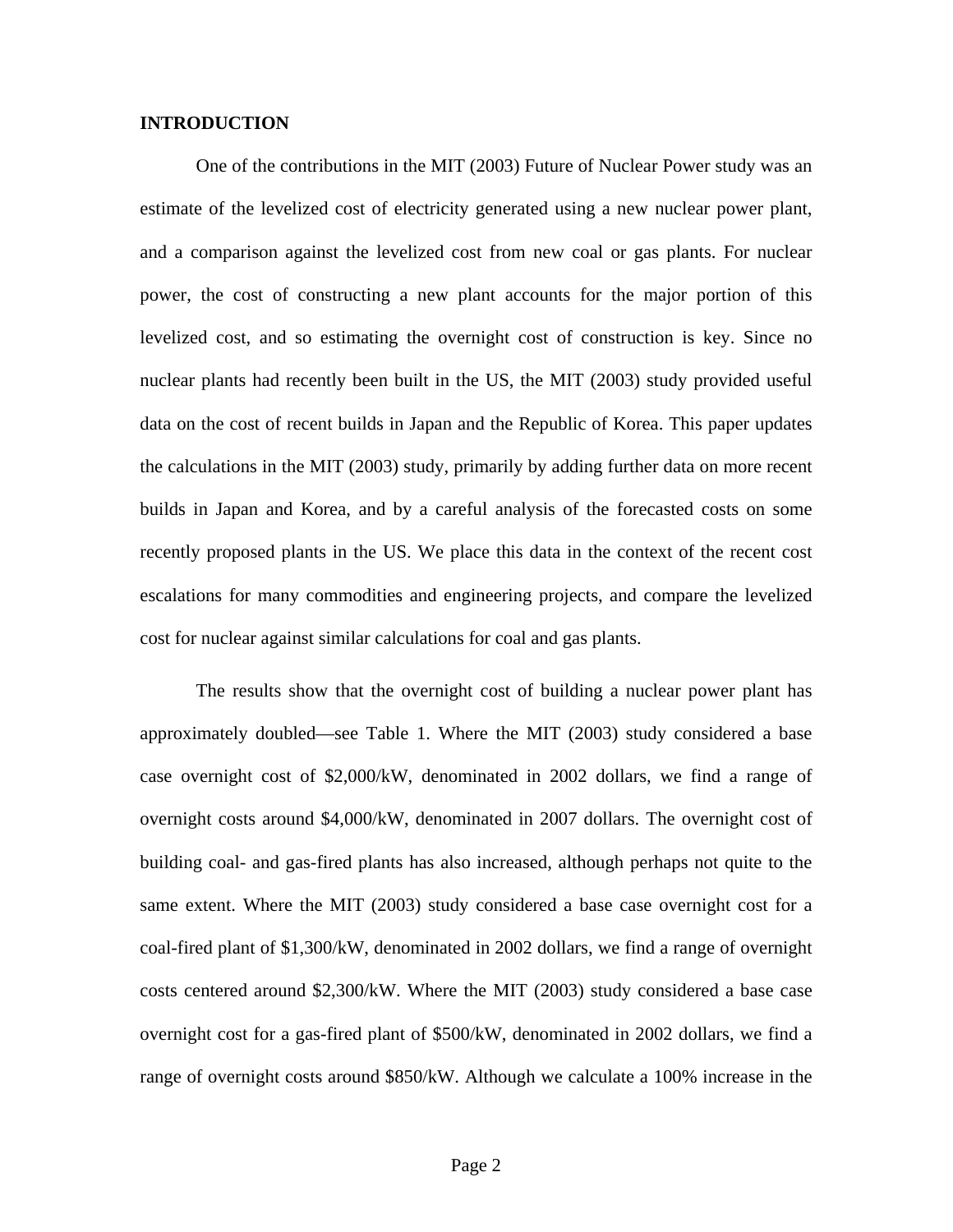## INTRODUCTION

One of the contributions in the MIT (2003) Future of Nuclear Power study was an estimate of the levelized cost of electricity generated using a new nuclear power plant, and a comparison against the levelized cost from new coal or gas plants. For nuclear power, the cost of constructing a new plant accounts for the major portion of this levelized cost, and so estimating the overnight cost of construction is key. Since no nuclear plants had recently been built in the US, the MIT (2003) study provided useful data on the cost of recent builds in Japan and the Republic of Korea. This paper updates the calculations in the MIT (2003) study, primarily by adding further data on more recent builds in Japan and Korea, and by a careful analysis of the forecasted costs on some recently proposed plants in the US. We place this data in the context of the recent cost escalations for many commodities and engineering projects, and compare the levelized cost for nuclear against similar calculations for coal and gas plants.

The results show that the overnight cost of building a nuclear power plant has approximately doubled—see Table 1. Where the MIT (2003) study considered a base case overnight cost of $2,000/kW, denominated in 2002 dollars, we find a range of overnight costs around $4,000/kW, denominated in 2007 dollars. The overnight cost of building coal- and gas-fired plants has also increased, although perhaps not quite to the same extent. Where the MIT (2003) study considered a base case overnight cost for a coal-fired plant of $1,300/kW, denominated in 2002 dollars, we find a range of overnight costs centered around $2,300/kW. Where the MIT (2003) study considered a base case overnight cost for a gas-fired plant of $500/kW, denominated in 2002 dollars, we find a range of overnight costs around $850/kW. Although we calculate a 100% increase in the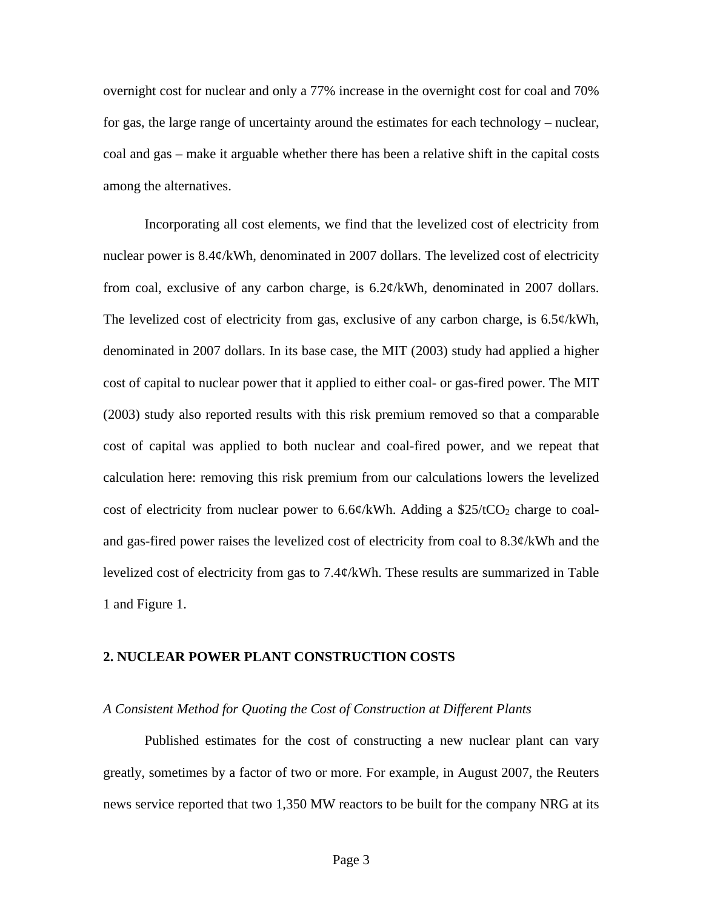overnight cost for nuclear and only a 77% increase in the overnight cost for coal and 70% for gas, the large range of uncertainty around the estimates for each technology – nuclear, coal and gas – make it arguable whether there has been a relative shift in the capital costs among the alternatives.

Incorporating all cost elements, we find that the levelized cost of electricity from nuclear power is 8.4¢/kWh, denominated in 2007 dollars. The levelized cost of electricity from coal, exclusive of any carbon charge, is 6.2¢/kWh, denominated in 2007 dollars. The levelized cost of electricity from gas, exclusive of any carbon charge, is 6.5¢/kWh, denominated in 2007 dollars. In its base case, the MIT (2003) study had applied a higher cost of capital to nuclear power that it applied to either coal- or gas-fired power. The MIT (2003) study also reported results with this risk premium removed so that a comparable cost of capital was applied to both nuclear and coal-fired power, and we repeat that calculation here: removing this risk premium from our calculations lowers the levelized cost of electricity from nuclear power to 6.6¢/kWh. Adding a \$25/t$CO_2$ charge to coal- and gas-fired power raises the levelized cost of electricity from coal to 8.3¢/kWh and the levelized cost of electricity from gas to 7.4¢/kWh. These results are summarized in Table 1 and Figure 1.

## 2. NUCLEAR POWER PLANT CONSTRUCTION COSTS

*A Consistent Method for Quoting the Cost of Construction at Different Plants*

Published estimates for the cost of constructing a new nuclear plant can vary greatly, sometimes by a factor of two or more. For example, in August 2007, the Reuters news service reported that two 1,350 MW reactors to be built for the company NRG at its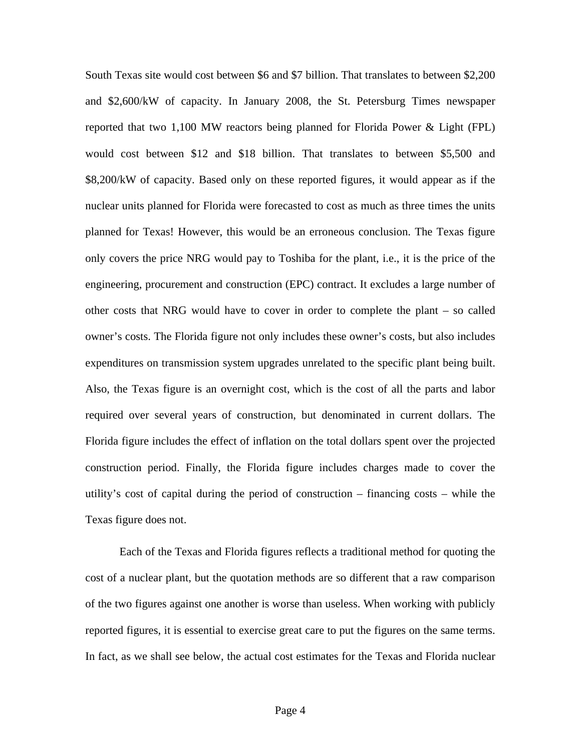South Texas site would cost between $6 and $7 billion. That translates to between $2,200 and $2,600/kW of capacity. In January 2008, the St. Petersburg Times newspaper reported that two 1,100 MW reactors being planned for Florida Power & Light (FPL) would cost between $12 and $18 billion. That translates to between $5,500 and $8,200/kW of capacity. Based only on these reported figures, it would appear as if the nuclear units planned for Florida were forecasted to cost as much as three times the units planned for Texas! However, this would be an erroneous conclusion. The Texas figure only covers the price NRG would pay to Toshiba for the plant, i.e., it is the price of the engineering, procurement and construction (EPC) contract. It excludes a large number of other costs that NRG would have to cover in order to complete the plant – so called owner's costs. The Florida figure not only includes these owner's costs, but also includes expenditures on transmission system upgrades unrelated to the specific plant being built. Also, the Texas figure is an overnight cost, which is the cost of all the parts and labor required over several years of construction, but denominated in current dollars. The Florida figure includes the effect of inflation on the total dollars spent over the projected construction period. Finally, the Florida figure includes charges made to cover the utility's cost of capital during the period of construction – financing costs – while the Texas figure does not.

Each of the Texas and Florida figures reflects a traditional method for quoting the cost of a nuclear plant, but the quotation methods are so different that a raw comparison of the two figures against one another is worse than useless. When working with publicly reported figures, it is essential to exercise great care to put the figures on the same terms. In fact, as we shall see below, the actual cost estimates for the Texas and Florida nuclear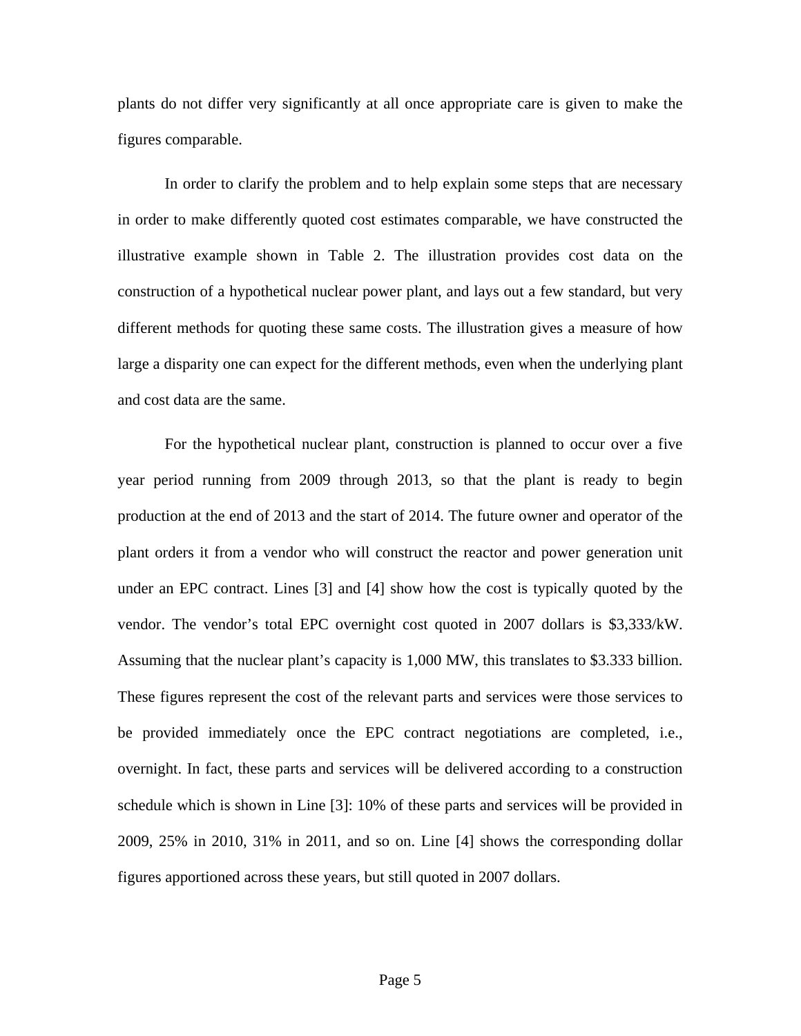plants do not differ very significantly at all once appropriate care is given to make the figures comparable.

In order to clarify the problem and to help explain some steps that are necessary in order to make differently quoted cost estimates comparable, we have constructed the illustrative example shown in Table 2. The illustration provides cost data on the construction of a hypothetical nuclear power plant, and lays out a few standard, but very different methods for quoting these same costs. The illustration gives a measure of how large a disparity one can expect for the different methods, even when the underlying plant and cost data are the same.

For the hypothetical nuclear plant, construction is planned to occur over a five year period running from 2009 through 2013, so that the plant is ready to begin production at the end of 2013 and the start of 2014. The future owner and operator of the plant orders it from a vendor who will construct the reactor and power generation unit under an EPC contract. Lines [3] and [4] show how the cost is typically quoted by the vendor. The vendor's total EPC overnight cost quoted in 2007 dollars is $3,333/kW. Assuming that the nuclear plant's capacity is 1,000 MW, this translates to $3.333 billion. These figures represent the cost of the relevant parts and services were those services to be provided immediately once the EPC contract negotiations are completed, i.e., overnight. In fact, these parts and services will be delivered according to a construction schedule which is shown in Line [3]: 10% of these parts and services will be provided in 2009, 25% in 2010, 31% in 2011, and so on. Line [4] shows the corresponding dollar figures apportioned across these years, but still quoted in 2007 dollars.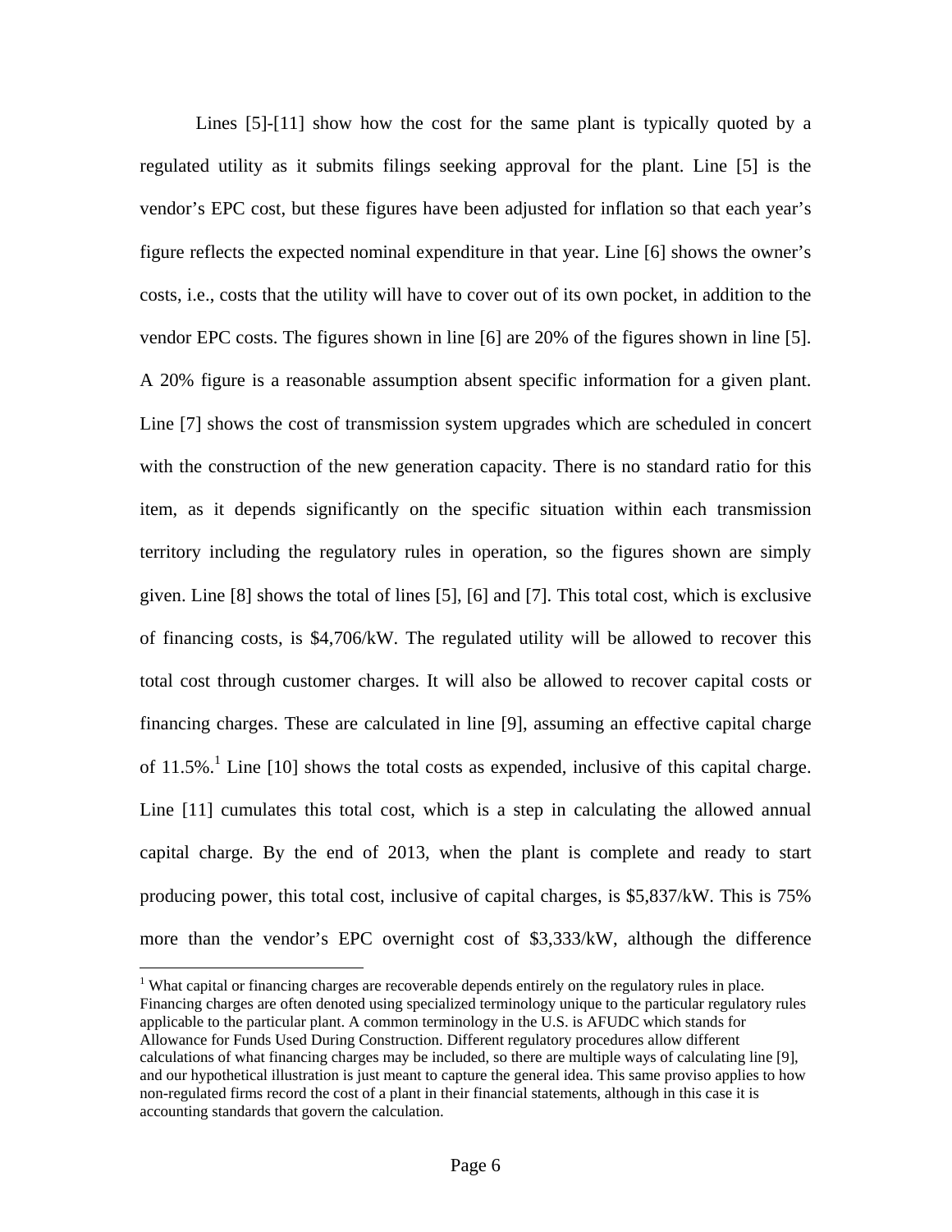Lines [5]-[11] show how the cost for the same plant is typically quoted by a regulated utility as it submits filings seeking approval for the plant. Line [5] is the vendor's EPC cost, but these figures have been adjusted for inflation so that each year's figure reflects the expected nominal expenditure in that year. Line [6] shows the owner's costs, i.e., costs that the utility will have to cover out of its own pocket, in addition to the vendor EPC costs. The figures shown in line [6] are 20% of the figures shown in line [5]. A 20% figure is a reasonable assumption absent specific information for a given plant. Line [7] shows the cost of transmission system upgrades which are scheduled in concert with the construction of the new generation capacity. There is no standard ratio for this item, as it depends significantly on the specific situation within each transmission territory including the regulatory rules in operation, so the figures shown are simply given. Line [8] shows the total of lines [5], [6] and [7]. This total cost, which is exclusive of financing costs, is $4,706/kW. The regulated utility will be allowed to recover this total cost through customer charges. It will also be allowed to recover capital costs or financing charges. These are calculated in line [9], assuming an effective capital charge of 11.5%.[1] Line [10] shows the total costs as expended, inclusive of this capital charge. Line [11] cumulates this total cost, which is a step in calculating the allowed annual capital charge. By the end of 2013, when the plant is complete and ready to start producing power, this total cost, inclusive of capital charges, is $5,837/kW. This is 75% more than the vendor's EPC overnight cost of $3,333/kW, although the difference

[1] What capital or financing charges are recoverable depends entirely on the regulatory rules in place. Financing charges are often denoted using specialized terminology unique to the particular regulatory rules applicable to the particular plant. A common terminology in the U.S. is AFUDC which stands for Allowance for Funds Used During Construction. Different regulatory procedures allow different calculations of what financing charges may be included, so there are multiple ways of calculating line [9], and our hypothetical illustration is just meant to capture the general idea. This same proviso applies to how non-regulated firms record the cost of a plant in their financial statements, although in this case it is accounting standards that govern the calculation.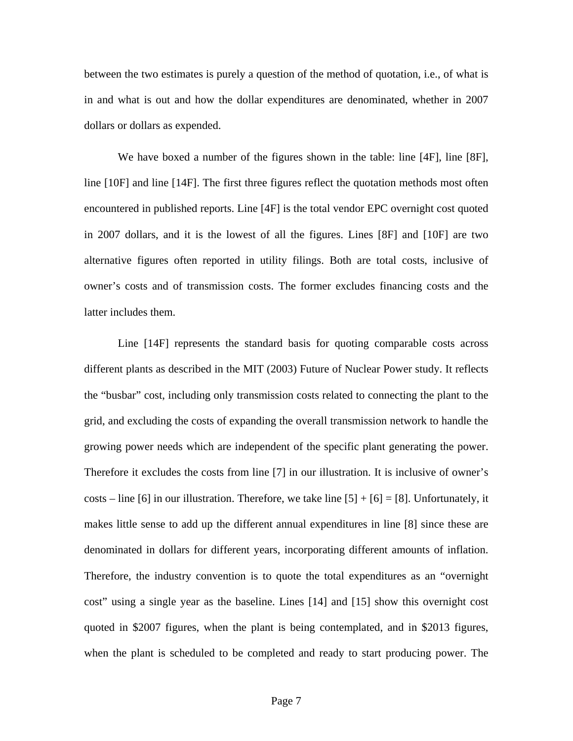between the two estimates is purely a question of the method of quotation, i.e., of what is in and what is out and how the dollar expenditures are denominated, whether in 2007 dollars or dollars as expended.

We have boxed a number of the figures shown in the table: line [4F], line [8F], line [10F] and line [14F]. The first three figures reflect the quotation methods most often encountered in published reports. Line [4F] is the total vendor EPC overnight cost quoted in 2007 dollars, and it is the lowest of all the figures. Lines [8F] and [10F] are two alternative figures often reported in utility filings. Both are total costs, inclusive of owner's costs and of transmission costs. The former excludes financing costs and the latter includes them.

Line [14F] represents the standard basis for quoting comparable costs across different plants as described in the MIT (2003) Future of Nuclear Power study. It reflects the "busbar" cost, including only transmission costs related to connecting the plant to the grid, and excluding the costs of expanding the overall transmission network to handle the growing power needs which are independent of the specific plant generating the power. Therefore it excludes the costs from line [7] in our illustration. It is inclusive of owner's costs – line [6] in our illustration. Therefore, we take line [5] + [6] = [8]. Unfortunately, it makes little sense to add up the different annual expenditures in line [8] since these are denominated in dollars for different years, incorporating different amounts of inflation. Therefore, the industry convention is to quote the total expenditures as an "overnight cost" using a single year as the baseline. Lines [14] and [15] show this overnight cost quoted in $2007 figures, when the plant is being contemplated, and in $2013 figures, when the plant is scheduled to be completed and ready to start producing power. The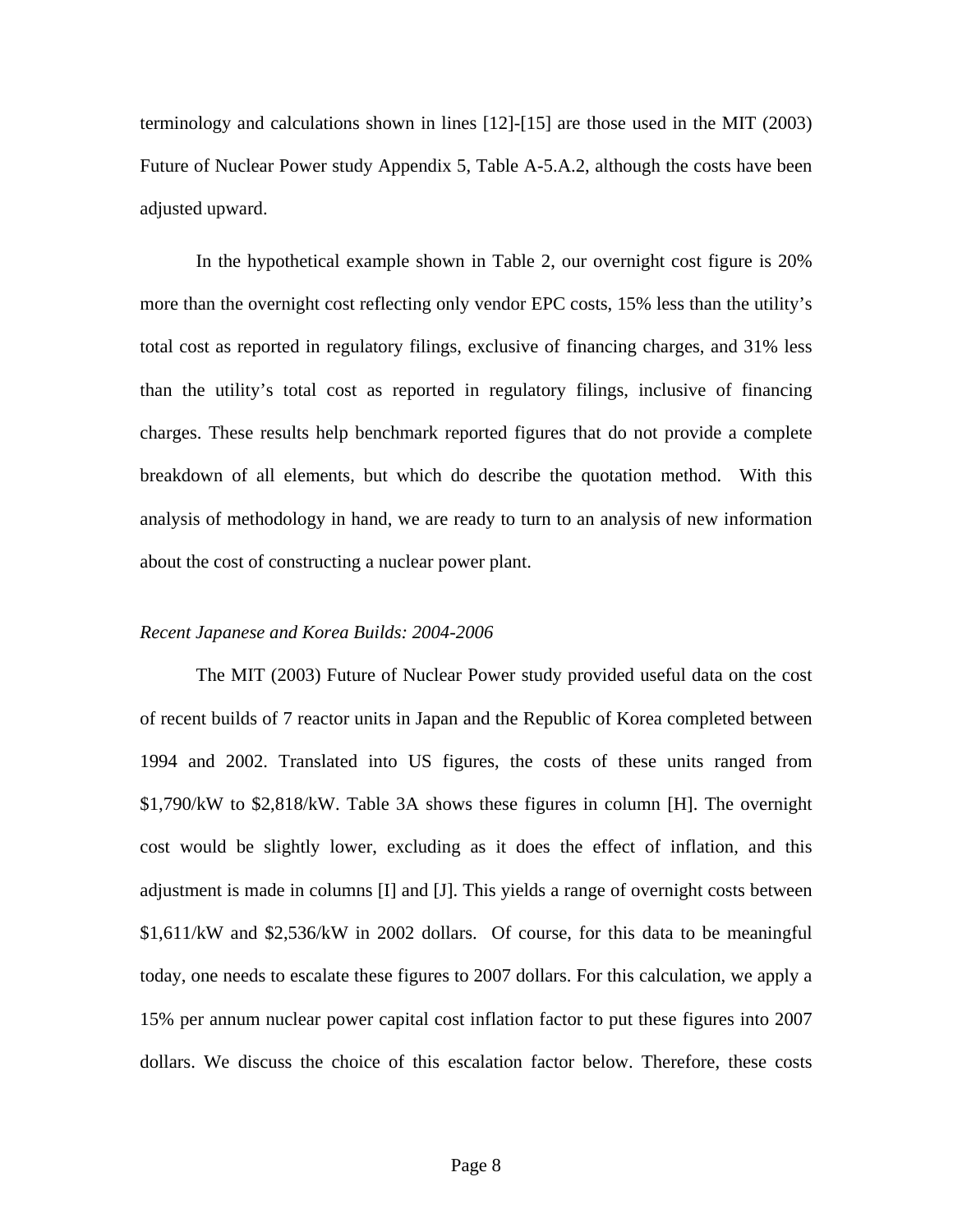terminology and calculations shown in lines [12]-[15] are those used in the MIT (2003) Future of Nuclear Power study Appendix 5, Table A-5.A.2, although the costs have been adjusted upward.

In the hypothetical example shown in Table 2, our overnight cost figure is 20% more than the overnight cost reflecting only vendor EPC costs, 15% less than the utility's total cost as reported in regulatory filings, exclusive of financing charges, and 31% less than the utility's total cost as reported in regulatory filings, inclusive of financing charges. These results help benchmark reported figures that do not provide a complete breakdown of all elements, but which do describe the quotation method. With this analysis of methodology in hand, we are ready to turn to an analysis of new information about the cost of constructing a nuclear power plant.

*Recent Japanese and Korea Builds: 2004-2006*

The MIT (2003) Future of Nuclear Power study provided useful data on the cost of recent builds of 7 reactor units in Japan and the Republic of Korea completed between 1994 and 2002. Translated into US figures, the costs of these units ranged from \$1,790/kW to \$2,818/kW. Table 3A shows these figures in column [H]. The overnight cost would be slightly lower, excluding as it does the effect of inflation, and this adjustment is made in columns [I] and [J]. This yields a range of overnight costs between \$1,611/kW and \$2,536/kW in 2002 dollars. Of course, for this data to be meaningful today, one needs to escalate these figures to 2007 dollars. For this calculation, we apply a 15% per annum nuclear power capital cost inflation factor to put these figures into 2007 dollars. We discuss the choice of this escalation factor below. Therefore, these costs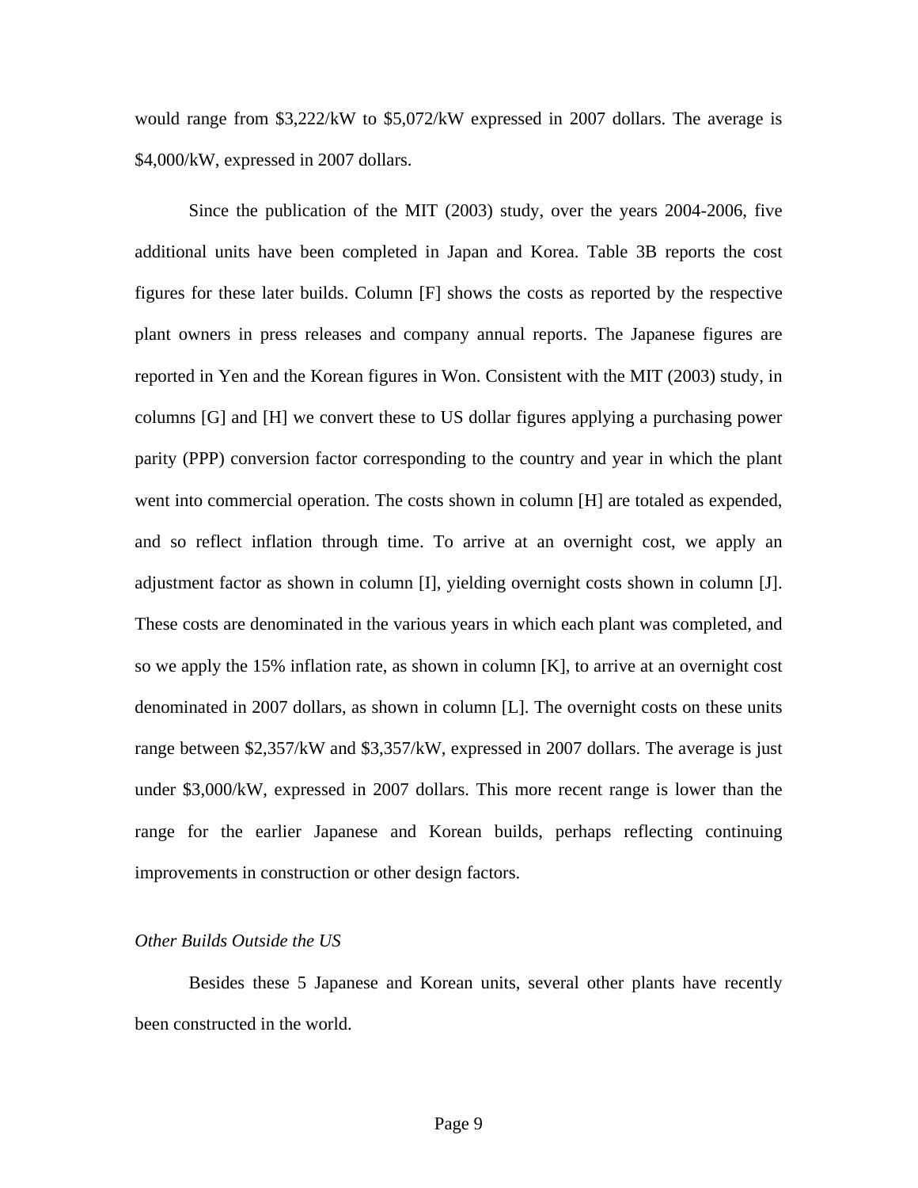would range from $3,222/kW to $5,072/kW expressed in 2007 dollars. The average is $4,000/kW, expressed in 2007 dollars.

Since the publication of the MIT (2003) study, over the years 2004-2006, five additional units have been completed in Japan and Korea. Table 3B reports the cost figures for these later builds. Column [F] shows the costs as reported by the respective plant owners in press releases and company annual reports. The Japanese figures are reported in Yen and the Korean figures in Won. Consistent with the MIT (2003) study, in columns [G] and [H] we convert these to US dollar figures applying a purchasing power parity (PPP) conversion factor corresponding to the country and year in which the plant went into commercial operation. The costs shown in column [H] are totaled as expended, and so reflect inflation through time. To arrive at an overnight cost, we apply an adjustment factor as shown in column [I], yielding overnight costs shown in column [J]. These costs are denominated in the various years in which each plant was completed, and so we apply the 15% inflation rate, as shown in column [K], to arrive at an overnight cost denominated in 2007 dollars, as shown in column [L]. The overnight costs on these units range between $2,357/kW and $3,357/kW, expressed in 2007 dollars. The average is just under $3,000/kW, expressed in 2007 dollars. This more recent range is lower than the range for the earlier Japanese and Korean builds, perhaps reflecting continuing improvements in construction or other design factors.

*Other Builds Outside the US*

Besides these 5 Japanese and Korean units, several other plants have recently been constructed in the world.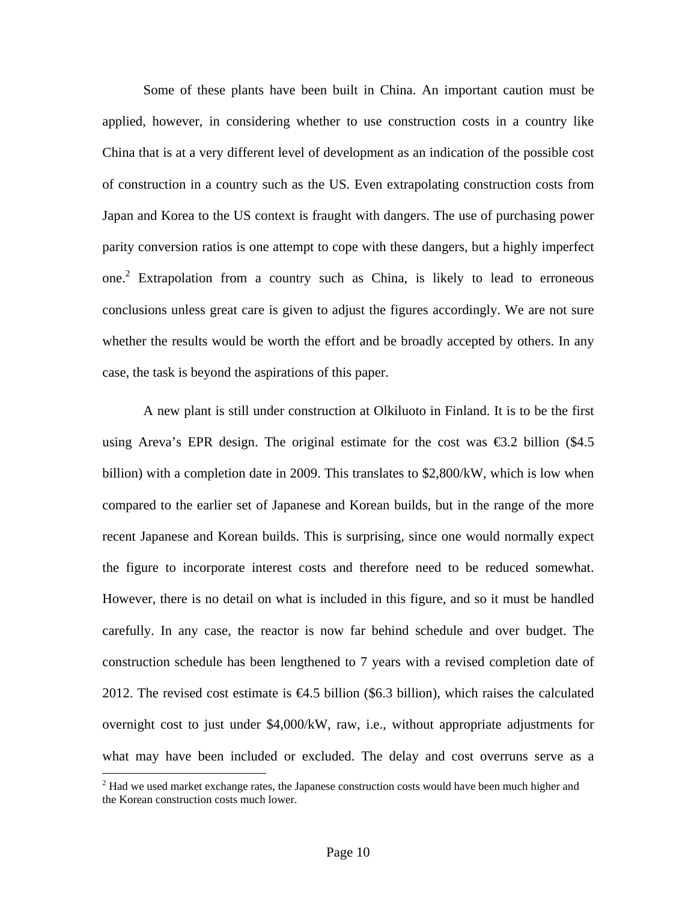Some of these plants have been built in China. An important caution must be applied, however, in considering whether to use construction costs in a country like China that is at a very different level of development as an indication of the possible cost of construction in a country such as the US. Even extrapolating construction costs from Japan and Korea to the US context is fraught with dangers. The use of purchasing power parity conversion ratios is one attempt to cope with these dangers, but a highly imperfect one.[2] Extrapolation from a country such as China, is likely to lead to erroneous conclusions unless great care is given to adjust the figures accordingly. We are not sure whether the results would be worth the effort and be broadly accepted by others. In any case, the task is beyond the aspirations of this paper.

A new plant is still under construction at Olkiluoto in Finland. It is to be the first using Areva's EPR design. The original estimate for the cost was €3.2 billion ($4.5 billion) with a completion date in 2009. This translates to $2,800/kW, which is low when compared to the earlier set of Japanese and Korean builds, but in the range of the more recent Japanese and Korean builds. This is surprising, since one would normally expect the figure to incorporate interest costs and therefore need to be reduced somewhat. However, there is no detail on what is included in this figure, and so it must be handled carefully. In any case, the reactor is now far behind schedule and over budget. The construction schedule has been lengthened to 7 years with a revised completion date of 2012. The revised cost estimate is €4.5 billion ($6.3 billion), which raises the calculated overnight cost to just under $4,000/kW, raw, i.e., without appropriate adjustments for what may have been included or excluded. The delay and cost overruns serve as a

[2] Had we used market exchange rates, the Japanese construction costs would have been much higher and the Korean construction costs much lower.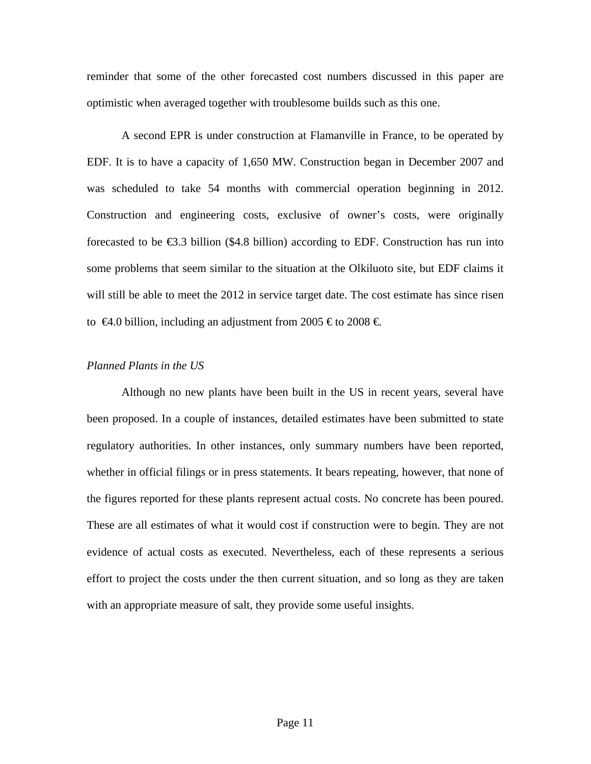reminder that some of the other forecasted cost numbers discussed in this paper are optimistic when averaged together with troublesome builds such as this one.

A second EPR is under construction at Flamanville in France, to be operated by EDF. It is to have a capacity of 1,650 MW. Construction began in December 2007 and was scheduled to take 54 months with commercial operation beginning in 2012. Construction and engineering costs, exclusive of owner's costs, were originally forecasted to be €3.3 billion ($4.8 billion) according to EDF. Construction has run into some problems that seem similar to the situation at the Olkiluoto site, but EDF claims it will still be able to meet the 2012 in service target date. The cost estimate has since risen to €4.0 billion, including an adjustment from 2005 € to 2008 €.

*Planned Plants in the US*

Although no new plants have been built in the US in recent years, several have been proposed. In a couple of instances, detailed estimates have been submitted to state regulatory authorities. In other instances, only summary numbers have been reported, whether in official filings or in press statements. It bears repeating, however, that none of the figures reported for these plants represent actual costs. No concrete has been poured. These are all estimates of what it would cost if construction were to begin. They are not evidence of actual costs as executed. Nevertheless, each of these represents a serious effort to project the costs under the then current situation, and so long as they are taken with an appropriate measure of salt, they provide some useful insights.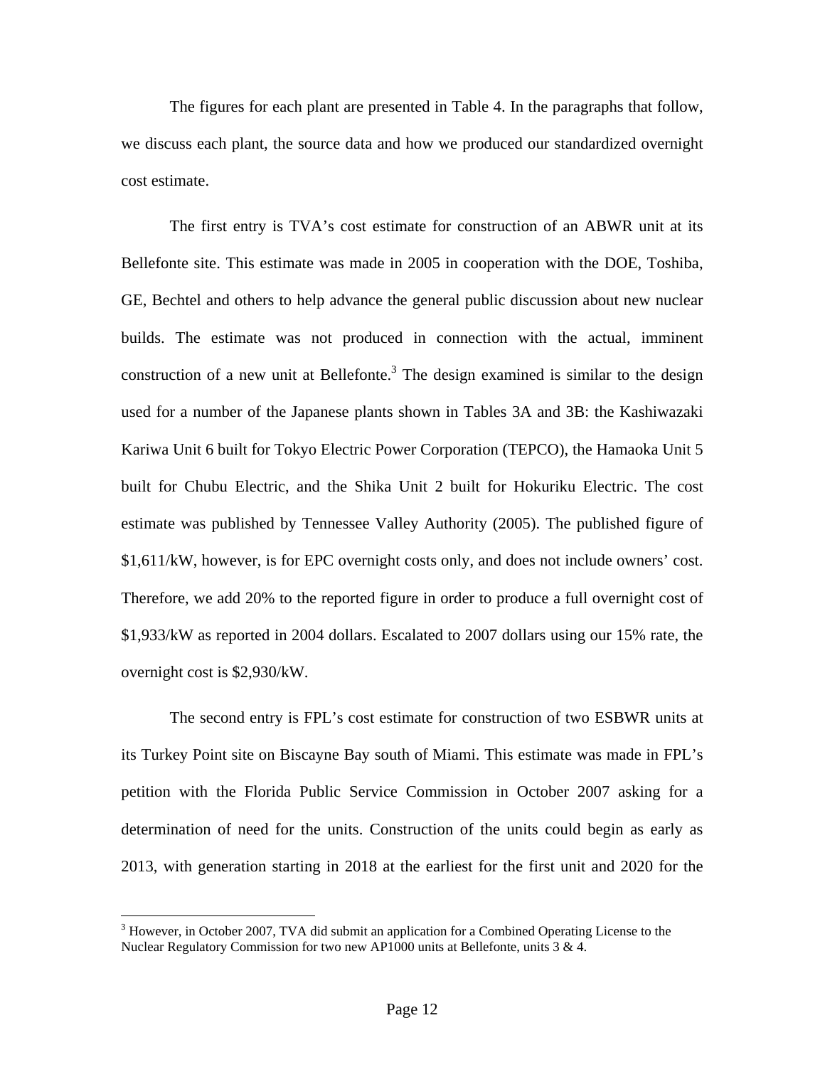The figures for each plant are presented in Table 4. In the paragraphs that follow, we discuss each plant, the source data and how we produced our standardized overnight cost estimate.

The first entry is TVA's cost estimate for construction of an ABWR unit at its Bellefonte site. This estimate was made in 2005 in cooperation with the DOE, Toshiba, GE, Bechtel and others to help advance the general public discussion about new nuclear builds. The estimate was not produced in connection with the actual, imminent construction of a new unit at Bellefonte.[3] The design examined is similar to the design used for a number of the Japanese plants shown in Tables 3A and 3B: the Kashiwazaki Kariwa Unit 6 built for Tokyo Electric Power Corporation (TEPCO), the Hamaoka Unit 5 built for Chubu Electric, and the Shika Unit 2 built for Hokuriku Electric. The cost estimate was published by Tennessee Valley Authority (2005). The published figure of $1,611/kW, however, is for EPC overnight costs only, and does not include owners' cost. Therefore, we add 20% to the reported figure in order to produce a full overnight cost of $1,933/kW as reported in 2004 dollars. Escalated to 2007 dollars using our 15% rate, the overnight cost is $2,930/kW.

The second entry is FPL's cost estimate for construction of two ESBWR units at its Turkey Point site on Biscayne Bay south of Miami. This estimate was made in FPL's petition with the Florida Public Service Commission in October 2007 asking for a determination of need for the units. Construction of the units could begin as early as 2013, with generation starting in 2018 at the earliest for the first unit and 2020 for the

[3] However, in October 2007, TVA did submit an application for a Combined Operating License to the Nuclear Regulatory Commission for two new AP1000 units at Bellefonte, units 3 & 4.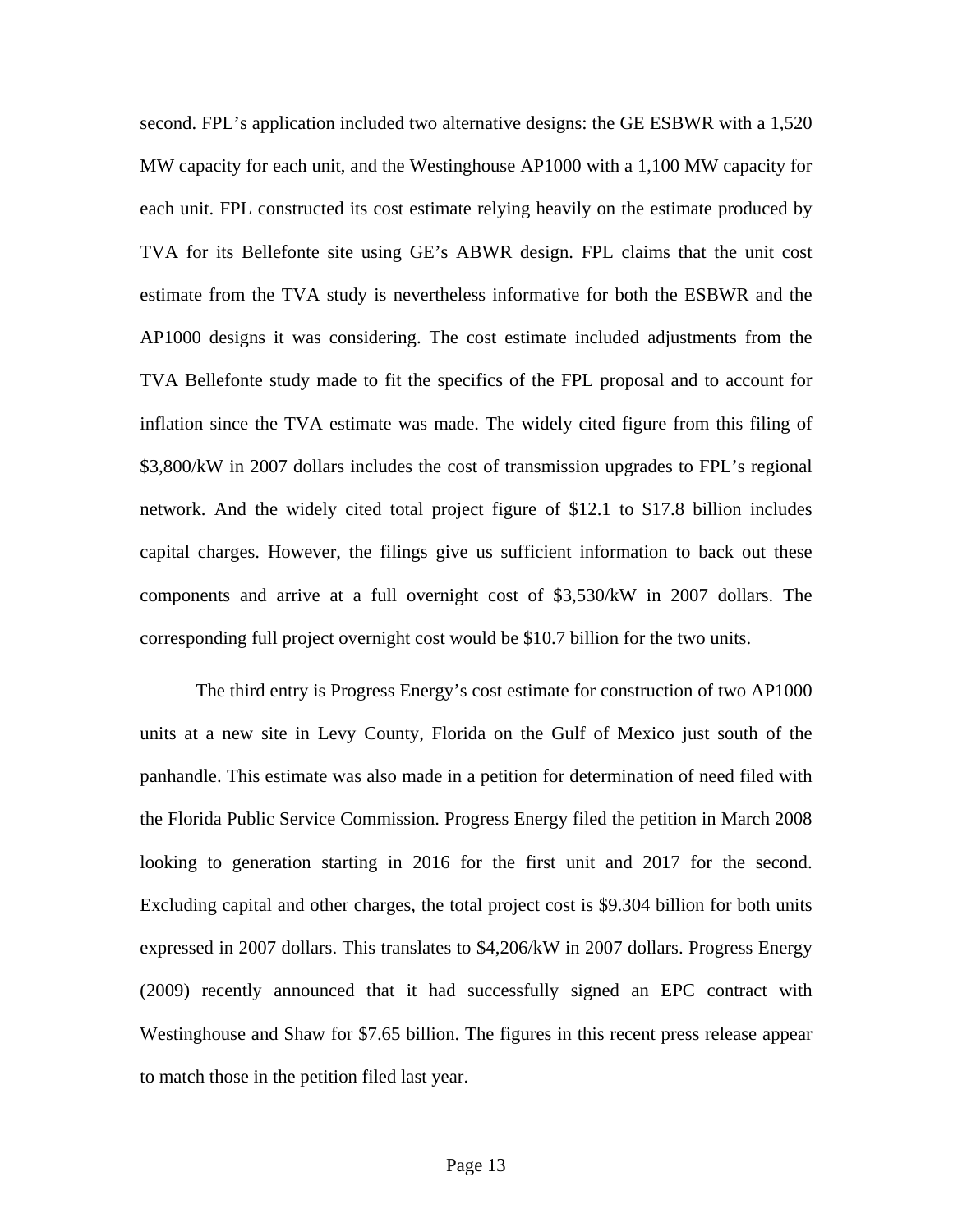second. FPL's application included two alternative designs: the GE ESBWR with a 1,520 MW capacity for each unit, and the Westinghouse AP1000 with a 1,100 MW capacity for each unit. FPL constructed its cost estimate relying heavily on the estimate produced by TVA for its Bellefonte site using GE's ABWR design. FPL claims that the unit cost estimate from the TVA study is nevertheless informative for both the ESBWR and the AP1000 designs it was considering. The cost estimate included adjustments from the TVA Bellefonte study made to fit the specifics of the FPL proposal and to account for inflation since the TVA estimate was made. The widely cited figure from this filing of $3,800/kW in 2007 dollars includes the cost of transmission upgrades to FPL's regional network. And the widely cited total project figure of $12.1 to $17.8 billion includes capital charges. However, the filings give us sufficient information to back out these components and arrive at a full overnight cost of $3,530/kW in 2007 dollars. The corresponding full project overnight cost would be $10.7 billion for the two units.

The third entry is Progress Energy's cost estimate for construction of two AP1000 units at a new site in Levy County, Florida on the Gulf of Mexico just south of the panhandle. This estimate was also made in a petition for determination of need filed with the Florida Public Service Commission. Progress Energy filed the petition in March 2008 looking to generation starting in 2016 for the first unit and 2017 for the second. Excluding capital and other charges, the total project cost is $9.304 billion for both units expressed in 2007 dollars. This translates to $4,206/kW in 2007 dollars. Progress Energy (2009) recently announced that it had successfully signed an EPC contract with Westinghouse and Shaw for $7.65 billion. The figures in this recent press release appear to match those in the petition filed last year.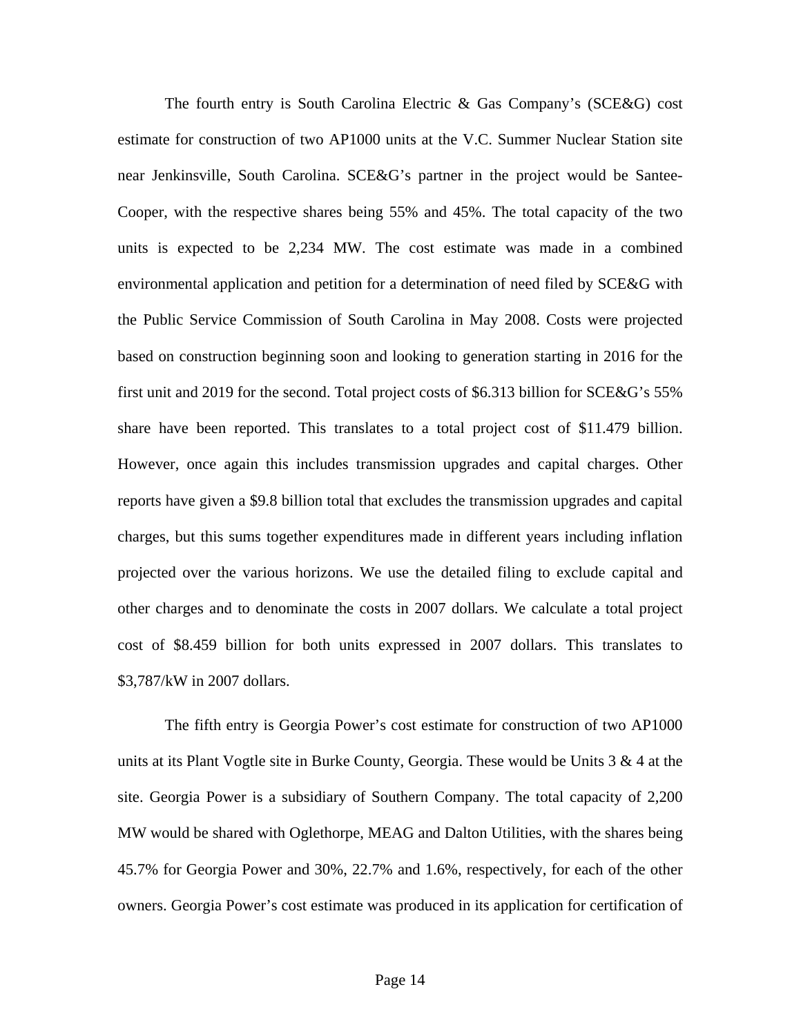The fourth entry is South Carolina Electric & Gas Company's (SCE&G) cost estimate for construction of two AP1000 units at the V.C. Summer Nuclear Station site near Jenkinsville, South Carolina. SCE&G's partner in the project would be Santee-Cooper, with the respective shares being 55% and 45%. The total capacity of the two units is expected to be 2,234 MW. The cost estimate was made in a combined environmental application and petition for a determination of need filed by SCE&G with the Public Service Commission of South Carolina in May 2008. Costs were projected based on construction beginning soon and looking to generation starting in 2016 for the first unit and 2019 for the second. Total project costs of $6.313 billion for SCE&G's 55% share have been reported. This translates to a total project cost of $11.479 billion. However, once again this includes transmission upgrades and capital charges. Other reports have given a $9.8 billion total that excludes the transmission upgrades and capital charges, but this sums together expenditures made in different years including inflation projected over the various horizons. We use the detailed filing to exclude capital and other charges and to denominate the costs in 2007 dollars. We calculate a total project cost of $8.459 billion for both units expressed in 2007 dollars. This translates to $3,787/kW in 2007 dollars.

The fifth entry is Georgia Power's cost estimate for construction of two AP1000 units at its Plant Vogtle site in Burke County, Georgia. These would be Units 3 & 4 at the site. Georgia Power is a subsidiary of Southern Company. The total capacity of 2,200 MW would be shared with Oglethorpe, MEAG and Dalton Utilities, with the shares being 45.7% for Georgia Power and 30%, 22.7% and 1.6%, respectively, for each of the other owners. Georgia Power's cost estimate was produced in its application for certification of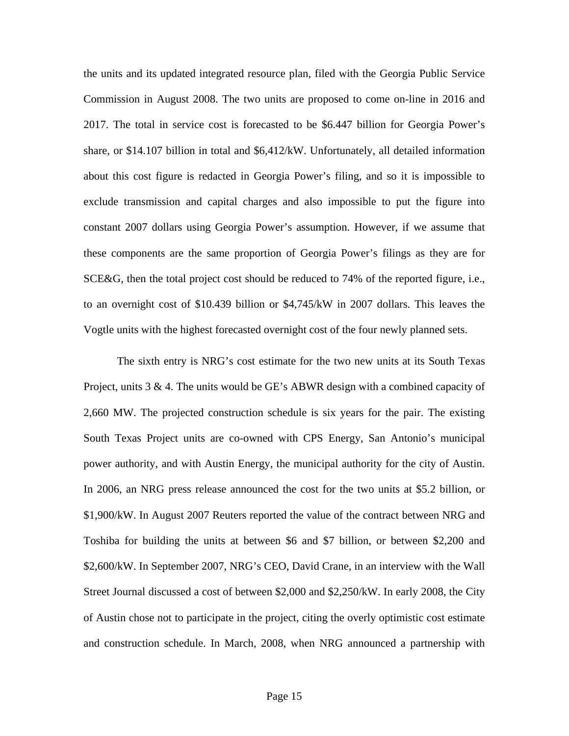the units and its updated integrated resource plan, filed with the Georgia Public Service Commission in August 2008. The two units are proposed to come on-line in 2016 and 2017. The total in service cost is forecasted to be $6.447 billion for Georgia Power's share, or $14.107 billion in total and $6,412/kW. Unfortunately, all detailed information about this cost figure is redacted in Georgia Power's filing, and so it is impossible to exclude transmission and capital charges and also impossible to put the figure into constant 2007 dollars using Georgia Power's assumption. However, if we assume that these components are the same proportion of Georgia Power's filings as they are for SCE&G, then the total project cost should be reduced to 74% of the reported figure, i.e., to an overnight cost of $10.439 billion or $4,745/kW in 2007 dollars. This leaves the Vogtle units with the highest forecasted overnight cost of the four newly planned sets.

The sixth entry is NRG's cost estimate for the two new units at its South Texas Project, units 3 & 4. The units would be GE's ABWR design with a combined capacity of 2,660 MW. The projected construction schedule is six years for the pair. The existing South Texas Project units are co-owned with CPS Energy, San Antonio's municipal power authority, and with Austin Energy, the municipal authority for the city of Austin. In 2006, an NRG press release announced the cost for the two units at $5.2 billion, or $1,900/kW. In August 2007 Reuters reported the value of the contract between NRG and Toshiba for building the units at between $6 and $7 billion, or between $2,200 and $2,600/kW. In September 2007, NRG's CEO, David Crane, in an interview with the Wall Street Journal discussed a cost of between $2,000 and $2,250/kW. In early 2008, the City of Austin chose not to participate in the project, citing the overly optimistic cost estimate and construction schedule. In March, 2008, when NRG announced a partnership with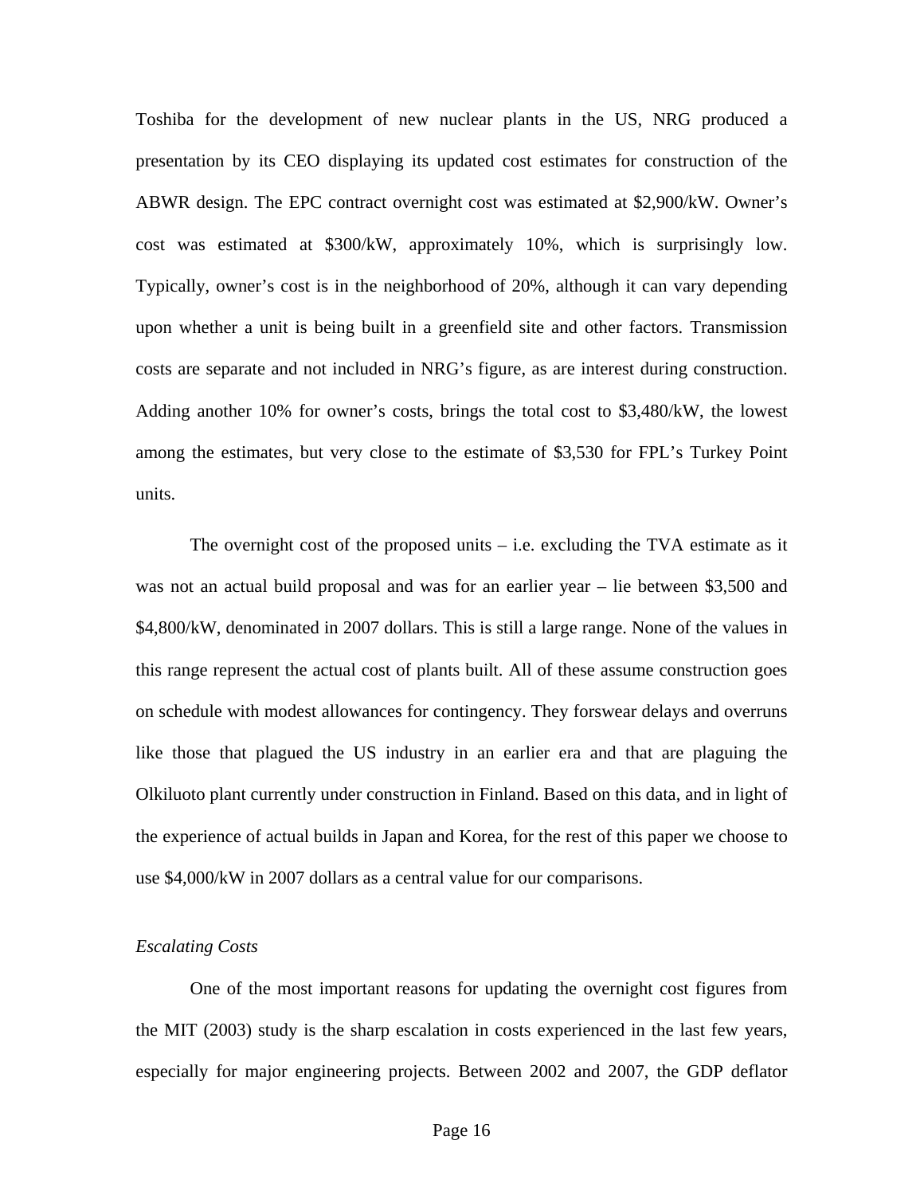Toshiba for the development of new nuclear plants in the US, NRG produced a presentation by its CEO displaying its updated cost estimates for construction of the ABWR design. The EPC contract overnight cost was estimated at $2,900/kW. Owner's cost was estimated at $300/kW, approximately 10%, which is surprisingly low. Typically, owner's cost is in the neighborhood of 20%, although it can vary depending upon whether a unit is being built in a greenfield site and other factors. Transmission costs are separate and not included in NRG's figure, as are interest during construction. Adding another 10% for owner's costs, brings the total cost to $3,480/kW, the lowest among the estimates, but very close to the estimate of $3,530 for FPL's Turkey Point units.

The overnight cost of the proposed units – i.e. excluding the TVA estimate as it was not an actual build proposal and was for an earlier year – lie between $3,500 and $4,800/kW, denominated in 2007 dollars. This is still a large range. None of the values in this range represent the actual cost of plants built. All of these assume construction goes on schedule with modest allowances for contingency. They forswear delays and overruns like those that plagued the US industry in an earlier era and that are plaguing the Olkiluoto plant currently under construction in Finland. Based on this data, and in light of the experience of actual builds in Japan and Korea, for the rest of this paper we choose to use $4,000/kW in 2007 dollars as a central value for our comparisons.

*Escalating Costs*

One of the most important reasons for updating the overnight cost figures from the MIT (2003) study is the sharp escalation in costs experienced in the last few years, especially for major engineering projects. Between 2002 and 2007, the GDP deflator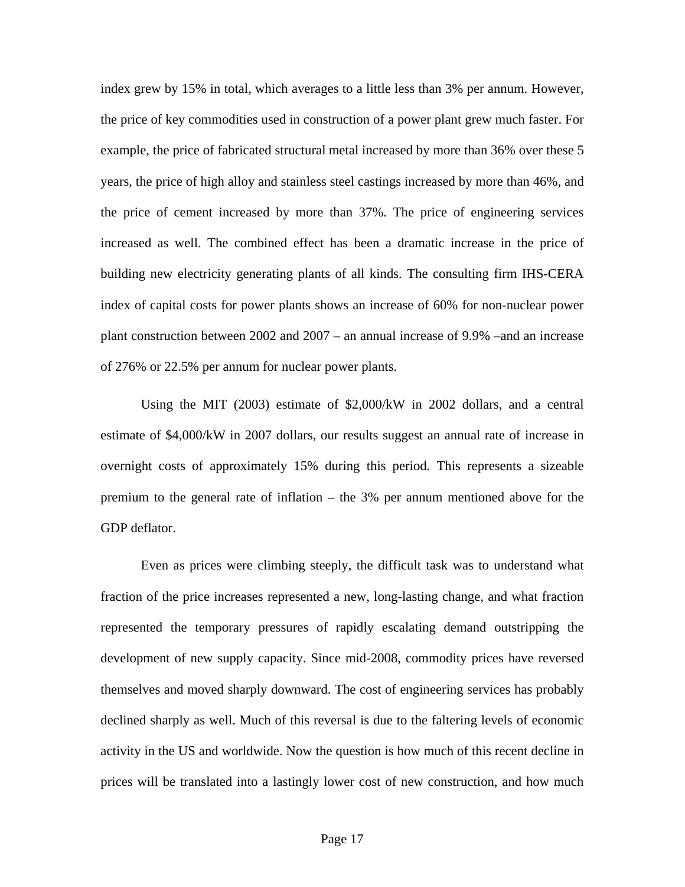index grew by 15% in total, which averages to a little less than 3% per annum. However, the price of key commodities used in construction of a power plant grew much faster. For example, the price of fabricated structural metal increased by more than 36% over these 5 years, the price of high alloy and stainless steel castings increased by more than 46%, and the price of cement increased by more than 37%. The price of engineering services increased as well. The combined effect has been a dramatic increase in the price of building new electricity generating plants of all kinds. The consulting firm IHS-CERA index of capital costs for power plants shows an increase of 60% for non-nuclear power plant construction between 2002 and 2007 – an annual increase of 9.9% –and an increase of 276% or 22.5% per annum for nuclear power plants.

Using the MIT (2003) estimate of $2,000/kW in 2002 dollars, and a central estimate of $4,000/kW in 2007 dollars, our results suggest an annual rate of increase in overnight costs of approximately 15% during this period. This represents a sizeable premium to the general rate of inflation – the 3% per annum mentioned above for the GDP deflator.

Even as prices were climbing steeply, the difficult task was to understand what fraction of the price increases represented a new, long-lasting change, and what fraction represented the temporary pressures of rapidly escalating demand outstripping the development of new supply capacity. Since mid-2008, commodity prices have reversed themselves and moved sharply downward. The cost of engineering services has probably declined sharply as well. Much of this reversal is due to the faltering levels of economic activity in the US and worldwide. Now the question is how much of this recent decline in prices will be translated into a lastingly lower cost of new construction, and how much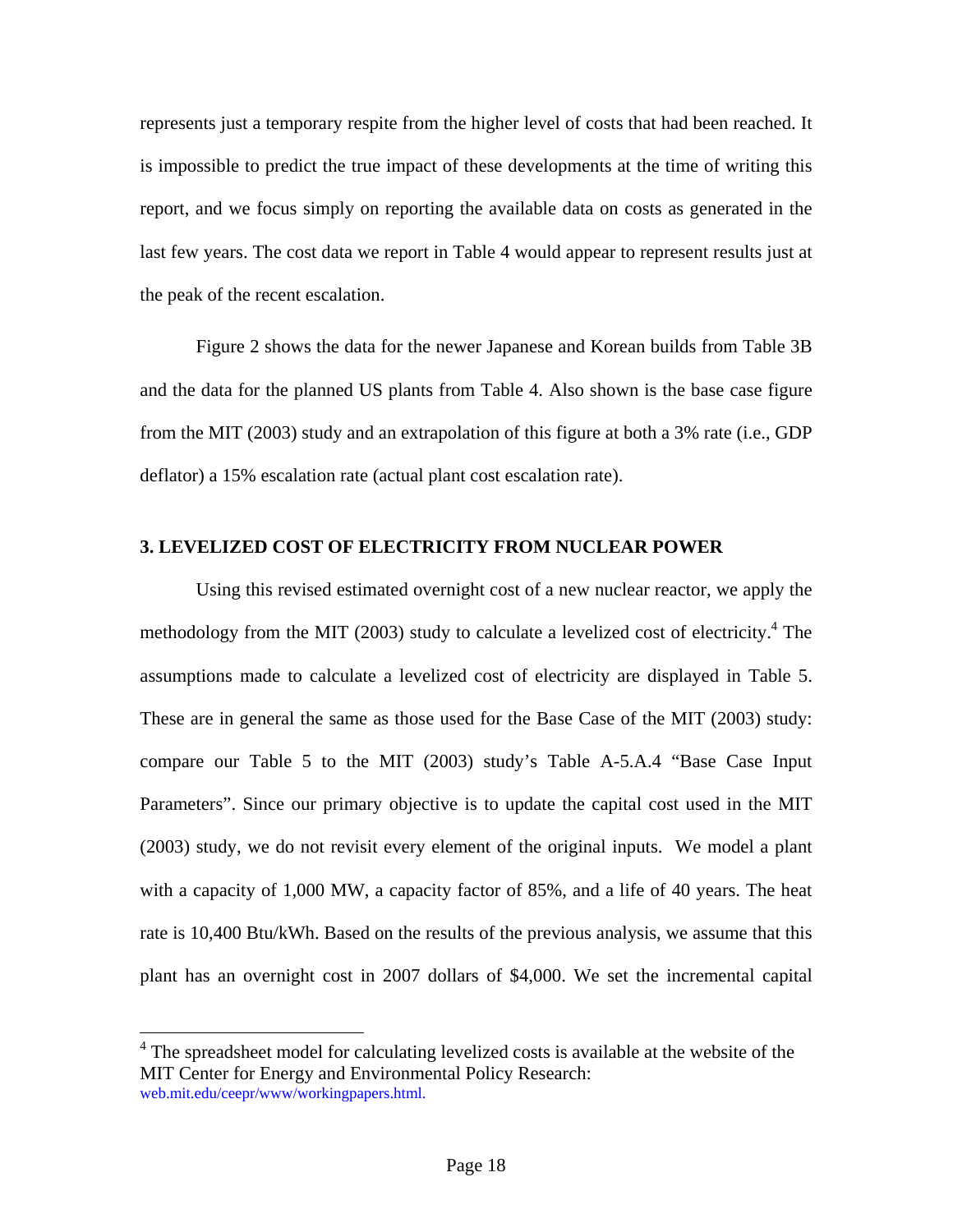represents just a temporary respite from the higher level of costs that had been reached. It is impossible to predict the true impact of these developments at the time of writing this report, and we focus simply on reporting the available data on costs as generated in the last few years. The cost data we report in Table 4 would appear to represent results just at the peak of the recent escalation.

Figure 2 shows the data for the newer Japanese and Korean builds from Table 3B and the data for the planned US plants from Table 4. Also shown is the base case figure from the MIT (2003) study and an extrapolation of this figure at both a 3% rate (i.e., GDP deflator) a 15% escalation rate (actual plant cost escalation rate).

## 3. LEVELIZED COST OF ELECTRICITY FROM NUCLEAR POWER

Using this revised estimated overnight cost of a new nuclear reactor, we apply the methodology from the MIT (2003) study to calculate a levelized cost of electricity.[4] The assumptions made to calculate a levelized cost of electricity are displayed in Table 5. These are in general the same as those used for the Base Case of the MIT (2003) study: compare our Table 5 to the MIT (2003) study's Table A-5.A.4 "Base Case Input Parameters". Since our primary objective is to update the capital cost used in the MIT (2003) study, we do not revisit every element of the original inputs. We model a plant with a capacity of 1,000 MW, a capacity factor of 85%, and a life of 40 years. The heat rate is 10,400 Btu/kWh. Based on the results of the previous analysis, we assume that this plant has an overnight cost in 2007 dollars of $4,000. We set the incremental capital

[4] The spreadsheet model for calculating levelized costs is available at the website of the MIT Center for Energy and Environmental Policy Research: web.mit.edu/ceepr/www/workingpapers.html.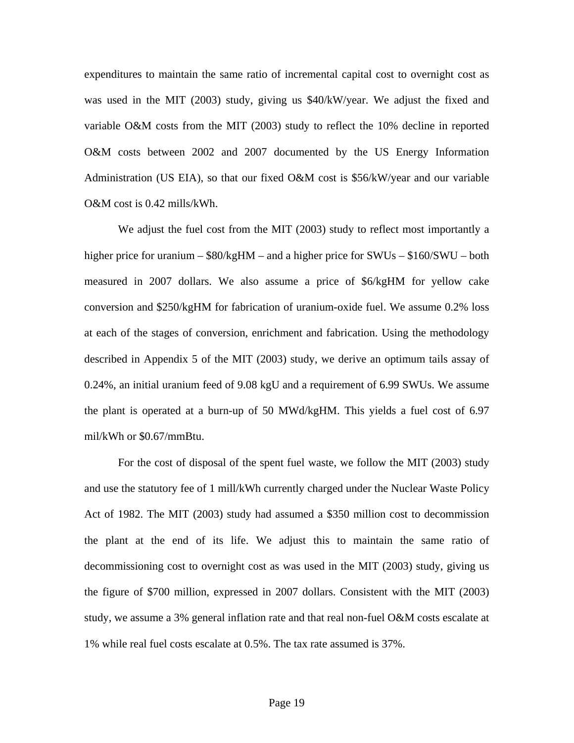expenditures to maintain the same ratio of incremental capital cost to overnight cost as was used in the MIT (2003) study, giving us $40/kW/year. We adjust the fixed and variable O&M costs from the MIT (2003) study to reflect the 10% decline in reported O&M costs between 2002 and 2007 documented by the US Energy Information Administration (US EIA), so that our fixed O&M cost is $56/kW/year and our variable O&M cost is 0.42 mills/kWh.

We adjust the fuel cost from the MIT (2003) study to reflect most importantly a higher price for uranium – $80/kgHM – and a higher price for SWUs – $160/SWU – both measured in 2007 dollars. We also assume a price of $6/kgHM for yellow cake conversion and $250/kgHM for fabrication of uranium-oxide fuel. We assume 0.2% loss at each of the stages of conversion, enrichment and fabrication. Using the methodology described in Appendix 5 of the MIT (2003) study, we derive an optimum tails assay of 0.24%, an initial uranium feed of 9.08 kgU and a requirement of 6.99 SWUs. We assume the plant is operated at a burn-up of 50 MWd/kgHM. This yields a fuel cost of 6.97 mil/kWh or $0.67/mmBtu.

For the cost of disposal of the spent fuel waste, we follow the MIT (2003) study and use the statutory fee of 1 mill/kWh currently charged under the Nuclear Waste Policy Act of 1982. The MIT (2003) study had assumed a $350 million cost to decommission the plant at the end of its life. We adjust this to maintain the same ratio of decommissioning cost to overnight cost as was used in the MIT (2003) study, giving us the figure of $700 million, expressed in 2007 dollars. Consistent with the MIT (2003) study, we assume a 3% general inflation rate and that real non-fuel O&M costs escalate at 1% while real fuel costs escalate at 0.5%. The tax rate assumed is 37%.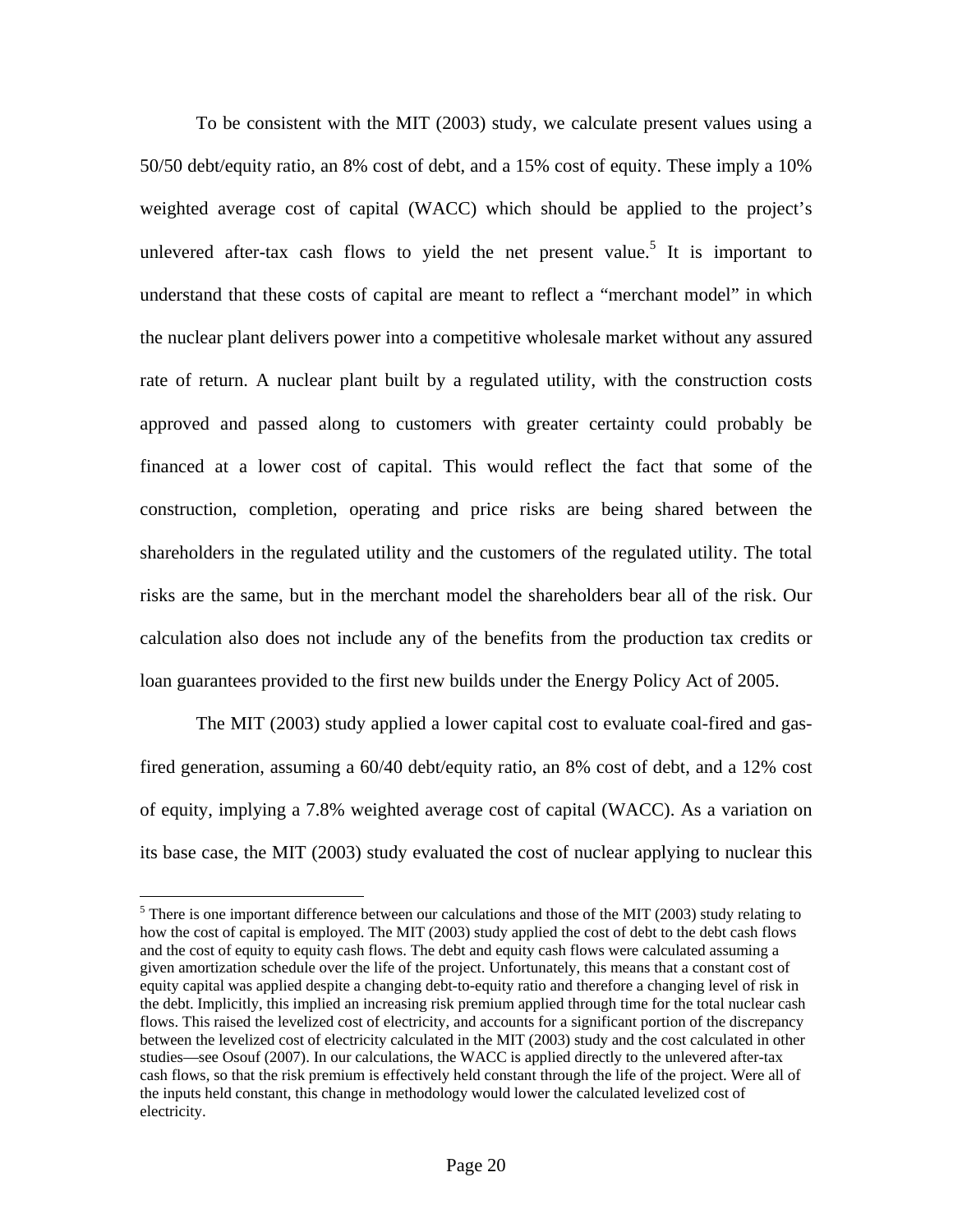To be consistent with the MIT (2003) study, we calculate present values using a 50/50 debt/equity ratio, an 8% cost of debt, and a 15% cost of equity. These imply a 10% weighted average cost of capital (WACC) which should be applied to the project's unlevered after-tax cash flows to yield the net present value.[5] It is important to understand that these costs of capital are meant to reflect a "merchant model" in which the nuclear plant delivers power into a competitive wholesale market without any assured rate of return. A nuclear plant built by a regulated utility, with the construction costs approved and passed along to customers with greater certainty could probably be financed at a lower cost of capital. This would reflect the fact that some of the construction, completion, operating and price risks are being shared between the shareholders in the regulated utility and the customers of the regulated utility. The total risks are the same, but in the merchant model the shareholders bear all of the risk. Our calculation also does not include any of the benefits from the production tax credits or loan guarantees provided to the first new builds under the Energy Policy Act of 2005.

The MIT (2003) study applied a lower capital cost to evaluate coal-fired and gas-fired generation, assuming a 60/40 debt/equity ratio, an 8% cost of debt, and a 12% cost of equity, implying a 7.8% weighted average cost of capital (WACC). As a variation on its base case, the MIT (2003) study evaluated the cost of nuclear applying to nuclear this

[5] There is one important difference between our calculations and those of the MIT (2003) study relating to how the cost of capital is employed. The MIT (2003) study applied the cost of debt to the debt cash flows and the cost of equity to equity cash flows. The debt and equity cash flows were calculated assuming a given amortization schedule over the life of the project. Unfortunately, this means that a constant cost of equity capital was applied despite a changing debt-to-equity ratio and therefore a changing level of risk in the debt. Implicitly, this implied an increasing risk premium applied through time for the total nuclear cash flows. This raised the levelized cost of electricity, and accounts for a significant portion of the discrepancy between the levelized cost of electricity calculated in the MIT (2003) study and the cost calculated in other studies—see Osouf (2007). In our calculations, the WACC is applied directly to the unlevered after-tax cash flows, so that the risk premium is effectively held constant through the life of the project. Were all of the inputs held constant, this change in methodology would lower the calculated levelized cost of electricity.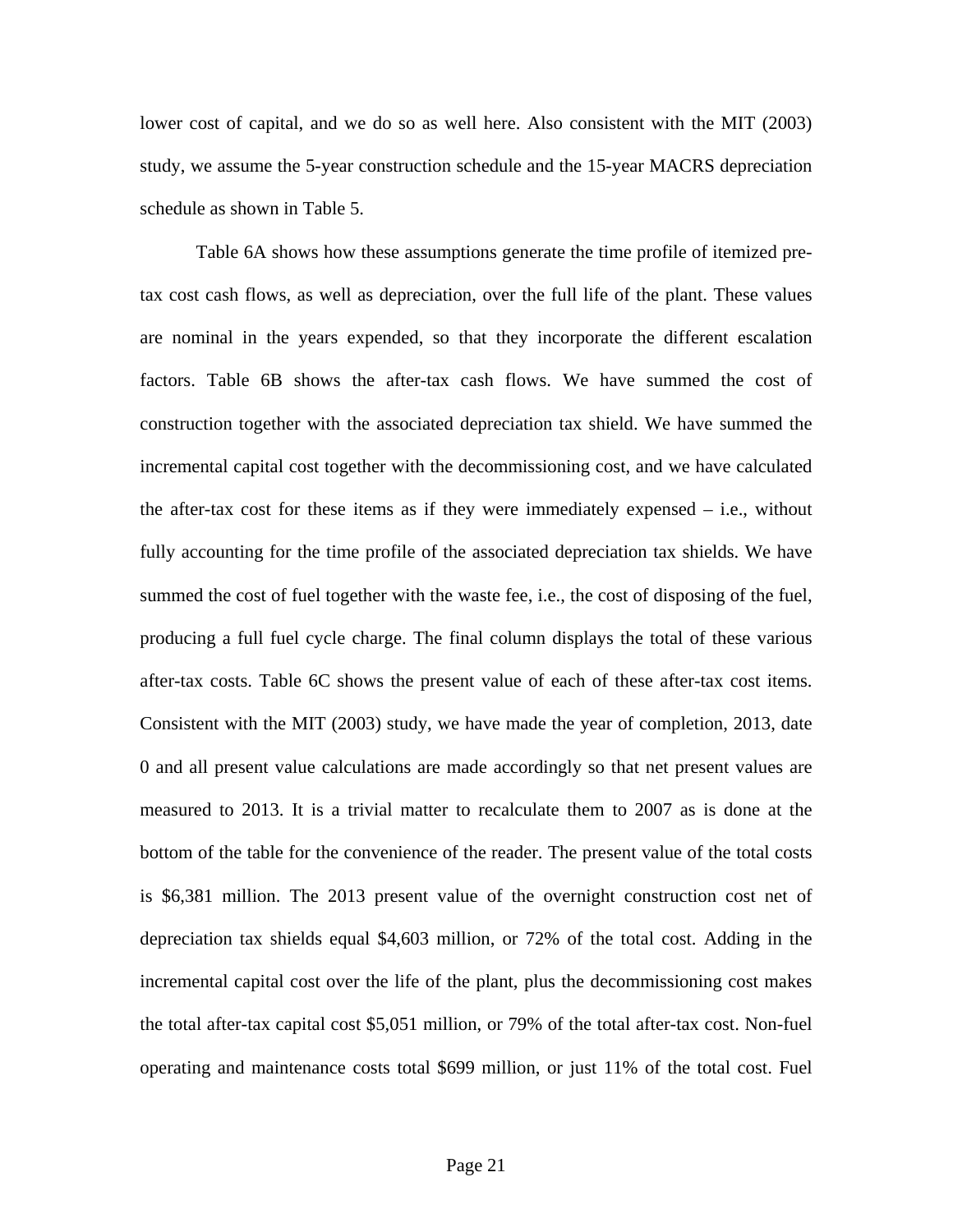lower cost of capital, and we do so as well here. Also consistent with the MIT (2003) study, we assume the 5-year construction schedule and the 15-year MACRS depreciation schedule as shown in Table 5.

Table 6A shows how these assumptions generate the time profile of itemized pre-tax cost cash flows, as well as depreciation, over the full life of the plant. These values are nominal in the years expended, so that they incorporate the different escalation factors. Table 6B shows the after-tax cash flows. We have summed the cost of construction together with the associated depreciation tax shield. We have summed the incremental capital cost together with the decommissioning cost, and we have calculated the after-tax cost for these items as if they were immediately expensed – i.e., without fully accounting for the time profile of the associated depreciation tax shields. We have summed the cost of fuel together with the waste fee, i.e., the cost of disposing of the fuel, producing a full fuel cycle charge. The final column displays the total of these various after-tax costs. Table 6C shows the present value of each of these after-tax cost items. Consistent with the MIT (2003) study, we have made the year of completion, 2013, date 0 and all present value calculations are made accordingly so that net present values are measured to 2013. It is a trivial matter to recalculate them to 2007 as is done at the bottom of the table for the convenience of the reader. The present value of the total costs is \$6,381 million. The 2013 present value of the overnight construction cost net of depreciation tax shields equal \$4,603 million, or 72% of the total cost. Adding in the incremental capital cost over the life of the plant, plus the decommissioning cost makes the total after-tax capital cost \$5,051 million, or 79% of the total after-tax cost. Non-fuel operating and maintenance costs total \$699 million, or just 11% of the total cost. Fuel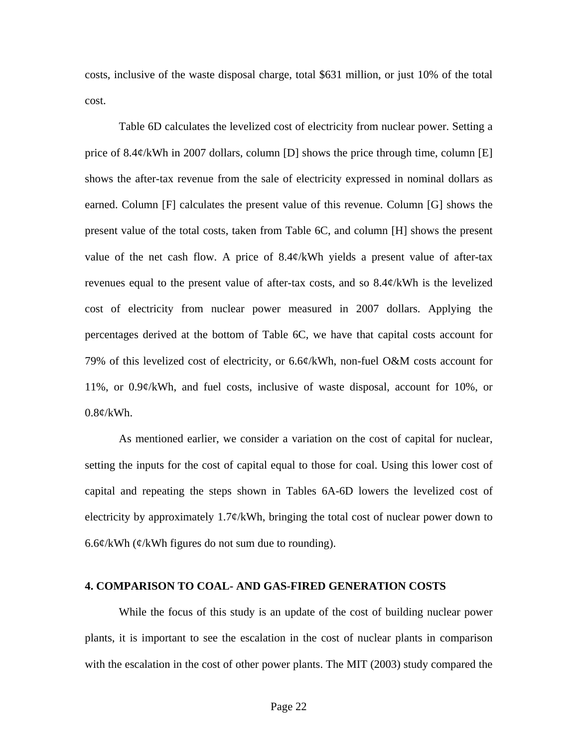costs, inclusive of the waste disposal charge, total $631 million, or just 10% of the total cost.

Table 6D calculates the levelized cost of electricity from nuclear power. Setting a price of 8.4¢/kWh in 2007 dollars, column [D] shows the price through time, column [E] shows the after-tax revenue from the sale of electricity expressed in nominal dollars as earned. Column [F] calculates the present value of this revenue. Column [G] shows the present value of the total costs, taken from Table 6C, and column [H] shows the present value of the net cash flow. A price of 8.4¢/kWh yields a present value of after-tax revenues equal to the present value of after-tax costs, and so 8.4¢/kWh is the levelized cost of electricity from nuclear power measured in 2007 dollars. Applying the percentages derived at the bottom of Table 6C, we have that capital costs account for 79% of this levelized cost of electricity, or 6.6¢/kWh, non-fuel O&M costs account for 11%, or 0.9¢/kWh, and fuel costs, inclusive of waste disposal, account for 10%, or 0.8¢/kWh.

As mentioned earlier, we consider a variation on the cost of capital for nuclear, setting the inputs for the cost of capital equal to those for coal. Using this lower cost of capital and repeating the steps shown in Tables 6A-6D lowers the levelized cost of electricity by approximately 1.7¢/kWh, bringing the total cost of nuclear power down to 6.6¢/kWh (¢/kWh figures do not sum due to rounding).

## 4. COMPARISON TO COAL- AND GAS-FIRED GENERATION COSTS

While the focus of this study is an update of the cost of building nuclear power plants, it is important to see the escalation in the cost of nuclear plants in comparison with the escalation in the cost of other power plants. The MIT (2003) study compared the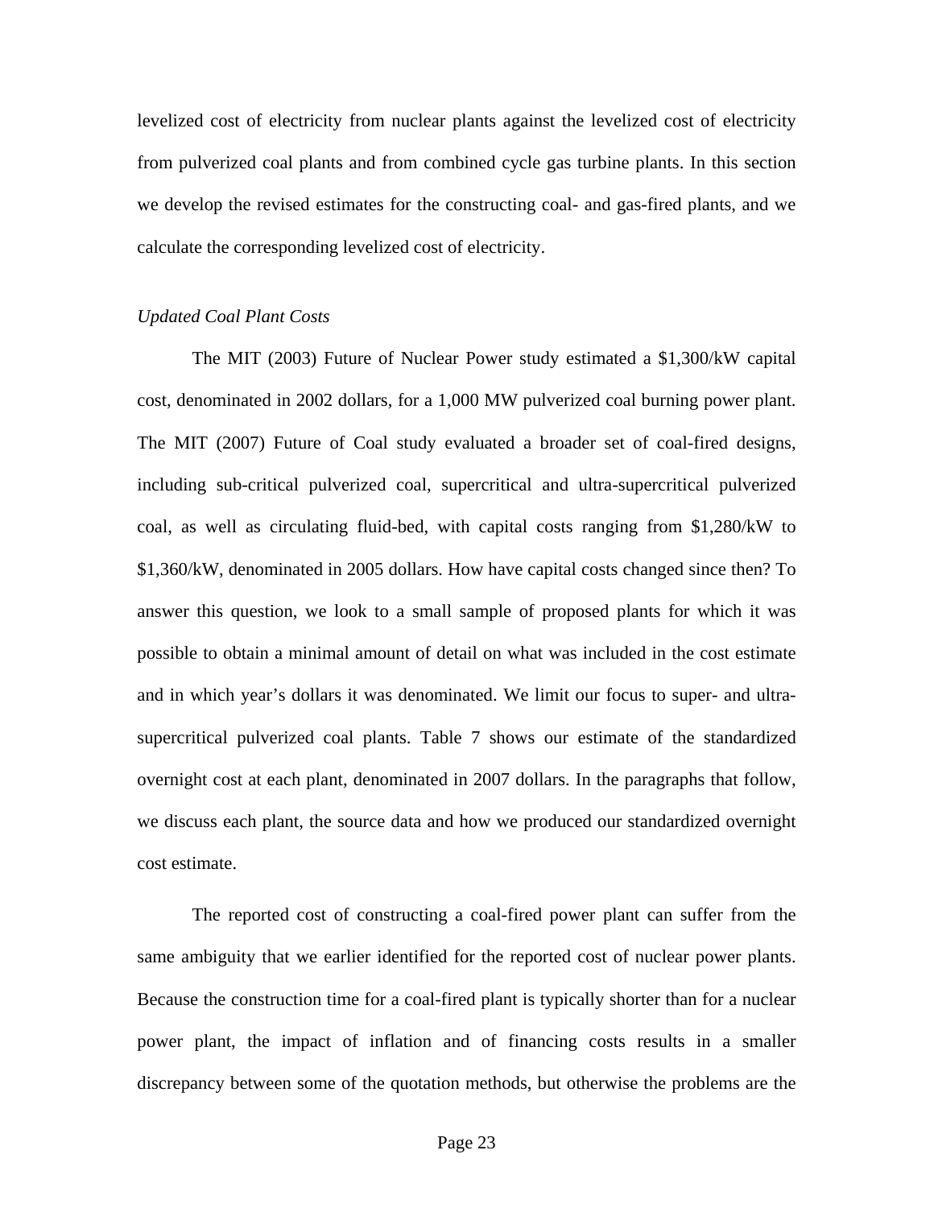levelized cost of electricity from nuclear plants against the levelized cost of electricity from pulverized coal plants and from combined cycle gas turbine plants. In this section we develop the revised estimates for the constructing coal- and gas-fired plants, and we calculate the corresponding levelized cost of electricity.

*Updated Coal Plant Costs*

The MIT (2003) Future of Nuclear Power study estimated a $1,300/kW capital cost, denominated in 2002 dollars, for a 1,000 MW pulverized coal burning power plant. The MIT (2007) Future of Coal study evaluated a broader set of coal-fired designs, including sub-critical pulverized coal, supercritical and ultra-supercritical pulverized coal, as well as circulating fluid-bed, with capital costs ranging from $1,280/kW to $1,360/kW, denominated in 2005 dollars. How have capital costs changed since then? To answer this question, we look to a small sample of proposed plants for which it was possible to obtain a minimal amount of detail on what was included in the cost estimate and in which year's dollars it was denominated. We limit our focus to super- and ultra-supercritical pulverized coal plants. Table 7 shows our estimate of the standardized overnight cost at each plant, denominated in 2007 dollars. In the paragraphs that follow, we discuss each plant, the source data and how we produced our standardized overnight cost estimate.

The reported cost of constructing a coal-fired power plant can suffer from the same ambiguity that we earlier identified for the reported cost of nuclear power plants. Because the construction time for a coal-fired plant is typically shorter than for a nuclear power plant, the impact of inflation and of financing costs results in a smaller discrepancy between some of the quotation methods, but otherwise the problems are the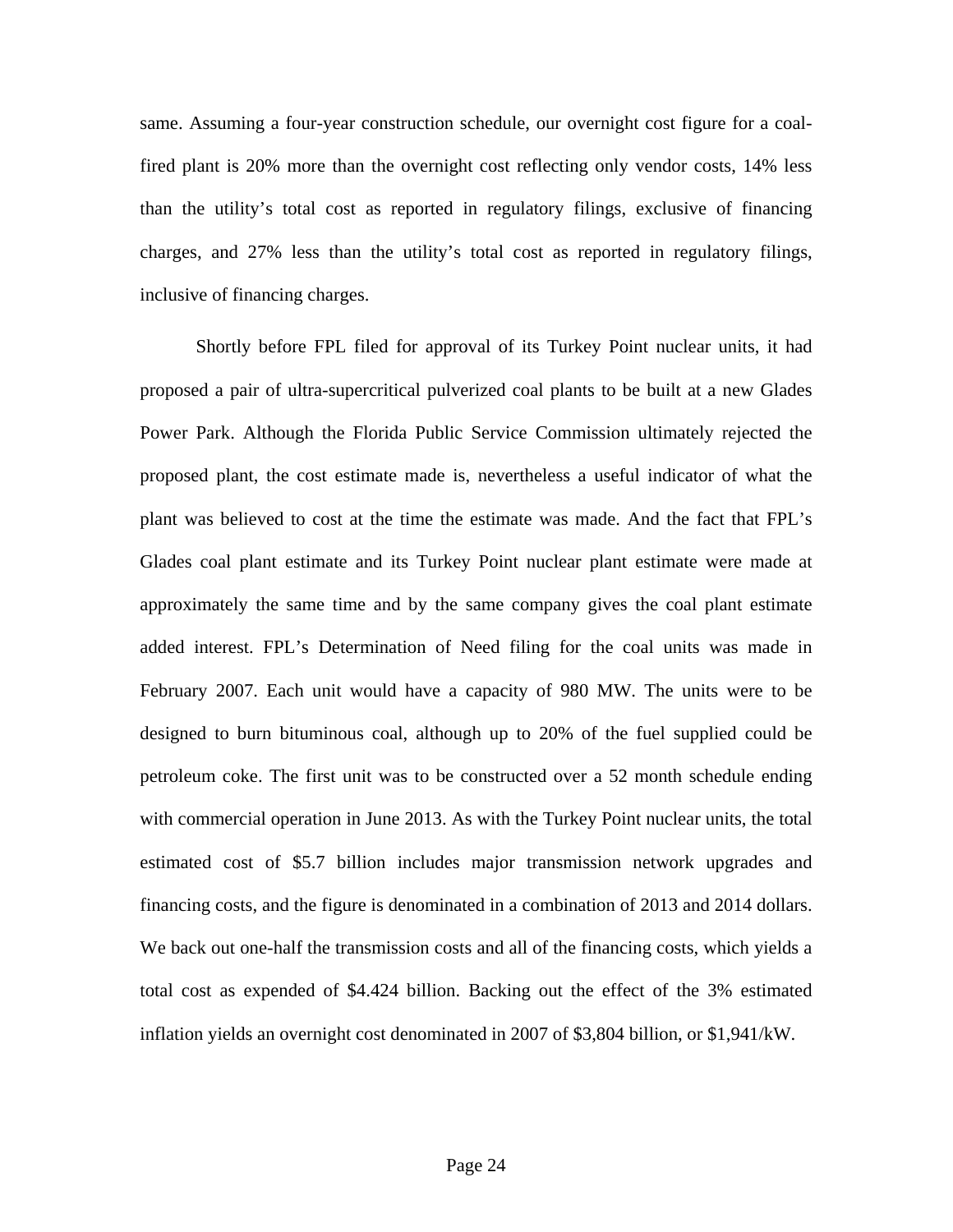same. Assuming a four-year construction schedule, our overnight cost figure for a coal-fired plant is 20% more than the overnight cost reflecting only vendor costs, 14% less than the utility's total cost as reported in regulatory filings, exclusive of financing charges, and 27% less than the utility's total cost as reported in regulatory filings, inclusive of financing charges.

Shortly before FPL filed for approval of its Turkey Point nuclear units, it had proposed a pair of ultra-supercritical pulverized coal plants to be built at a new Glades Power Park. Although the Florida Public Service Commission ultimately rejected the proposed plant, the cost estimate made is, nevertheless a useful indicator of what the plant was believed to cost at the time the estimate was made. And the fact that FPL's Glades coal plant estimate and its Turkey Point nuclear plant estimate were made at approximately the same time and by the same company gives the coal plant estimate added interest. FPL's Determination of Need filing for the coal units was made in February 2007. Each unit would have a capacity of 980 MW. The units were to be designed to burn bituminous coal, although up to 20% of the fuel supplied could be petroleum coke. The first unit was to be constructed over a 52 month schedule ending with commercial operation in June 2013. As with the Turkey Point nuclear units, the total estimated cost of $5.7 billion includes major transmission network upgrades and financing costs, and the figure is denominated in a combination of 2013 and 2014 dollars. We back out one-half the transmission costs and all of the financing costs, which yields a total cost as expended of $4.424 billion. Backing out the effect of the 3% estimated inflation yields an overnight cost denominated in 2007 of $3,804 billion, or $1,941/kW.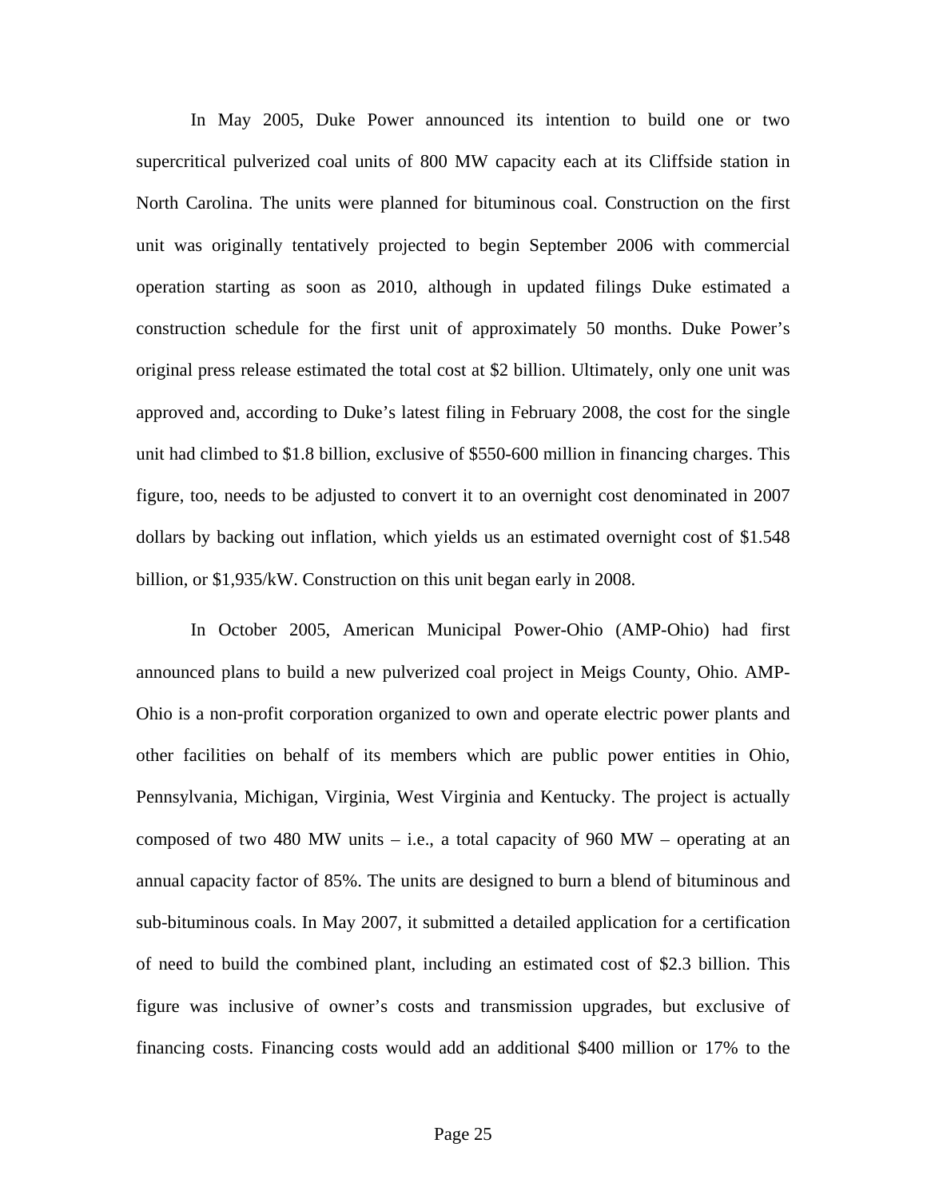In May 2005, Duke Power announced its intention to build one or two supercritical pulverized coal units of 800 MW capacity each at its Cliffside station in North Carolina. The units were planned for bituminous coal. Construction on the first unit was originally tentatively projected to begin September 2006 with commercial operation starting as soon as 2010, although in updated filings Duke estimated a construction schedule for the first unit of approximately 50 months. Duke Power's original press release estimated the total cost at $2 billion. Ultimately, only one unit was approved and, according to Duke's latest filing in February 2008, the cost for the single unit had climbed to $1.8 billion, exclusive of $550-600 million in financing charges. This figure, too, needs to be adjusted to convert it to an overnight cost denominated in 2007 dollars by backing out inflation, which yields us an estimated overnight cost of $1.548 billion, or $1,935/kW. Construction on this unit began early in 2008.

In October 2005, American Municipal Power-Ohio (AMP-Ohio) had first announced plans to build a new pulverized coal project in Meigs County, Ohio. AMP-Ohio is a non-profit corporation organized to own and operate electric power plants and other facilities on behalf of its members which are public power entities in Ohio, Pennsylvania, Michigan, Virginia, West Virginia and Kentucky. The project is actually composed of two 480 MW units – i.e., a total capacity of 960 MW – operating at an annual capacity factor of 85%. The units are designed to burn a blend of bituminous and sub-bituminous coals. In May 2007, it submitted a detailed application for a certification of need to build the combined plant, including an estimated cost of $2.3 billion. This figure was inclusive of owner's costs and transmission upgrades, but exclusive of financing costs. Financing costs would add an additional $400 million or 17% to the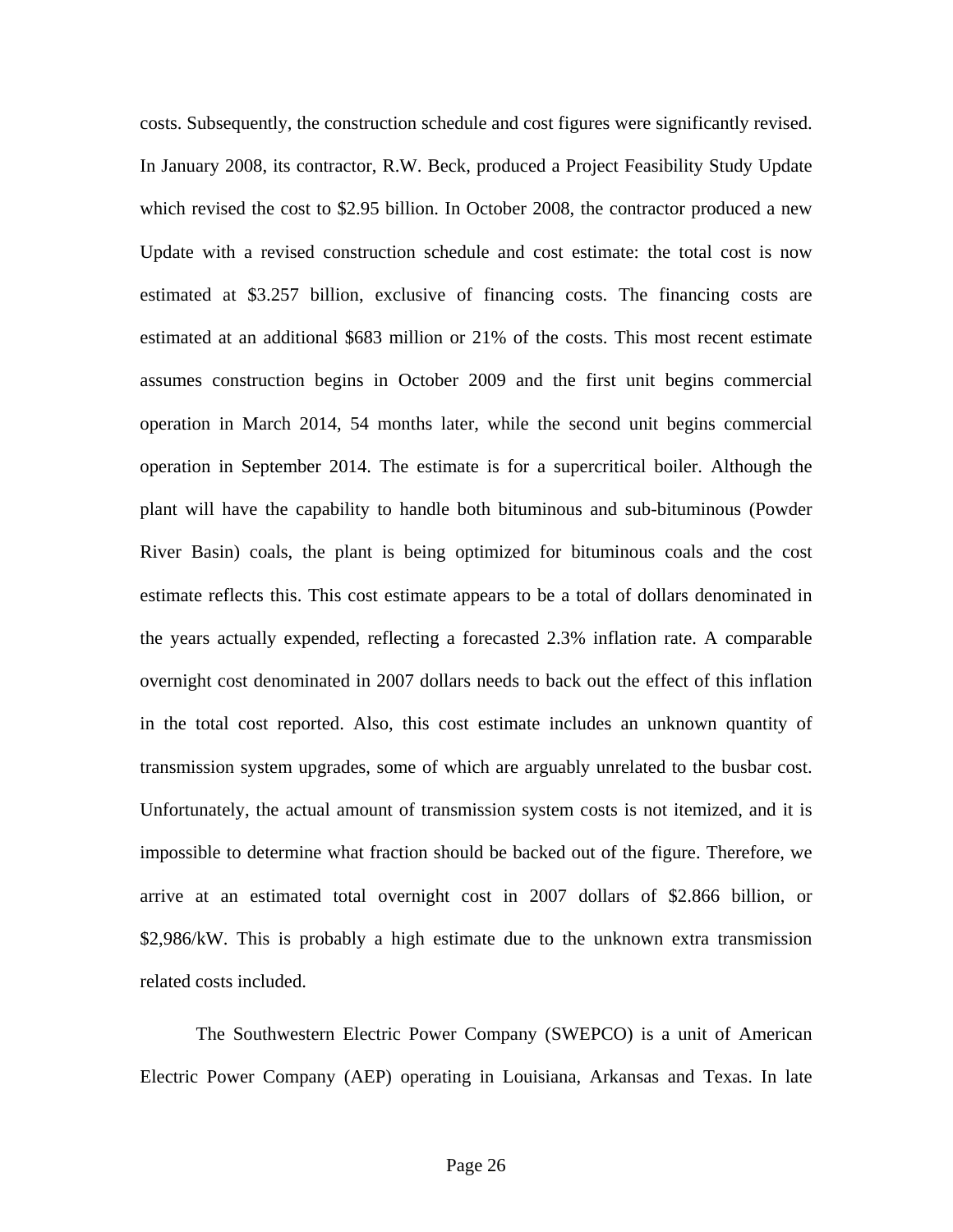costs. Subsequently, the construction schedule and cost figures were significantly revised. In January 2008, its contractor, R.W. Beck, produced a Project Feasibility Study Update which revised the cost to $2.95 billion. In October 2008, the contractor produced a new Update with a revised construction schedule and cost estimate: the total cost is now estimated at $3.257 billion, exclusive of financing costs. The financing costs are estimated at an additional $683 million or 21% of the costs. This most recent estimate assumes construction begins in October 2009 and the first unit begins commercial operation in March 2014, 54 months later, while the second unit begins commercial operation in September 2014. The estimate is for a supercritical boiler. Although the plant will have the capability to handle both bituminous and sub-bituminous (Powder River Basin) coals, the plant is being optimized for bituminous coals and the cost estimate reflects this. This cost estimate appears to be a total of dollars denominated in the years actually expended, reflecting a forecasted 2.3% inflation rate. A comparable overnight cost denominated in 2007 dollars needs to back out the effect of this inflation in the total cost reported. Also, this cost estimate includes an unknown quantity of transmission system upgrades, some of which are arguably unrelated to the busbar cost. Unfortunately, the actual amount of transmission system costs is not itemized, and it is impossible to determine what fraction should be backed out of the figure. Therefore, we arrive at an estimated total overnight cost in 2007 dollars of $2.866 billion, or $2,986/kW. This is probably a high estimate due to the unknown extra transmission related costs included.

The Southwestern Electric Power Company (SWEPCO) is a unit of American Electric Power Company (AEP) operating in Louisiana, Arkansas and Texas. In late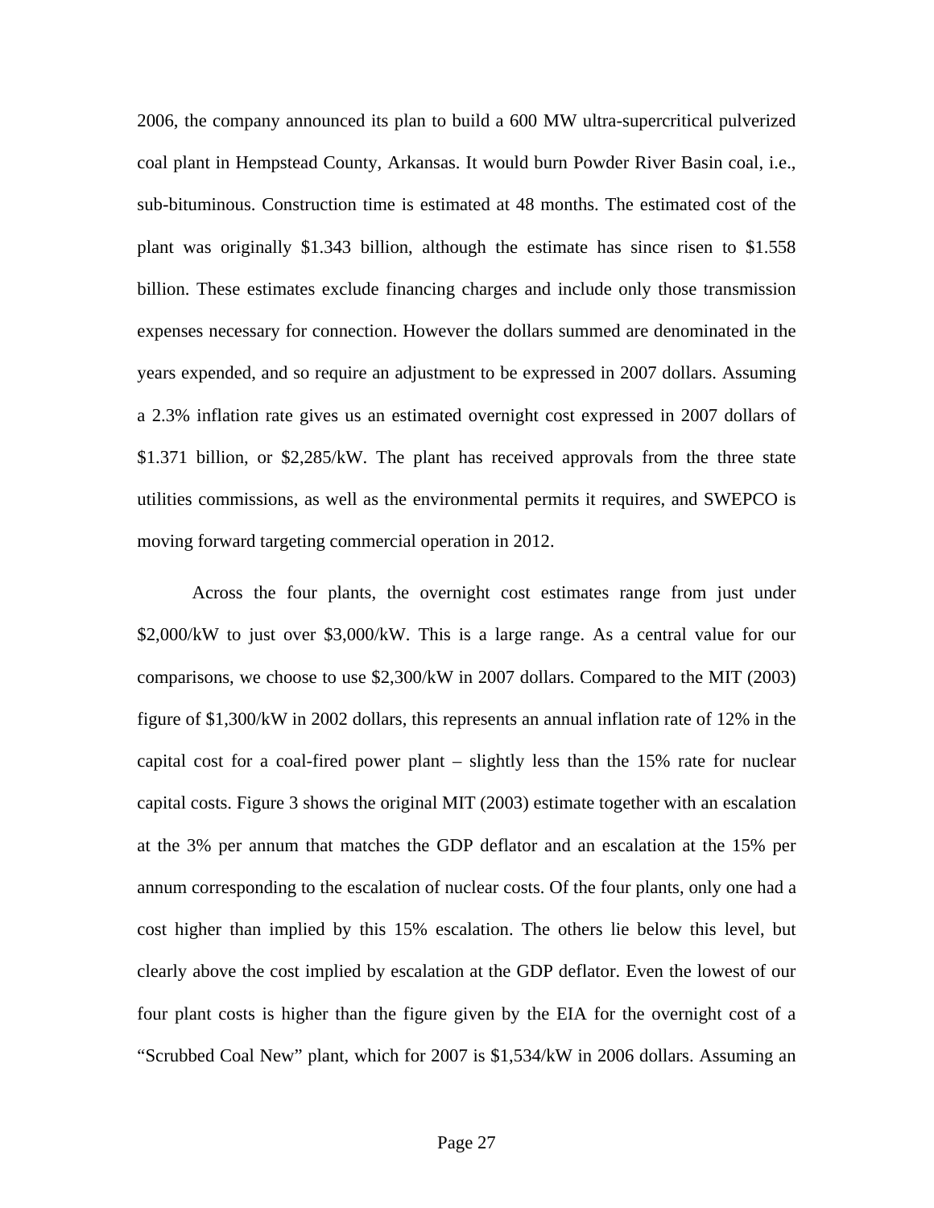2006, the company announced its plan to build a 600 MW ultra-supercritical pulverized coal plant in Hempstead County, Arkansas. It would burn Powder River Basin coal, i.e., sub-bituminous. Construction time is estimated at 48 months. The estimated cost of the plant was originally $1.343 billion, although the estimate has since risen to $1.558 billion. These estimates exclude financing charges and include only those transmission expenses necessary for connection. However the dollars summed are denominated in the years expended, and so require an adjustment to be expressed in 2007 dollars. Assuming a 2.3% inflation rate gives us an estimated overnight cost expressed in 2007 dollars of $1.371 billion, or $2,285/kW. The plant has received approvals from the three state utilities commissions, as well as the environmental permits it requires, and SWEPCO is moving forward targeting commercial operation in 2012.

Across the four plants, the overnight cost estimates range from just under $2,000/kW to just over $3,000/kW. This is a large range. As a central value for our comparisons, we choose to use $2,300/kW in 2007 dollars. Compared to the MIT (2003) figure of $1,300/kW in 2002 dollars, this represents an annual inflation rate of 12% in the capital cost for a coal-fired power plant – slightly less than the 15% rate for nuclear capital costs. Figure 3 shows the original MIT (2003) estimate together with an escalation at the 3% per annum that matches the GDP deflator and an escalation at the 15% per annum corresponding to the escalation of nuclear costs. Of the four plants, only one had a cost higher than implied by this 15% escalation. The others lie below this level, but clearly above the cost implied by escalation at the GDP deflator. Even the lowest of our four plant costs is higher than the figure given by the EIA for the overnight cost of a "Scrubbed Coal New" plant, which for 2007 is $1,534/kW in 2006 dollars. Assuming an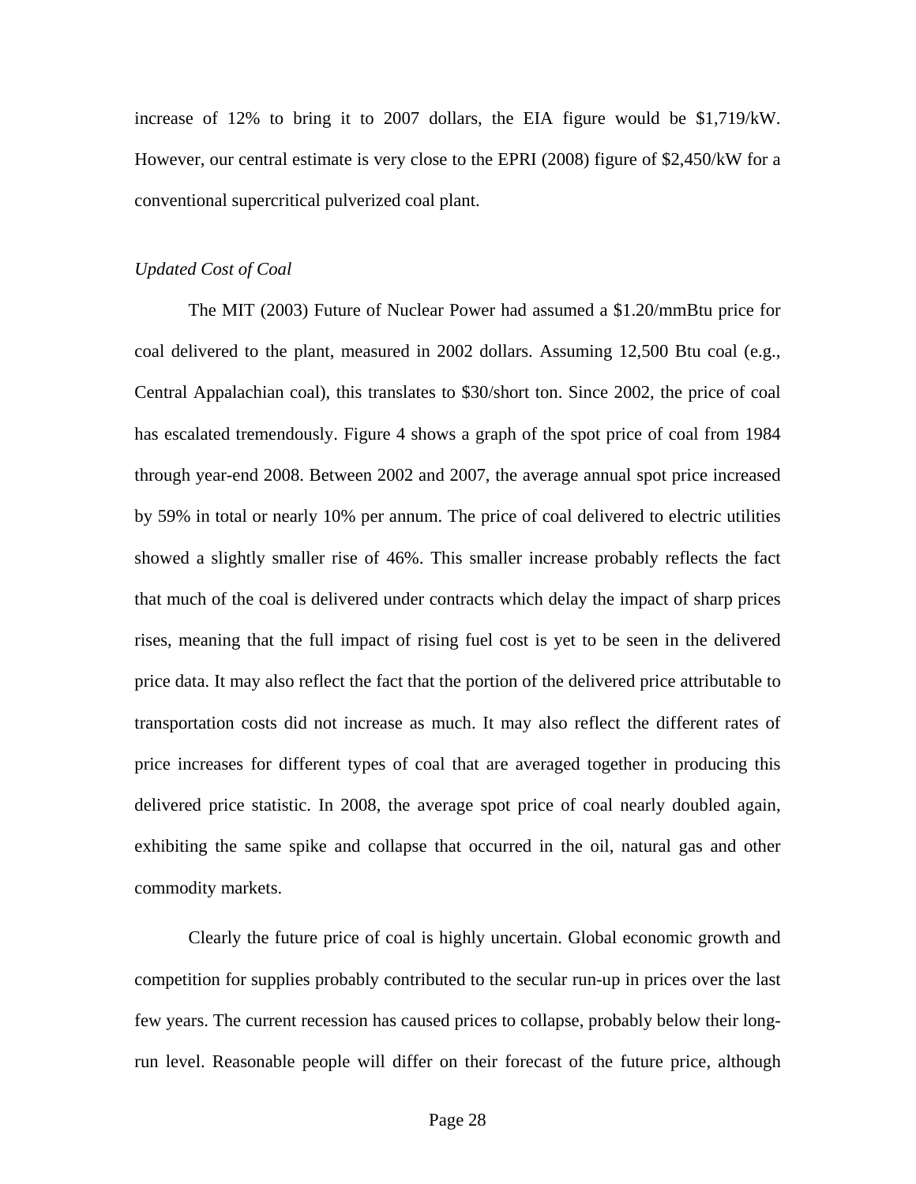increase of 12% to bring it to 2007 dollars, the EIA figure would be $1,719/kW. However, our central estimate is very close to the EPRI (2008) figure of $2,450/kW for a conventional supercritical pulverized coal plant.

*Updated Cost of Coal*

The MIT (2003) Future of Nuclear Power had assumed a $1.20/mmBtu price for coal delivered to the plant, measured in 2002 dollars. Assuming 12,500 Btu coal (e.g., Central Appalachian coal), this translates to $30/short ton. Since 2002, the price of coal has escalated tremendously. Figure 4 shows a graph of the spot price of coal from 1984 through year-end 2008. Between 2002 and 2007, the average annual spot price increased by 59% in total or nearly 10% per annum. The price of coal delivered to electric utilities showed a slightly smaller rise of 46%. This smaller increase probably reflects the fact that much of the coal is delivered under contracts which delay the impact of sharp prices rises, meaning that the full impact of rising fuel cost is yet to be seen in the delivered price data. It may also reflect the fact that the portion of the delivered price attributable to transportation costs did not increase as much. It may also reflect the different rates of price increases for different types of coal that are averaged together in producing this delivered price statistic. In 2008, the average spot price of coal nearly doubled again, exhibiting the same spike and collapse that occurred in the oil, natural gas and other commodity markets.

Clearly the future price of coal is highly uncertain. Global economic growth and competition for supplies probably contributed to the secular run-up in prices over the last few years. The current recession has caused prices to collapse, probably below their long-run level. Reasonable people will differ on their forecast of the future price, although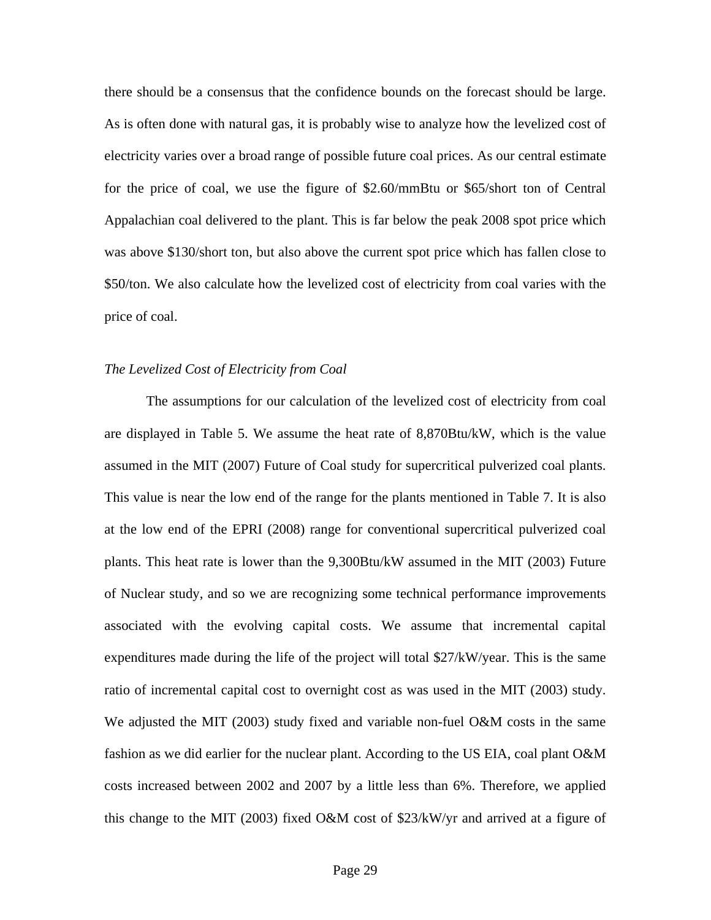there should be a consensus that the confidence bounds on the forecast should be large. As is often done with natural gas, it is probably wise to analyze how the levelized cost of electricity varies over a broad range of possible future coal prices. As our central estimate for the price of coal, we use the figure of $2.60/mmBtu or $65/short ton of Central Appalachian coal delivered to the plant. This is far below the peak 2008 spot price which was above $130/short ton, but also above the current spot price which has fallen close to $50/ton. We also calculate how the levelized cost of electricity from coal varies with the price of coal.

*The Levelized Cost of Electricity from Coal*

The assumptions for our calculation of the levelized cost of electricity from coal are displayed in Table 5. We assume the heat rate of 8,870Btu/kW, which is the value assumed in the MIT (2007) Future of Coal study for supercritical pulverized coal plants. This value is near the low end of the range for the plants mentioned in Table 7. It is also at the low end of the EPRI (2008) range for conventional supercritical pulverized coal plants. This heat rate is lower than the 9,300Btu/kW assumed in the MIT (2003) Future of Nuclear study, and so we are recognizing some technical performance improvements associated with the evolving capital costs. We assume that incremental capital expenditures made during the life of the project will total $27/kW/year. This is the same ratio of incremental capital cost to overnight cost as was used in the MIT (2003) study. We adjusted the MIT (2003) study fixed and variable non-fuel O&M costs in the same fashion as we did earlier for the nuclear plant. According to the US EIA, coal plant O&M costs increased between 2002 and 2007 by a little less than 6%. Therefore, we applied this change to the MIT (2003) fixed O&M cost of $23/kW/yr and arrived at a figure of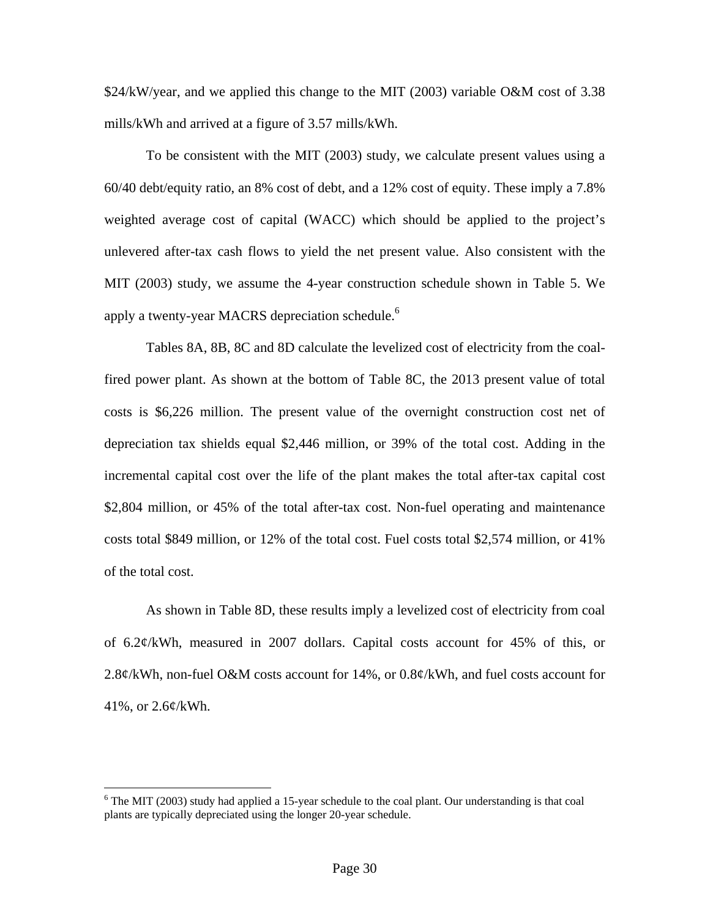$24/kW/year, and we applied this change to the MIT (2003) variable O&M cost of 3.38 mills/kWh and arrived at a figure of 3.57 mills/kWh.

To be consistent with the MIT (2003) study, we calculate present values using a 60/40 debt/equity ratio, an 8% cost of debt, and a 12% cost of equity. These imply a 7.8% weighted average cost of capital (WACC) which should be applied to the project's unlevered after-tax cash flows to yield the net present value. Also consistent with the MIT (2003) study, we assume the 4-year construction schedule shown in Table 5. We apply a twenty-year MACRS depreciation schedule.[6]

Tables 8A, 8B, 8C and 8D calculate the levelized cost of electricity from the coal-fired power plant. As shown at the bottom of Table 8C, the 2013 present value of total costs is $6,226 million. The present value of the overnight construction cost net of depreciation tax shields equal $2,446 million, or 39% of the total cost. Adding in the incremental capital cost over the life of the plant makes the total after-tax capital cost $2,804 million, or 45% of the total after-tax cost. Non-fuel operating and maintenance costs total $849 million, or 12% of the total cost. Fuel costs total $2,574 million, or 41% of the total cost.

As shown in Table 8D, these results imply a levelized cost of electricity from coal of 6.2¢/kWh, measured in 2007 dollars. Capital costs account for 45% of this, or 2.8¢/kWh, non-fuel O&M costs account for 14%, or 0.8¢/kWh, and fuel costs account for 41%, or 2.6¢/kWh.

---

[6] The MIT (2003) study had applied a 15-year schedule to the coal plant. Our understanding is that coal plants are typically depreciated using the longer 20-year schedule.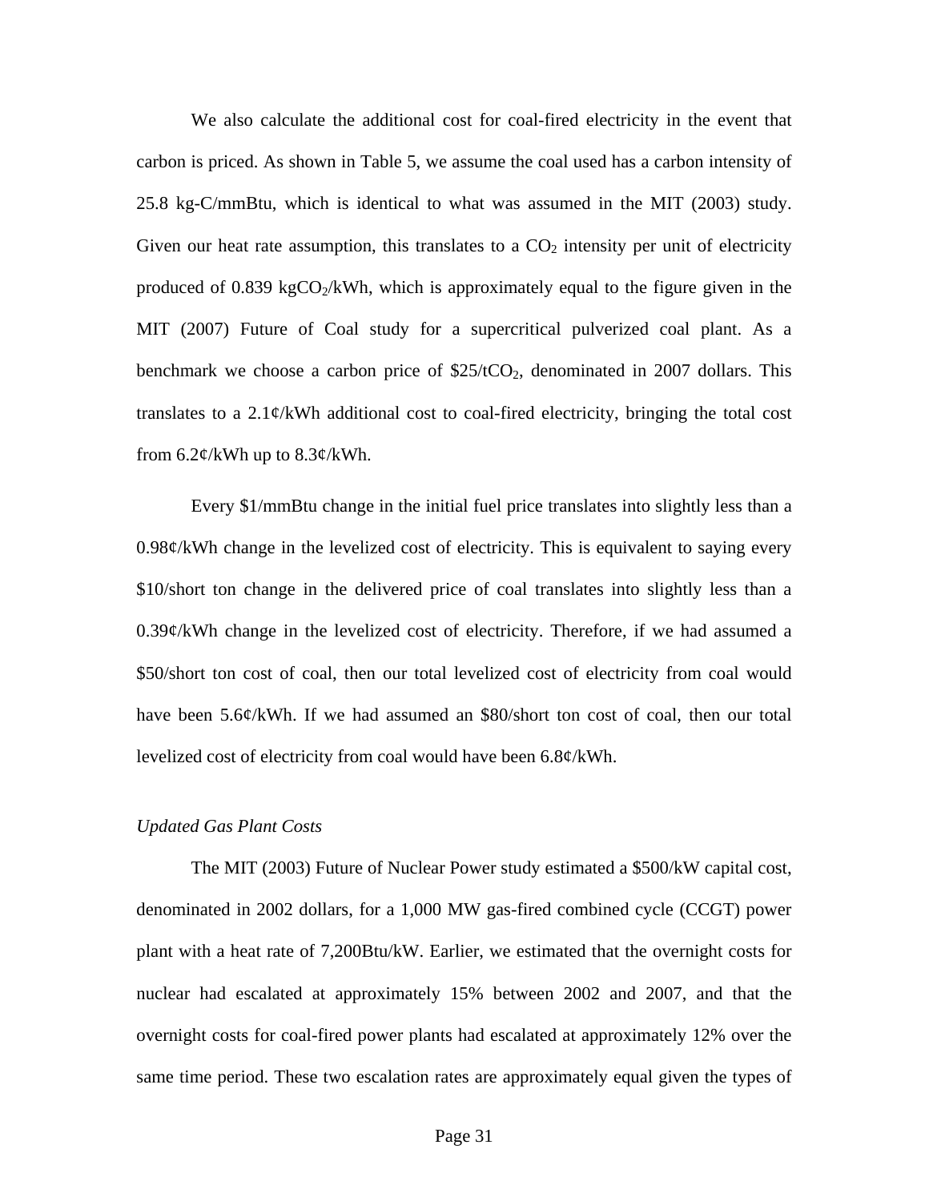We also calculate the additional cost for coal-fired electricity in the event that carbon is priced. As shown in Table 5, we assume the coal used has a carbon intensity of 25.8 kg-C/mmBtu, which is identical to what was assumed in the MIT (2003) study. Given our heat rate assumption, this translates to a $CO_2$ intensity per unit of electricity produced of 0.839 kg$CO_2$/kWh, which is approximately equal to the figure given in the MIT (2007) Future of Coal study for a supercritical pulverized coal plant. As a benchmark we choose a carbon price of \$25/t$CO_2$, denominated in 2007 dollars. This translates to a 2.1¢/kWh additional cost to coal-fired electricity, bringing the total cost from 6.2¢/kWh up to 8.3¢/kWh.

Every \$1/mmBtu change in the initial fuel price translates into slightly less than a 0.98¢/kWh change in the levelized cost of electricity. This is equivalent to saying every \$10/short ton change in the delivered price of coal translates into slightly less than a 0.39¢/kWh change in the levelized cost of electricity. Therefore, if we had assumed a \$50/short ton cost of coal, then our total levelized cost of electricity from coal would have been 5.6¢/kWh. If we had assumed an \$80/short ton cost of coal, then our total levelized cost of electricity from coal would have been 6.8¢/kWh.

*Updated Gas Plant Costs*

The MIT (2003) Future of Nuclear Power study estimated a \$500/kW capital cost, denominated in 2002 dollars, for a 1,000 MW gas-fired combined cycle (CCGT) power plant with a heat rate of 7,200Btu/kW. Earlier, we estimated that the overnight costs for nuclear had escalated at approximately 15% between 2002 and 2007, and that the overnight costs for coal-fired power plants had escalated at approximately 12% over the same time period. These two escalation rates are approximately equal given the types of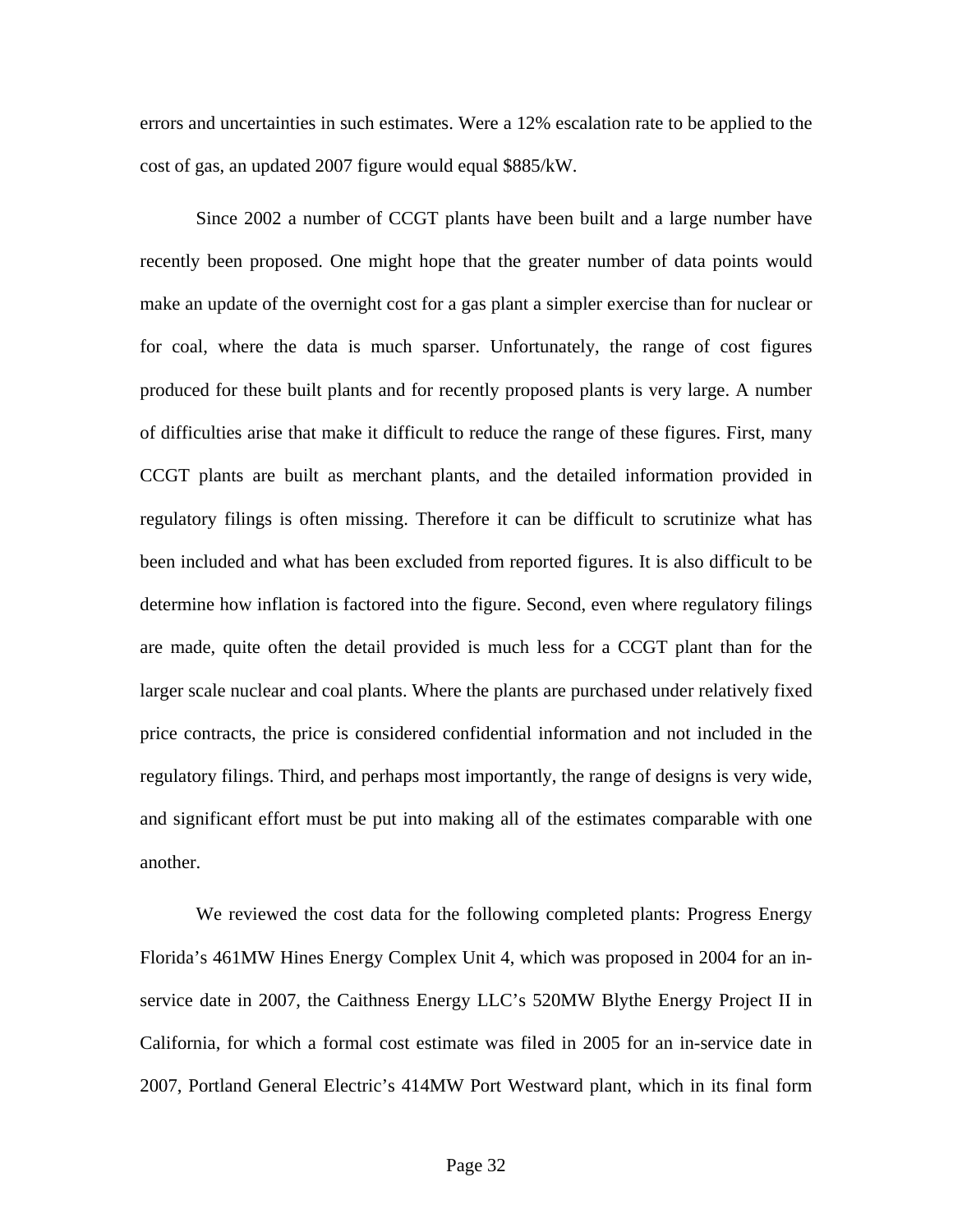errors and uncertainties in such estimates. Were a 12% escalation rate to be applied to the cost of gas, an updated 2007 figure would equal $885/kW.

Since 2002 a number of CCGT plants have been built and a large number have recently been proposed. One might hope that the greater number of data points would make an update of the overnight cost for a gas plant a simpler exercise than for nuclear or for coal, where the data is much sparser. Unfortunately, the range of cost figures produced for these built plants and for recently proposed plants is very large. A number of difficulties arise that make it difficult to reduce the range of these figures. First, many CCGT plants are built as merchant plants, and the detailed information provided in regulatory filings is often missing. Therefore it can be difficult to scrutinize what has been included and what has been excluded from reported figures. It is also difficult to be determine how inflation is factored into the figure. Second, even where regulatory filings are made, quite often the detail provided is much less for a CCGT plant than for the larger scale nuclear and coal plants. Where the plants are purchased under relatively fixed price contracts, the price is considered confidential information and not included in the regulatory filings. Third, and perhaps most importantly, the range of designs is very wide, and significant effort must be put into making all of the estimates comparable with one another.

We reviewed the cost data for the following completed plants: Progress Energy Florida's 461MW Hines Energy Complex Unit 4, which was proposed in 2004 for an in-service date in 2007, the Caithness Energy LLC's 520MW Blythe Energy Project II in California, for which a formal cost estimate was filed in 2005 for an in-service date in 2007, Portland General Electric's 414MW Port Westward plant, which in its final form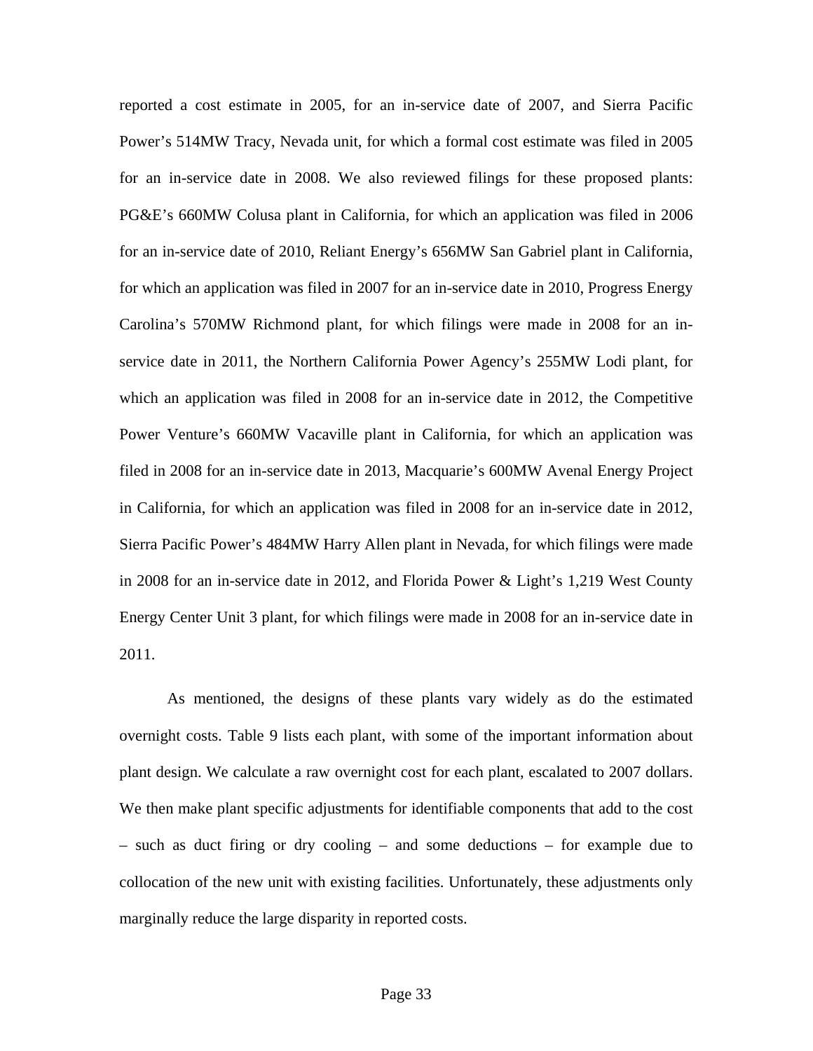reported a cost estimate in 2005, for an in-service date of 2007, and Sierra Pacific Power's 514MW Tracy, Nevada unit, for which a formal cost estimate was filed in 2005 for an in-service date in 2008. We also reviewed filings for these proposed plants: PG&E's 660MW Colusa plant in California, for which an application was filed in 2006 for an in-service date of 2010, Reliant Energy's 656MW San Gabriel plant in California, for which an application was filed in 2007 for an in-service date in 2010, Progress Energy Carolina's 570MW Richmond plant, for which filings were made in 2008 for an in-service date in 2011, the Northern California Power Agency's 255MW Lodi plant, for which an application was filed in 2008 for an in-service date in 2012, the Competitive Power Venture's 660MW Vacaville plant in California, for which an application was filed in 2008 for an in-service date in 2013, Macquarie's 600MW Avenal Energy Project in California, for which an application was filed in 2008 for an in-service date in 2012, Sierra Pacific Power's 484MW Harry Allen plant in Nevada, for which filings were made in 2008 for an in-service date in 2012, and Florida Power & Light's 1,219 West County Energy Center Unit 3 plant, for which filings were made in 2008 for an in-service date in 2011.

As mentioned, the designs of these plants vary widely as do the estimated overnight costs. Table 9 lists each plant, with some of the important information about plant design. We calculate a raw overnight cost for each plant, escalated to 2007 dollars. We then make plant specific adjustments for identifiable components that add to the cost – such as duct firing or dry cooling – and some deductions – for example due to collocation of the new unit with existing facilities. Unfortunately, these adjustments only marginally reduce the large disparity in reported costs.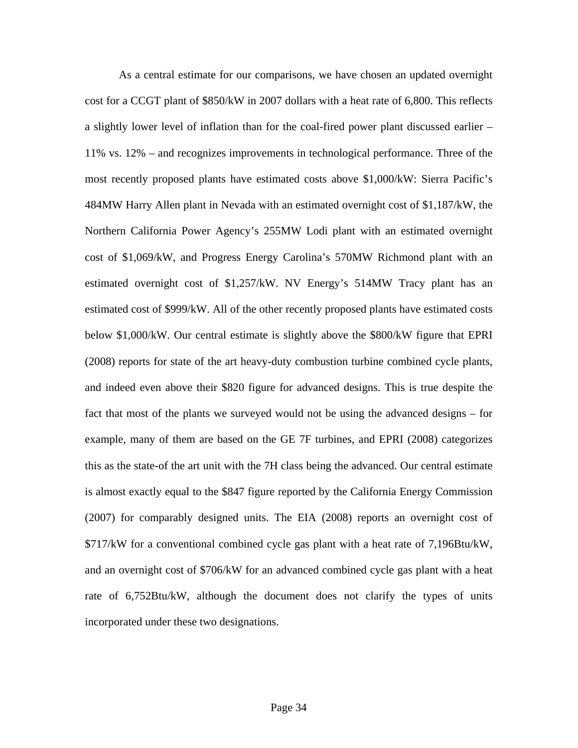As a central estimate for our comparisons, we have chosen an updated overnight cost for a CCGT plant of $850/kW in 2007 dollars with a heat rate of 6,800. This reflects a slightly lower level of inflation than for the coal-fired power plant discussed earlier – 11% vs. 12% – and recognizes improvements in technological performance. Three of the most recently proposed plants have estimated costs above $1,000/kW: Sierra Pacific's 484MW Harry Allen plant in Nevada with an estimated overnight cost of $1,187/kW, the Northern California Power Agency's 255MW Lodi plant with an estimated overnight cost of $1,069/kW, and Progress Energy Carolina's 570MW Richmond plant with an estimated overnight cost of $1,257/kW. NV Energy's 514MW Tracy plant has an estimated cost of $999/kW. All of the other recently proposed plants have estimated costs below $1,000/kW. Our central estimate is slightly above the $800/kW figure that EPRI (2008) reports for state of the art heavy-duty combustion turbine combined cycle plants, and indeed even above their $820 figure for advanced designs. This is true despite the fact that most of the plants we surveyed would not be using the advanced designs – for example, many of them are based on the GE 7F turbines, and EPRI (2008) categorizes this as the state-of the art unit with the 7H class being the advanced. Our central estimate is almost exactly equal to the $847 figure reported by the California Energy Commission (2007) for comparably designed units. The EIA (2008) reports an overnight cost of $717/kW for a conventional combined cycle gas plant with a heat rate of 7,196Btu/kW, and an overnight cost of $706/kW for an advanced combined cycle gas plant with a heat rate of 6,752Btu/kW, although the document does not clarify the types of units incorporated under these two designations.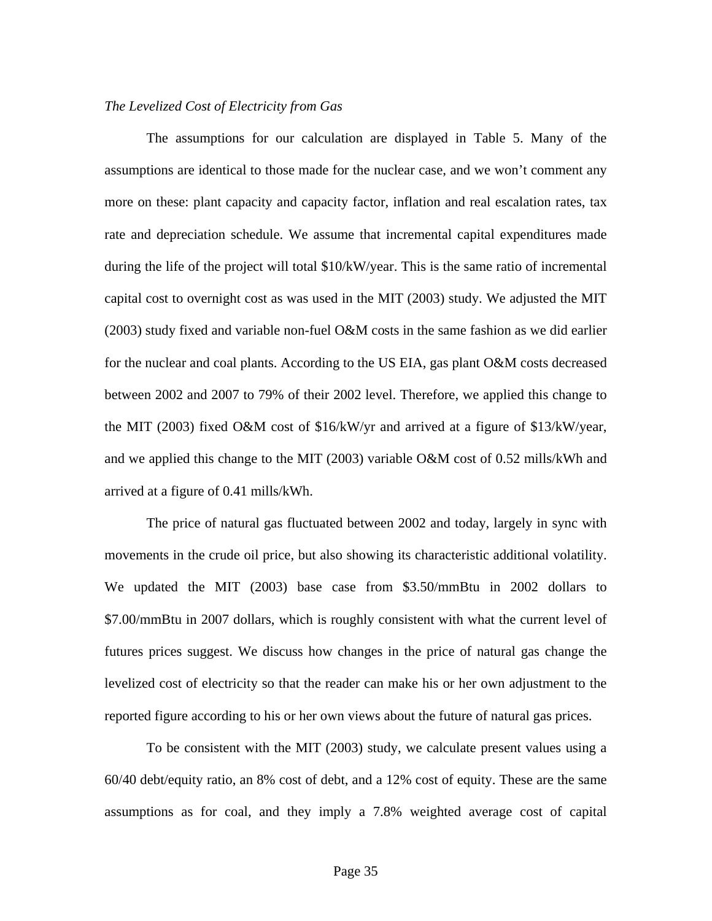*The Levelized Cost of Electricity from Gas*

The assumptions for our calculation are displayed in Table 5. Many of the assumptions are identical to those made for the nuclear case, and we won't comment any more on these: plant capacity and capacity factor, inflation and real escalation rates, tax rate and depreciation schedule. We assume that incremental capital expenditures made during the life of the project will total $10/kW/year. This is the same ratio of incremental capital cost to overnight cost as was used in the MIT (2003) study. We adjusted the MIT (2003) study fixed and variable non-fuel O&M costs in the same fashion as we did earlier for the nuclear and coal plants. According to the US EIA, gas plant O&M costs decreased between 2002 and 2007 to 79% of their 2002 level. Therefore, we applied this change to the MIT (2003) fixed O&M cost of $16/kW/yr and arrived at a figure of $13/kW/year, and we applied this change to the MIT (2003) variable O&M cost of 0.52 mills/kWh and arrived at a figure of 0.41 mills/kWh.

The price of natural gas fluctuated between 2002 and today, largely in sync with movements in the crude oil price, but also showing its characteristic additional volatility. We updated the MIT (2003) base case from $3.50/mmBtu in 2002 dollars to $7.00/mmBtu in 2007 dollars, which is roughly consistent with what the current level of futures prices suggest. We discuss how changes in the price of natural gas change the levelized cost of electricity so that the reader can make his or her own adjustment to the reported figure according to his or her own views about the future of natural gas prices.

To be consistent with the MIT (2003) study, we calculate present values using a 60/40 debt/equity ratio, an 8% cost of debt, and a 12% cost of equity. These are the same assumptions as for coal, and they imply a 7.8% weighted average cost of capital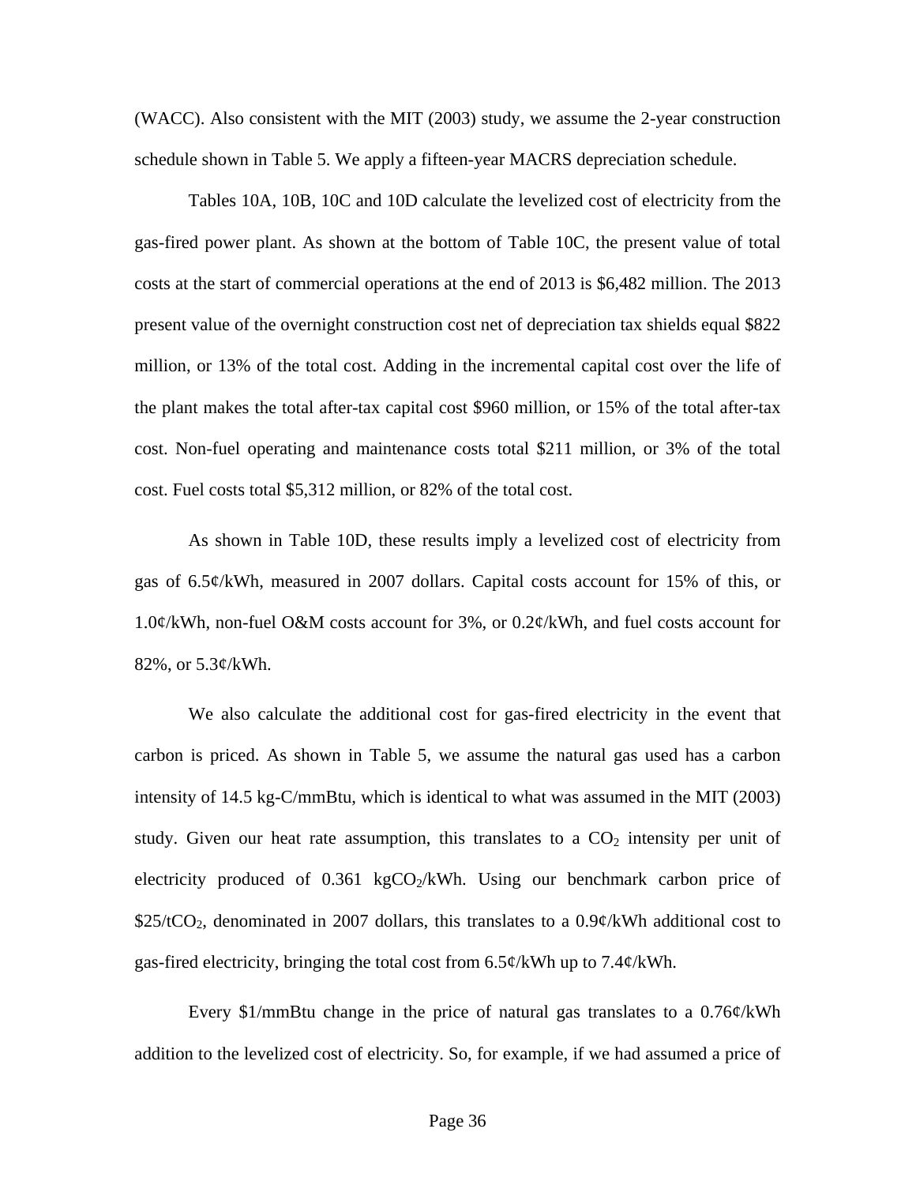(WACC). Also consistent with the MIT (2003) study, we assume the 2-year construction schedule shown in Table 5. We apply a fifteen-year MACRS depreciation schedule.

Tables 10A, 10B, 10C and 10D calculate the levelized cost of electricity from the gas-fired power plant. As shown at the bottom of Table 10C, the present value of total costs at the start of commercial operations at the end of 2013 is $6,482 million. The 2013 present value of the overnight construction cost net of depreciation tax shields equal $822 million, or 13% of the total cost. Adding in the incremental capital cost over the life of the plant makes the total after-tax capital cost $960 million, or 15% of the total after-tax cost. Non-fuel operating and maintenance costs total $211 million, or 3% of the total cost. Fuel costs total $5,312 million, or 82% of the total cost.

As shown in Table 10D, these results imply a levelized cost of electricity from gas of 6.5¢/kWh, measured in 2007 dollars. Capital costs account for 15% of this, or 1.0¢/kWh, non-fuel O&M costs account for 3%, or 0.2¢/kWh, and fuel costs account for 82%, or 5.3¢/kWh.

We also calculate the additional cost for gas-fired electricity in the event that carbon is priced. As shown in Table 5, we assume the natural gas used has a carbon intensity of 14.5 kg-C/mmBtu, which is identical to what was assumed in the MIT (2003) study. Given our heat rate assumption, this translates to a $CO_2$ intensity per unit of electricity produced of 0.361 kg$CO_2$/kWh. Using our benchmark carbon price of $25/t$CO_2$, denominated in 2007 dollars, this translates to a 0.9¢/kWh additional cost to gas-fired electricity, bringing the total cost from 6.5¢/kWh up to 7.4¢/kWh.

Every $1/mmBtu change in the price of natural gas translates to a 0.76¢/kWh addition to the levelized cost of electricity. So, for example, if we had assumed a price of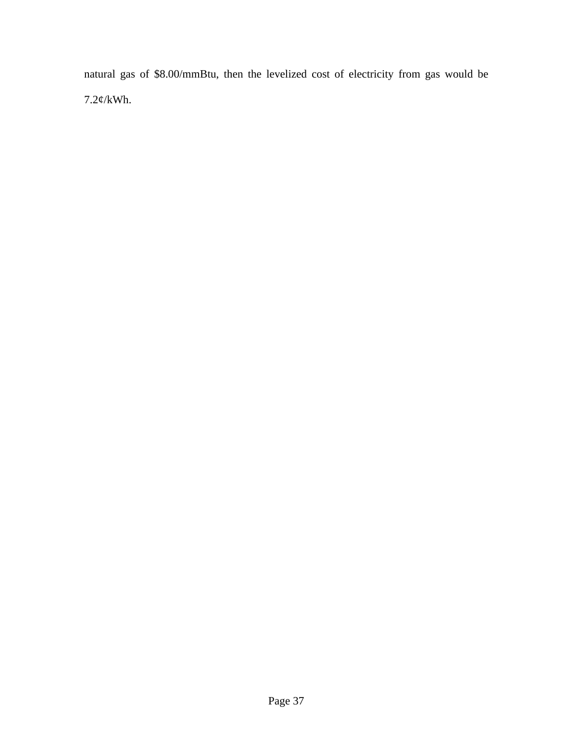natural gas of $8.00/mmBtu, then the levelized cost of electricity from gas would be 7.2¢/kWh.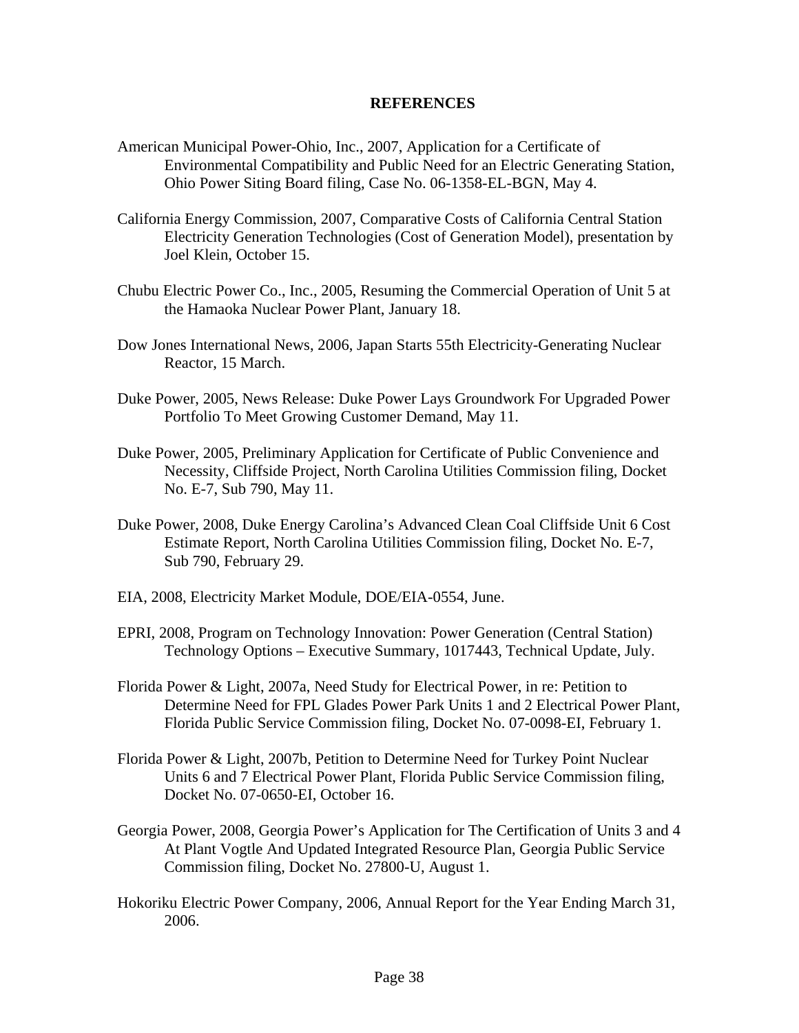# REFERENCES

American Municipal Power-Ohio, Inc., 2007, Application for a Certificate of Environmental Compatibility and Public Need for an Electric Generating Station, Ohio Power Siting Board filing, Case No. 06-1358-EL-BGN, May 4.

California Energy Commission, 2007, Comparative Costs of California Central Station Electricity Generation Technologies (Cost of Generation Model), presentation by Joel Klein, October 15.

Chubu Electric Power Co., Inc., 2005, Resuming the Commercial Operation of Unit 5 at the Hamaoka Nuclear Power Plant, January 18.

Dow Jones International News, 2006, Japan Starts 55th Electricity-Generating Nuclear Reactor, 15 March.

Duke Power, 2005, News Release: Duke Power Lays Groundwork For Upgraded Power Portfolio To Meet Growing Customer Demand, May 11.

Duke Power, 2005, Preliminary Application for Certificate of Public Convenience and Necessity, Cliffside Project, North Carolina Utilities Commission filing, Docket No. E-7, Sub 790, May 11.

Duke Power, 2008, Duke Energy Carolina's Advanced Clean Coal Cliffside Unit 6 Cost Estimate Report, North Carolina Utilities Commission filing, Docket No. E-7, Sub 790, February 29.

EIA, 2008, Electricity Market Module, DOE/EIA-0554, June.

EPRI, 2008, Program on Technology Innovation: Power Generation (Central Station) Technology Options – Executive Summary, 1017443, Technical Update, July.

Florida Power & Light, 2007a, Need Study for Electrical Power, in re: Petition to Determine Need for FPL Glades Power Park Units 1 and 2 Electrical Power Plant, Florida Public Service Commission filing, Docket No. 07-0098-EI, February 1.

Florida Power & Light, 2007b, Petition to Determine Need for Turkey Point Nuclear Units 6 and 7 Electrical Power Plant, Florida Public Service Commission filing, Docket No. 07-0650-EI, October 16.

Georgia Power, 2008, Georgia Power's Application for The Certification of Units 3 and 4 At Plant Vogtle And Updated Integrated Resource Plan, Georgia Public Service Commission filing, Docket No. 27800-U, August 1.

Hokoriku Electric Power Company, 2006, Annual Report for the Year Ending March 31, 2006.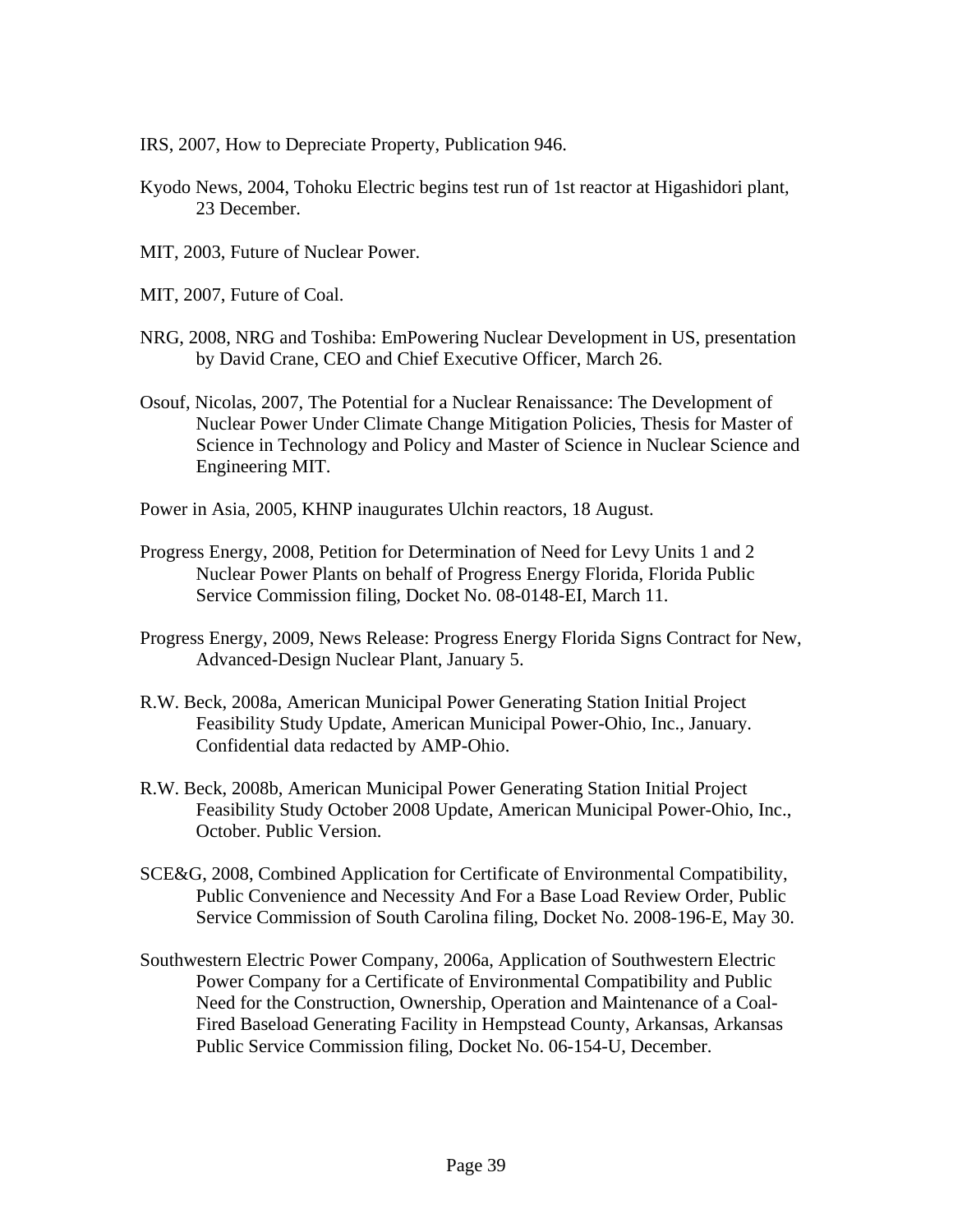IRS, 2007, How to Depreciate Property, Publication 946.

Kyodo News, 2004, Tohoku Electric begins test run of 1st reactor at Higashidori plant, 23 December.

MIT, 2003, Future of Nuclear Power.

MIT, 2007, Future of Coal.

NRG, 2008, NRG and Toshiba: EmPowering Nuclear Development in US, presentation by David Crane, CEO and Chief Executive Officer, March 26.

Osouf, Nicolas, 2007, The Potential for a Nuclear Renaissance: The Development of Nuclear Power Under Climate Change Mitigation Policies, Thesis for Master of Science in Technology and Policy and Master of Science in Nuclear Science and Engineering MIT.

Power in Asia, 2005, KHNP inaugurates Ulchin reactors, 18 August.

Progress Energy, 2008, Petition for Determination of Need for Levy Units 1 and 2 Nuclear Power Plants on behalf of Progress Energy Florida, Florida Public Service Commission filing, Docket No. 08-0148-EI, March 11.

Progress Energy, 2009, News Release: Progress Energy Florida Signs Contract for New, Advanced-Design Nuclear Plant, January 5.

R.W. Beck, 2008a, American Municipal Power Generating Station Initial Project Feasibility Study Update, American Municipal Power-Ohio, Inc., January. Confidential data redacted by AMP-Ohio.

R.W. Beck, 2008b, American Municipal Power Generating Station Initial Project Feasibility Study October 2008 Update, American Municipal Power-Ohio, Inc., October. Public Version.

SCE&G, 2008, Combined Application for Certificate of Environmental Compatibility, Public Convenience and Necessity And For a Base Load Review Order, Public Service Commission of South Carolina filing, Docket No. 2008-196-E, May 30.

Southwestern Electric Power Company, 2006a, Application of Southwestern Electric Power Company for a Certificate of Environmental Compatibility and Public Need for the Construction, Ownership, Operation and Maintenance of a Coal-Fired Baseload Generating Facility in Hempstead County, Arkansas, Arkansas Public Service Commission filing, Docket No. 06-154-U, December.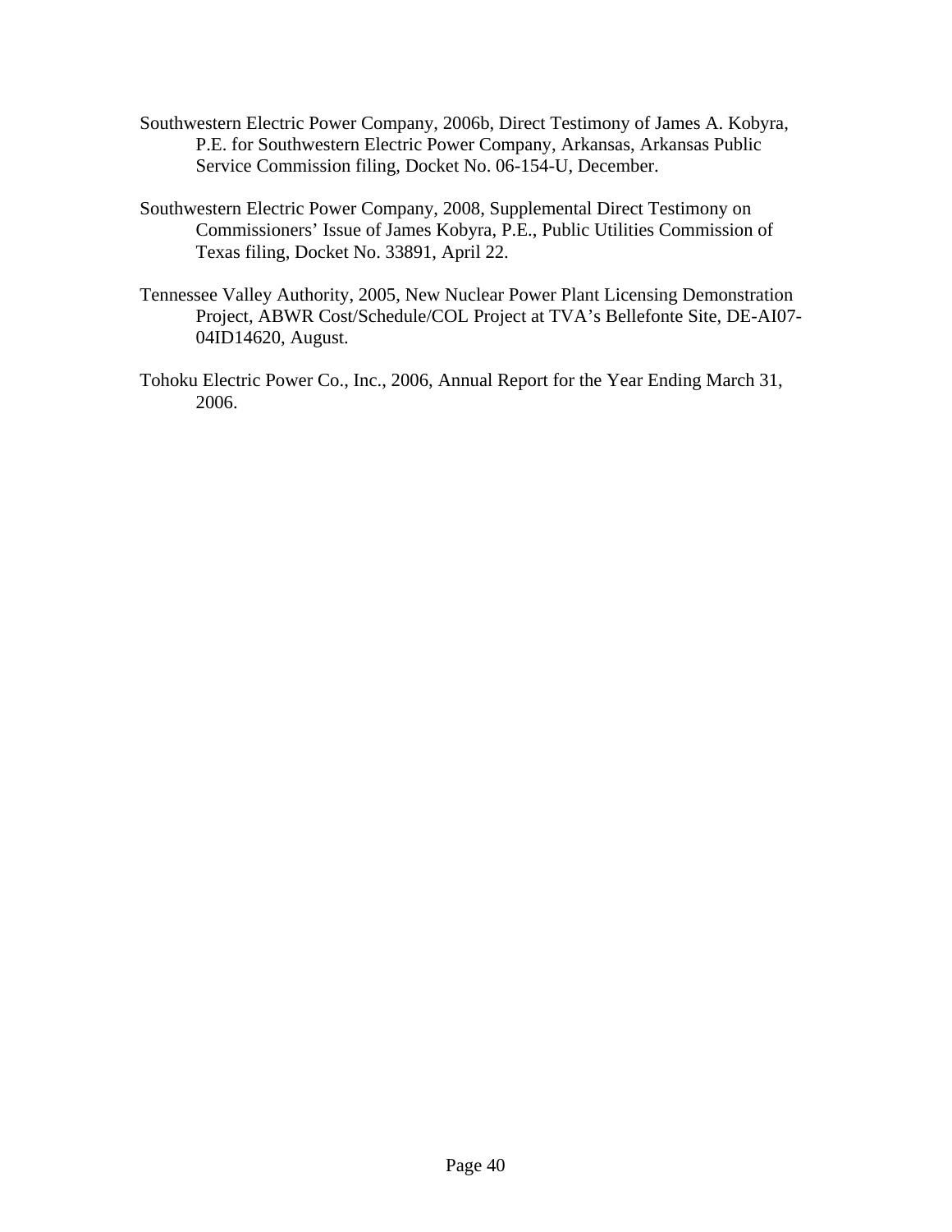Southwestern Electric Power Company, 2006b, Direct Testimony of James A. Kobyra, P.E. for Southwestern Electric Power Company, Arkansas, Arkansas Public Service Commission filing, Docket No. 06-154-U, December.

Southwestern Electric Power Company, 2008, Supplemental Direct Testimony on Commissioners' Issue of James Kobyra, P.E., Public Utilities Commission of Texas filing, Docket No. 33891, April 22.

Tennessee Valley Authority, 2005, New Nuclear Power Plant Licensing Demonstration Project, ABWR Cost/Schedule/COL Project at TVA's Bellefonte Site, DE-AI07-04ID14620, August.

Tohoku Electric Power Co., Inc., 2006, Annual Report for the Year Ending March 31, 2006.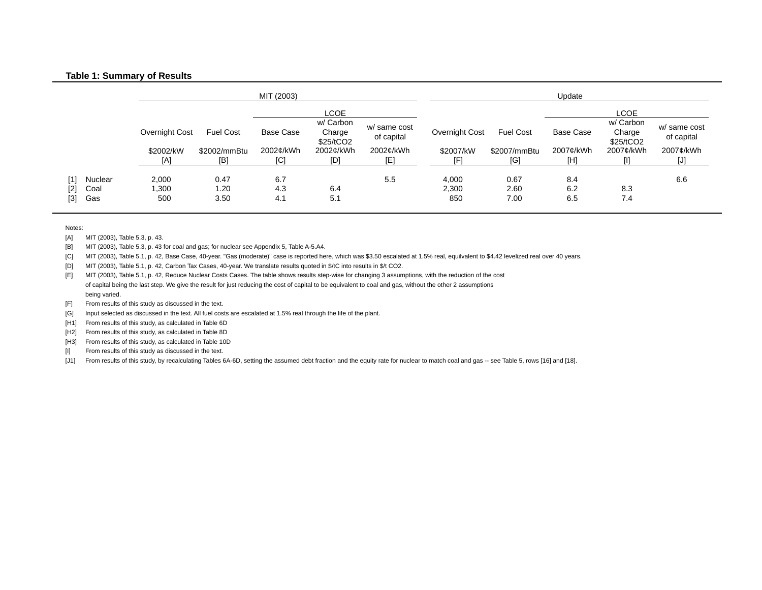**Table 1: Summary of Results**

| | | MIT (2003) | | | | | Update | | | | |
|---|---|---|---|---|---|---|---|---|---|---|---|
| | | | | LCOE | | | | | LCOE | | |
| | | Overnight Cost | Fuel Cost | Base Case | w/ Carbon Charge $25/tCO2 | w/ same cost of capital | Overnight Cost | Fuel Cost | Base Case | w/ Carbon Charge $25/tCO2 | w/ same cost of capital |
| | | $2002/kW | $2002/mmBtu | 2002¢/kWh | 2002¢/kWh | 2002¢/kWh | $2007/kW | $2007/mmBtu | 2007¢/kWh | 2007¢/kWh | 2007¢/kWh |
| | | [A] | [B] | [C] | [D] | [E] | [F] | [G] | [H] | [I] | [J] |
| [1] | Nuclear | 2,000 | 0.47 | 6.7 | | 5.5 | 4,000 | 0.67 | 8.4 | | 6.6 |
| [2] | Coal | 1,300 | 1.20 | 4.3 | 6.4 | | 2,300 | 2.60 | 6.2 | 8.3 | |
| [3] | Gas | 500 | 3.50 | 4.1 | 5.1 | | 850 | 7.00 | 6.5 | 7.4 | |

Notes:

[A] MIT (2003), Table 5.3, p. 43.

[B] MIT (2003), Table 5.3, p. 43 for coal and gas; for nuclear see Appendix 5, Table A-5.A4.

[C] MIT (2003), Table 5.1, p. 42, Base Case, 40-year. "Gas (moderate)" case is reported here, which was $3.50 escalated at 1.5% real, equilvalent to $4.42 levelized real over 40 years.

[D] MIT (2003), Table 5.1, p. 42, Carbon Tax Cases, 40-year. We translate results quoted in $/tC into results in $/t CO2.

[E] MIT (2003), Table 5.1, p. 42, Reduce Nuclear Costs Cases. The table shows results step-wise for changing 3 assumptions, with the reduction of the cost of capital being the last step. We give the result for just reducing the cost of capital to be equivalent to coal and gas, without the other 2 assumptions being varied.

[F] From results of this study as discussed in the text.

[G] Input selected as discussed in the text. All fuel costs are escalated at 1.5% real through the life of the plant.

[H1] From results of this study, as calculated in Table 6D

[H2] From results of this study, as calculated in Table 8D

[H3] From results of this study, as calculated in Table 10D

[I] From results of this study as discussed in the text.

[J1] From results of this study, by recalculating Tables 6A-6D, setting the assumed debt fraction and the equity rate for nuclear to match coal and gas -- see Table 5, rows [16] and [18].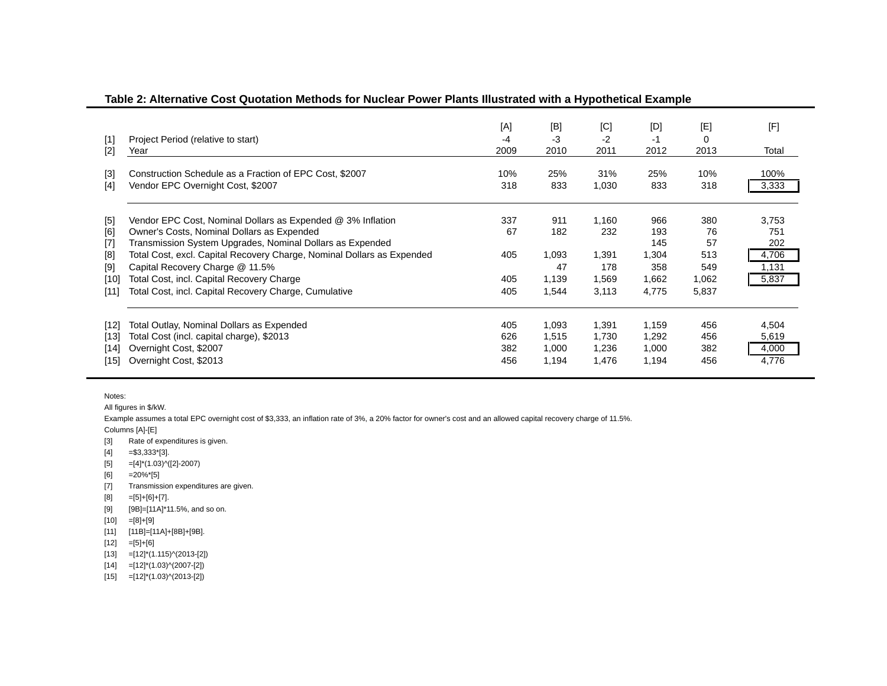**Table 2: Alternative Cost Quotation Methods for Nuclear Power Plants Illustrated with a Hypothetical Example**

| | | [A] | [B] | [C] | [D] | [E] | [F] |
|---|---|---|---|---|---|---|---|
| [1] | Project Period (relative to start) | -4 | -3 | -2 | -1 | 0 | |
| [2] | Year | 2009 | 2010 | 2011 | 2012 | 2013 | Total |
| [3] | Construction Schedule as a Fraction of EPC Cost, $2007 | 10% | 25% | 31% | 25% | 10% | 100% |
| [4] | Vendor EPC Overnight Cost, $2007 | 318 | 833 | 1,030 | 833 | 318 | 3,333 |
| [5] | Vendor EPC Cost, Nominal Dollars as Expended @ 3% Inflation | 337 | 911 | 1,160 | 966 | 380 | 3,753 |
| [6] | Owner's Costs, Nominal Dollars as Expended | 67 | 182 | 232 | 193 | 76 | 751 |
| [7] | Transmission System Upgrades, Nominal Dollars as Expended | | | | 145 | 57 | 202 |
| [8] | Total Cost, excl. Capital Recovery Charge, Nominal Dollars as Expended | 405 | 1,093 | 1,391 | 1,304 | 513 | 4,706 |
| [9] | Capital Recovery Charge @ 11.5% | | 47 | 178 | 358 | 549 | 1,131 |
| [10] | Total Cost, incl. Capital Recovery Charge | 405 | 1,139 | 1,569 | 1,662 | 1,062 | 5,837 |
| [11] | Total Cost, incl. Capital Recovery Charge, Cumulative | 405 | 1,544 | 3,113 | 4,775 | 5,837 | |
| [12] | Total Outlay, Nominal Dollars as Expended | 405 | 1,093 | 1,391 | 1,159 | 456 | 4,504 |
| [13] | Total Cost (incl. capital charge), $2013 | 626 | 1,515 | 1,730 | 1,292 | 456 | 5,619 |
| [14] | Overnight Cost, $2007 | 382 | 1,000 | 1,236 | 1,000 | 382 | 4,000 |
| [15] | Overnight Cost, $2013 | 456 | 1,194 | 1,476 | 1,194 | 456 | 4,776 |

Notes:

All figures in $/kW.

Example assumes a total EPC overnight cost of $3,333, an inflation rate of 3%, a 20% factor for owner's cost and an allowed capital recovery charge of 11.5%.

Columns [A]-[E]

[3] Rate of expenditures is given.

[4] =$3,333*[3].

[5] =[4]*(1.03)^([2]-2007)

[6] =20%*[5]

[7] Transmission expenditures are given.

[8] =[5]+[6]+[7].

[9] [9B]=[11A]*11.5%, and so on.

[10] =[8]+[9]

[11] [11B]=[11A]+[8B]+[9B].

[12] =[5]+[6]

[13] =[12]*(1.115)^(2013-[2])

[14] =[12]*(1.03)^(2007-[2])

[15] =[12]*(1.03)^(2013-[2])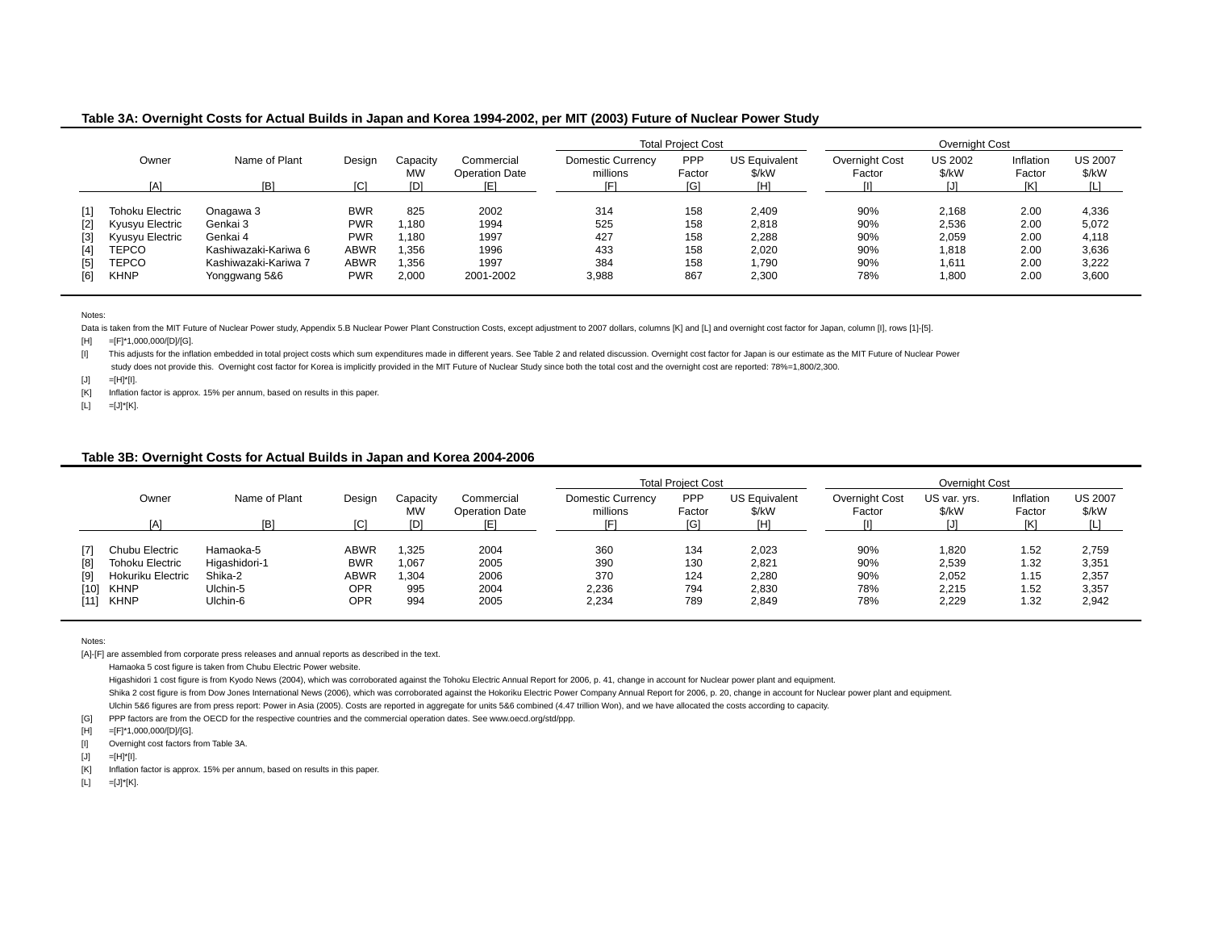**Table 3A: Overnight Costs for Actual Builds in Japan and Korea 1994-2002, per MIT (2003) Future of Nuclear Power Study**

| | Owner | Name of Plant | Design | Capacity MW | Commercial Operation Date | Total Project Cost | | | Overnight Cost | | | |
|---|---|---|---|---|---|---|---|---|---|---|---|---|
| | | | | | | Domestic Currency millions | PPP Factor | US Equivalent $/kW | Overnight Cost Factor | US 2002 $/kW | Inflation Factor | US 2007 $/kW |
| | [A] | [B] | [C] | [D] | [E] | [F] | [G] | [H] | [I] | [J] | [K] | [L] |
| [1] | Tohoku Electric | Onagawa 3 | BWR | 825 | 2002 | 314 | 158 | 2,409 | 90% | 2,168 | 2.00 | 4,336 |
| [2] | Kyusyu Electric | Genkai 3 | PWR | 1,180 | 1994 | 525 | 158 | 2,818 | 90% | 2,536 | 2.00 | 5,072 |
| [3] | Kyusyu Electric | Genkai 4 | PWR | 1,180 | 1997 | 427 | 158 | 2,288 | 90% | 2,059 | 2.00 | 4,118 |
| [4] | TEPCO | Kashiwazaki-Kariwa 6 | ABWR | 1,356 | 1996 | 433 | 158 | 2,020 | 90% | 1,818 | 2.00 | 3,636 |
| [5] | TEPCO | Kashiwazaki-Kariwa 7 | ABWR | 1,356 | 1997 | 384 | 158 | 1,790 | 90% | 1,611 | 2.00 | 3,222 |
| [6] | KHNP | Yonggwang 5&6 | PWR | 2,000 | 2001-2002 | 3,988 | 867 | 2,300 | 78% | 1,800 | 2.00 | 3,600 |

Notes:

Data is taken from the MIT Future of Nuclear Power study, Appendix 5.B Nuclear Power Plant Construction Costs, except adjustment to 2007 dollars, columns [K] and [L] and overnight cost factor for Japan, column [I], rows [1]-[5].

[H] =[F]*1,000,000/[D]/[G].

[I] This adjusts for the inflation embedded in total project costs which sum expenditures made in different years. See Table 2 and related discussion. Overnight cost factor for Japan is our estimate as the MIT Future of Nuclear Power study does not provide this. Overnight cost factor for Korea is implicitly provided in the MIT Future of Nuclear Study since both the total cost and the overnight cost are reported: 78%=1,800/2,300.

[J] =[H]*[I].

[K] Inflation factor is approx. 15% per annum, based on results in this paper.

[L] =[J]*[K].

**Table 3B: Overnight Costs for Actual Builds in Japan and Korea 2004-2006**

| | Owner | Name of Plant | Design | Capacity MW | Commercial Operation Date | Total Project Cost | | | Overnight Cost | | | |
|---|---|---|---|---|---|---|---|---|---|---|---|---|
| | | | | | | Domestic Currency millions | PPP Factor | US Equivalent $/kW | Overnight Cost Factor | US var. yrs. $/kW | Inflation Factor | US 2007 $/kW |
| | [A] | [B] | [C] | [D] | [E] | [F] | [G] | [H] | [I] | [J] | [K] | [L] |
| [7] | Chubu Electric | Hamaoka-5 | ABWR | 1,325 | 2004 | 360 | 134 | 2,023 | 90% | 1,820 | 1.52 | 2,759 |
| [8] | Tohoku Electric | Higashidori-1 | BWR | 1,067 | 2005 | 390 | 130 | 2,821 | 90% | 2,539 | 1.32 | 3,351 |
| [9] | Hokuriku Electric | Shika-2 | ABWR | 1,304 | 2006 | 370 | 124 | 2,280 | 90% | 2,052 | 1.15 | 2,357 |
| [10] | KHNP | Ulchin-5 | OPR | 995 | 2004 | 2,236 | 794 | 2,830 | 78% | 2,215 | 1.52 | 3,357 |
| [11] | KHNP | Ulchin-6 | OPR | 994 | 2005 | 2,234 | 789 | 2,849 | 78% | 2,229 | 1.32 | 2,942 |

Notes:

[A]-[F] are assembled from corporate press releases and annual reports as described in the text.

Hamaoka 5 cost figure is taken from Chubu Electric Power website.

Higashidori 1 cost figure is from Kyodo News (2004), which was corroborated against the Tohoku Electric Annual Report for 2006, p. 41, change in account for Nuclear power plant and equipment.

Shika 2 cost figure is from Dow Jones International News (2006), which was corroborated against the Hokoriku Electric Power Company Annual Report for 2006, p. 20, change in account for Nuclear power plant and equipment.

Ulchin 5&6 figures are from press report: Power in Asia (2005). Costs are reported in aggregate for units 5&6 combined (4.47 trillion Won), and we have allocated the costs according to capacity.

[G] PPP factors are from the OECD for the respective countries and the commercial operation dates. See www.oecd.org/std/ppp.

[H] =[F]*1,000,000/[D]/[G].

[I] Overnight cost factors from Table 3A.

[J] =[H]*[I].

[K] Inflation factor is approx. 15% per annum, based on results in this paper.

[L] =[J]*[K].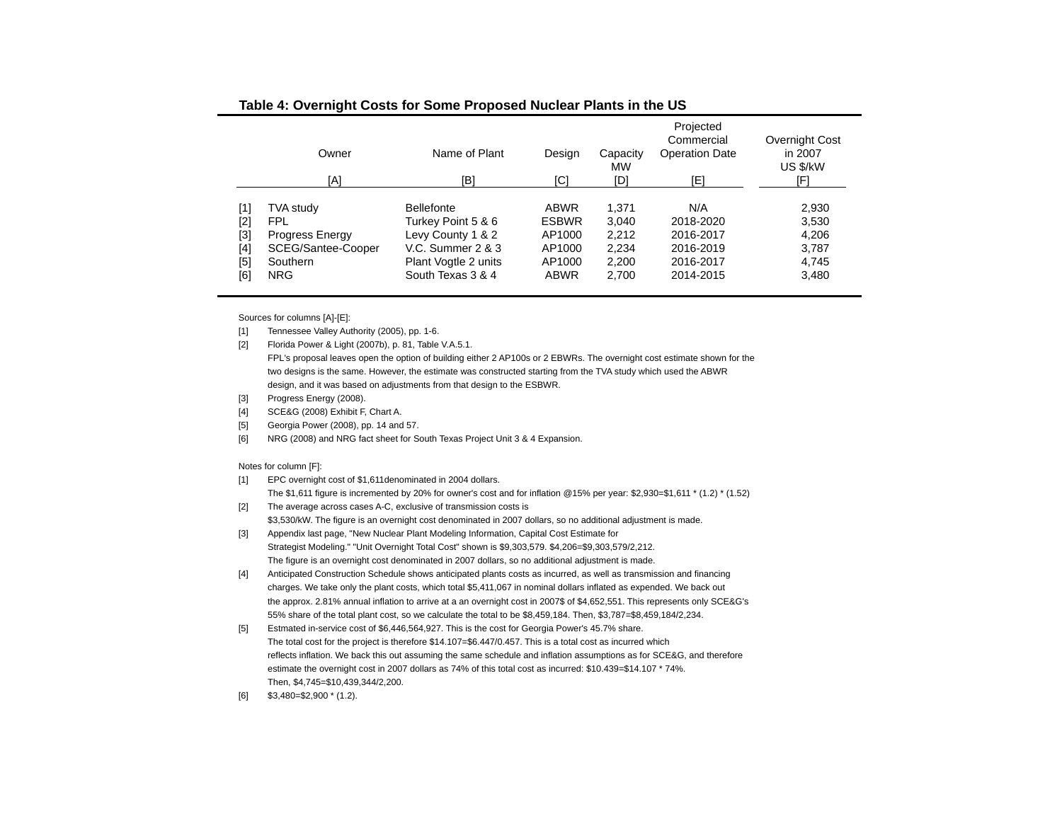**Table 4: Overnight Costs for Some Proposed Nuclear Plants in the US**

| | Owner | Name of Plant | Design | Capacity MW | Projected Commercial Operation Date | Overnight Cost in 2007 US $/kW |
|---|---|---|---|---|---|---|
| | [A] | [B] | [C] | [D] | [E] | [F] |
| [1] | TVA study | Bellefonte | ABWR | 1,371 | N/A | 2,930 |
| [2] | FPL | Turkey Point 5 & 6 | ESBWR | 3,040 | 2018-2020 | 3,530 |
| [3] | Progress Energy | Levy County 1 & 2 | AP1000 | 2,212 | 2016-2017 | 4,206 |
| [4] | SCEG/Santee-Cooper | V.C. Summer 2 & 3 | AP1000 | 2,234 | 2016-2019 | 3,787 |
| [5] | Southern | Plant Vogtle 2 units | AP1000 | 2,200 | 2016-2017 | 4,745 |
| [6] | NRG | South Texas 3 & 4 | ABWR | 2,700 | 2014-2015 | 3,480 |

Sources for columns [A]-[E]:

[1] Tennessee Valley Authority (2005), pp. 1-6.

[2] Florida Power & Light (2007b), p. 81, Table V.A.5.1.
FPL's proposal leaves open the option of building either 2 AP100s or 2 EBWRs. The overnight cost estimate shown for the two designs is the same. However, the estimate was constructed starting from the TVA study which used the ABWR design, and it was based on adjustments from that design to the ESBWR.

[3] Progress Energy (2008).

[4] SCE&G (2008) Exhibit F, Chart A.

[5] Georgia Power (2008), pp. 14 and 57.

[6] NRG (2008) and NRG fact sheet for South Texas Project Unit 3 & 4 Expansion.

Notes for column [F]:

[1] EPC overnight cost of $1,611denominated in 2004 dollars.
The $1,611 figure is incremented by 20% for owner's cost and for inflation @15% per year: $2,930=$1,611 * (1.2) * (1.52)

[2] The average across cases A-C, exclusive of transmission costs is
$3,530/kW. The figure is an overnight cost denominated in 2007 dollars, so no additional adjustment is made.

[3] Appendix last page, "New Nuclear Plant Modeling Information, Capital Cost Estimate for Strategist Modeling." "Unit Overnight Total Cost" shown is $9,303,579. $4,206=$9,303,579/2,212.
The figure is an overnight cost denominated in 2007 dollars, so no additional adjustment is made.

[4] Anticipated Construction Schedule shows anticipated plants costs as incurred, as well as transmission and financing charges. We take only the plant costs, which total $5,411,067 in nominal dollars inflated as expended. We back out the approx. 2.81% annual inflation to arrive at a an overnight cost in 2007$ of $4,652,551. This represents only SCE&G's 55% share of the total plant cost, so we calculate the total to be $8,459,184. Then, $3,787=$8,459,184/2,234.

[5] Estmated in-service cost of $6,446,564,927. This is the cost for Georgia Power's 45.7% share.
The total cost for the project is therefore $14.107=$6.447/0.457. This is a total cost as incurred which reflects inflation. We back this out assuming the same schedule and inflation assumptions as for SCE&G, and therefore estimate the overnight cost in 2007 dollars as 74% of this total cost as incurred: $10.439=$14.107 * 74%.
Then, $4,745=$10,439,344/2,200.

[6] $3,480=$2,900 * (1.2).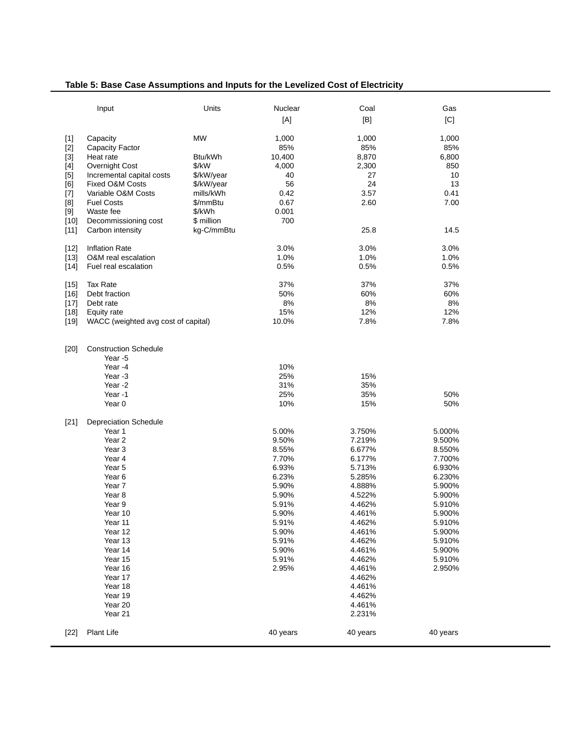**Table 5: Base Case Assumptions and Inputs for the Levelized Cost of Electricity**

| | Input | Units | Nuclear [A] | Coal [B] | Gas [C] |
|---|---|---|---|---|---|
| [1] | Capacity | MW | 1,000 | 1,000 | 1,000 |
| [2] | Capacity Factor | | 85% | 85% | 85% |
| [3] | Heat rate | Btu/kWh | 10,400 | 8,870 | 6,800 |
| [4] | Overnight Cost | $/kW | 4,000 | 2,300 | 850 |
| [5] | Incremental capital costs | $/kW/year | 40 | 27 | 10 |
| [6] | Fixed O&M Costs | $/kW/year | 56 | 24 | 13 |
| [7] | Variable O&M Costs | mills/kWh | 0.42 | 3.57 | 0.41 |
| [8] | Fuel Costs | $/mmBtu | 0.67 | 2.60 | 7.00 |
| [9] | Waste fee | $/kWh | 0.001 | | |
| [10] | Decommissioning cost | $ million | 700 | | |
| [11] | Carbon intensity | kg-C/mmBtu | | 25.8 | 14.5 |
| | | | | | |
| [12] | Inflation Rate | | 3.0% | 3.0% | 3.0% |
| [13] | O&M real escalation | | 1.0% | 1.0% | 1.0% |
| [14] | Fuel real escalation | | 0.5% | 0.5% | 0.5% |
| | | | | | |
| [15] | Tax Rate | | 37% | 37% | 37% |
| [16] | Debt fraction | | 50% | 60% | 60% |
| [17] | Debt rate | | 8% | 8% | 8% |
| [18] | Equity rate | | 15% | 12% | 12% |
| [19] | WACC (weighted avg cost of capital) | | 10.0% | 7.8% | 7.8% |
| | | | | | |
| [20] | Construction Schedule | | | | |
| | Year -5 | | | | |
| | Year -4 | | 10% | | |
| | Year -3 | | 25% | 15% | |
| | Year -2 | | 31% | 35% | |
| | Year -1 | | 25% | 35% | 50% |
| | Year 0 | | 10% | 15% | 50% |
| | | | | | |
| [21] | Depreciation Schedule | | | | |
| | Year 1 | | 5.00% | 3.750% | 5.000% |
| | Year 2 | | 9.50% | 7.219% | 9.500% |
| | Year 3 | | 8.55% | 6.677% | 8.550% |
| | Year 4 | | 7.70% | 6.177% | 7.700% |
| | Year 5 | | 6.93% | 5.713% | 6.930% |
| | Year 6 | | 6.23% | 5.285% | 6.230% |
| | Year 7 | | 5.90% | 4.888% | 5.900% |
| | Year 8 | | 5.90% | 4.522% | 5.900% |
| | Year 9 | | 5.91% | 4.462% | 5.910% |
| | Year 10 | | 5.90% | 4.461% | 5.900% |
| | Year 11 | | 5.91% | 4.462% | 5.910% |
| | Year 12 | | 5.90% | 4.461% | 5.900% |
| | Year 13 | | 5.91% | 4.462% | 5.910% |
| | Year 14 | | 5.90% | 4.461% | 5.900% |
| | Year 15 | | 5.91% | 4.462% | 5.910% |
| | Year 16 | | 2.95% | 4.461% | 2.950% |
| | Year 17 | | | 4.462% | |
| | Year 18 | | | 4.461% | |
| | Year 19 | | | 4.462% | |
| | Year 20 | | | 4.461% | |
| | Year 21 | | | 2.231% | |
| | | | | | |
| [22] | Plant Life | | 40 years | 40 years | 40 years |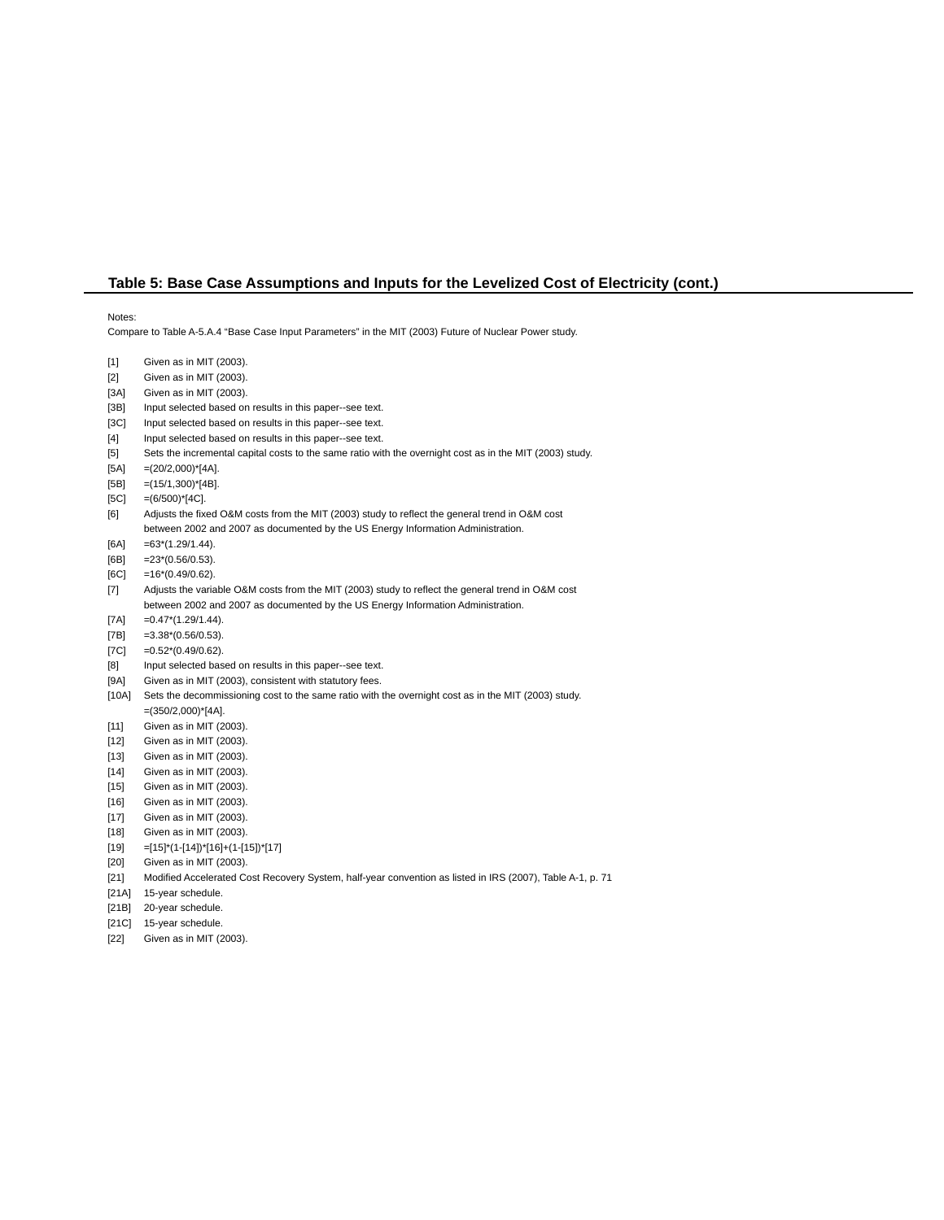## Table 5: Base Case Assumptions and Inputs for the Levelized Cost of Electricity (cont.)

Notes:
Compare to Table A-5.A.4 "Base Case Input Parameters" in the MIT (2003) Future of Nuclear Power study.

[1] Given as in MIT (2003).
[2] Given as in MIT (2003).
[3A] Given as in MIT (2003).
[3B] Input selected based on results in this paper--see text.
[3C] Input selected based on results in this paper--see text.
[4] Input selected based on results in this paper--see text.
[5] Sets the incremental capital costs to the same ratio with the overnight cost as in the MIT (2003) study.
[5A] =(20/2,000)*[4A].
[5B] =(15/1,300)*[4B].
[5C] =(6/500)*[4C].
[6] Adjusts the fixed O&M costs from the MIT (2003) study to reflect the general trend in O&M cost between 2002 and 2007 as documented by the US Energy Information Administration.
[6A] =63*(1.29/1.44).
[6B] =23*(0.56/0.53).
[6C] =16*(0.49/0.62).
[7] Adjusts the variable O&M costs from the MIT (2003) study to reflect the general trend in O&M cost between 2002 and 2007 as documented by the US Energy Information Administration.
[7A] =0.47*(1.29/1.44).
[7B] =3.38*(0.56/0.53).
[7C] =0.52*(0.49/0.62).
[8] Input selected based on results in this paper--see text.
[9A] Given as in MIT (2003), consistent with statutory fees.
[10A] Sets the decommissioning cost to the same ratio with the overnight cost as in the MIT (2003) study. =(350/2,000)*[4A].
[11] Given as in MIT (2003).
[12] Given as in MIT (2003).
[13] Given as in MIT (2003).
[14] Given as in MIT (2003).
[15] Given as in MIT (2003).
[16] Given as in MIT (2003).
[17] Given as in MIT (2003).
[18] Given as in MIT (2003).
[19] =[15]*(1-[14])*[16]+(1-[15])*[17]
[20] Given as in MIT (2003).
[21] Modified Accelerated Cost Recovery System, half-year convention as listed in IRS (2007), Table A-1, p. 71
[21A] 15-year schedule.
[21B] 20-year schedule.
[21C] 15-year schedule.
[22] Given as in MIT (2003).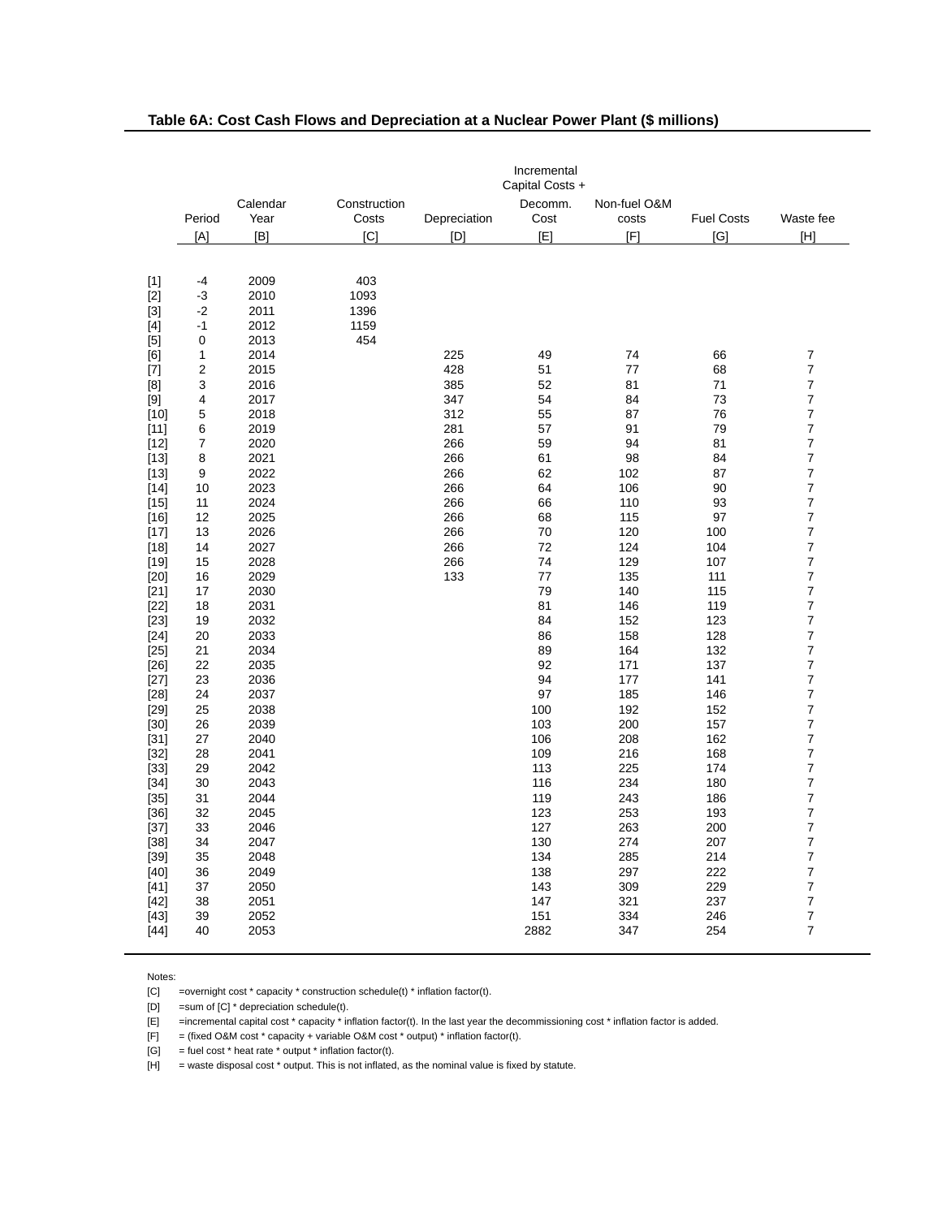**Table 6A: Cost Cash Flows and Depreciation at a Nuclear Power Plant ($ millions)**

| | Period | Calendar Year | Construction Costs | Depreciation | Incremental Capital Costs + Decomm. Cost | Non-fuel O&M costs | Fuel Costs | Waste fee |
|---|---|---|---|---|---|---|---|---|
| | [A] | [B] | [C] | [D] | [E] | [F] | [G] | [H] |
| [1] | -4 | 2009 | 403 | | | | | |
| [2] | -3 | 2010 | 1093 | | | | | |
| [3] | -2 | 2011 | 1396 | | | | | |
| [4] | -1 | 2012 | 1159 | | | | | |
| [5] | 0 | 2013 | 454 | | | | | |
| [6] | 1 | 2014 | | 225 | 49 | 74 | 66 | 7 |
| [7] | 2 | 2015 | | 428 | 51 | 77 | 68 | 7 |
| [8] | 3 | 2016 | | 385 | 52 | 81 | 71 | 7 |
| [9] | 4 | 2017 | | 347 | 54 | 84 | 73 | 7 |
| [10] | 5 | 2018 | | 312 | 55 | 87 | 76 | 7 |
| [11] | 6 | 2019 | | 281 | 57 | 91 | 79 | 7 |
| [12] | 7 | 2020 | | 266 | 59 | 94 | 81 | 7 |
| [13] | 8 | 2021 | | 266 | 61 | 98 | 84 | 7 |
| [13] | 9 | 2022 | | 266 | 62 | 102 | 87 | 7 |
| [14] | 10 | 2023 | | 266 | 64 | 106 | 90 | 7 |
| [15] | 11 | 2024 | | 266 | 66 | 110 | 93 | 7 |
| [16] | 12 | 2025 | | 266 | 68 | 115 | 97 | 7 |
| [17] | 13 | 2026 | | 266 | 70 | 120 | 100 | 7 |
| [18] | 14 | 2027 | | 266 | 72 | 124 | 104 | 7 |
| [19] | 15 | 2028 | | 266 | 74 | 129 | 107 | 7 |
| [20] | 16 | 2029 | | 133 | 77 | 135 | 111 | 7 |
| [21] | 17 | 2030 | | | 79 | 140 | 115 | 7 |
| [22] | 18 | 2031 | | | 81 | 146 | 119 | 7 |
| [23] | 19 | 2032 | | | 84 | 152 | 123 | 7 |
| [24] | 20 | 2033 | | | 86 | 158 | 128 | 7 |
| [25] | 21 | 2034 | | | 89 | 164 | 132 | 7 |
| [26] | 22 | 2035 | | | 92 | 171 | 137 | 7 |
| [27] | 23 | 2036 | | | 94 | 177 | 141 | 7 |
| [28] | 24 | 2037 | | | 97 | 185 | 146 | 7 |
| [29] | 25 | 2038 | | | 100 | 192 | 152 | 7 |
| [30] | 26 | 2039 | | | 103 | 200 | 157 | 7 |
| [31] | 27 | 2040 | | | 106 | 208 | 162 | 7 |
| [32] | 28 | 2041 | | | 109 | 216 | 168 | 7 |
| [33] | 29 | 2042 | | | 113 | 225 | 174 | 7 |
| [34] | 30 | 2043 | | | 116 | 234 | 180 | 7 |
| [35] | 31 | 2044 | | | 119 | 243 | 186 | 7 |
| [36] | 32 | 2045 | | | 123 | 253 | 193 | 7 |
| [37] | 33 | 2046 | | | 127 | 263 | 200 | 7 |
| [38] | 34 | 2047 | | | 130 | 274 | 207 | 7 |
| [39] | 35 | 2048 | | | 134 | 285 | 214 | 7 |
| [40] | 36 | 2049 | | | 138 | 297 | 222 | 7 |
| [41] | 37 | 2050 | | | 143 | 309 | 229 | 7 |
| [42] | 38 | 2051 | | | 147 | 321 | 237 | 7 |
| [43] | 39 | 2052 | | | 151 | 334 | 246 | 7 |
| [44] | 40 | 2053 | | | 2882 | 347 | 254 | 7 |

Notes:

[C] =overnight cost * capacity * construction schedule(t) * inflation factor(t).

[D] =sum of [C] * depreciation schedule(t).

[E] =incremental capital cost * capacity * inflation factor(t). In the last year the decommissioning cost * inflation factor is added.

[F] = (fixed O&M cost * capacity + variable O&M cost * output) * inflation factor(t).

[G] = fuel cost * heat rate * output * inflation factor(t).

[H] = waste disposal cost * output. This is not inflated, as the nominal value is fixed by statute.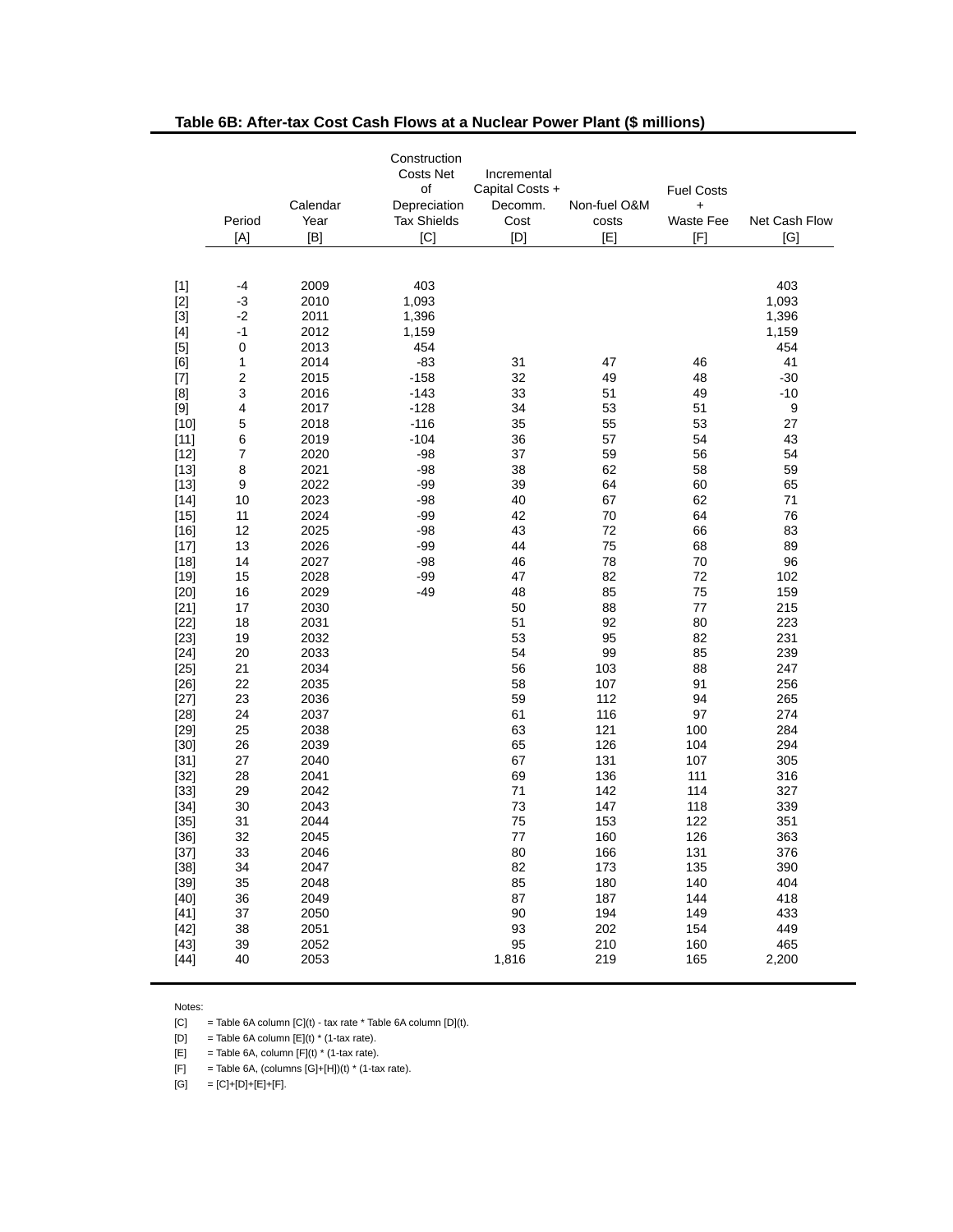**Table 6B: After-tax Cost Cash Flows at a Nuclear Power Plant ($ millions)**

| | Period | Calendar Year | Construction Costs Net of Depreciation Tax Shields | Incremental Capital Costs + Decomm. Cost | Non-fuel O&M costs | Fuel Costs + Waste Fee | Net Cash Flow |
|---|---|---|---|---|---|---|---|
| | [A] | [B] | [C] | [D] | [E] | [F] | [G] |
| [1] | -4 | 2009 | 403 | | | | 403 |
| [2] | -3 | 2010 | 1,093 | | | | 1,093 |
| [3] | -2 | 2011 | 1,396 | | | | 1,396 |
| [4] | -1 | 2012 | 1,159 | | | | 1,159 |
| [5] | 0 | 2013 | 454 | | | | 454 |
| [6] | 1 | 2014 | -83 | 31 | 47 | 46 | 41 |
| [7] | 2 | 2015 | -158 | 32 | 49 | 48 | -30 |
| [8] | 3 | 2016 | -143 | 33 | 51 | 49 | -10 |
| [9] | 4 | 2017 | -128 | 34 | 53 | 51 | 9 |
| [10] | 5 | 2018 | -116 | 35 | 55 | 53 | 27 |
| [11] | 6 | 2019 | -104 | 36 | 57 | 54 | 43 |
| [12] | 7 | 2020 | -98 | 37 | 59 | 56 | 54 |
| [13] | 8 | 2021 | -98 | 38 | 62 | 58 | 59 |
| [13] | 9 | 2022 | -99 | 39 | 64 | 60 | 65 |
| [14] | 10 | 2023 | -98 | 40 | 67 | 62 | 71 |
| [15] | 11 | 2024 | -99 | 42 | 70 | 64 | 76 |
| [16] | 12 | 2025 | -98 | 43 | 72 | 66 | 83 |
| [17] | 13 | 2026 | -99 | 44 | 75 | 68 | 89 |
| [18] | 14 | 2027 | -98 | 46 | 78 | 70 | 96 |
| [19] | 15 | 2028 | -99 | 47 | 82 | 72 | 102 |
| [20] | 16 | 2029 | -49 | 48 | 85 | 75 | 159 |
| [21] | 17 | 2030 | | 50 | 88 | 77 | 215 |
| [22] | 18 | 2031 | | 51 | 92 | 80 | 223 |
| [23] | 19 | 2032 | | 53 | 95 | 82 | 231 |
| [24] | 20 | 2033 | | 54 | 99 | 85 | 239 |
| [25] | 21 | 2034 | | 56 | 103 | 88 | 247 |
| [26] | 22 | 2035 | | 58 | 107 | 91 | 256 |
| [27] | 23 | 2036 | | 59 | 112 | 94 | 265 |
| [28] | 24 | 2037 | | 61 | 116 | 97 | 274 |
| [29] | 25 | 2038 | | 63 | 121 | 100 | 284 |
| [30] | 26 | 2039 | | 65 | 126 | 104 | 294 |
| [31] | 27 | 2040 | | 67 | 131 | 107 | 305 |
| [32] | 28 | 2041 | | 69 | 136 | 111 | 316 |
| [33] | 29 | 2042 | | 71 | 142 | 114 | 327 |
| [34] | 30 | 2043 | | 73 | 147 | 118 | 339 |
| [35] | 31 | 2044 | | 75 | 153 | 122 | 351 |
| [36] | 32 | 2045 | | 77 | 160 | 126 | 363 |
| [37] | 33 | 2046 | | 80 | 166 | 131 | 376 |
| [38] | 34 | 2047 | | 82 | 173 | 135 | 390 |
| [39] | 35 | 2048 | | 85 | 180 | 140 | 404 |
| [40] | 36 | 2049 | | 87 | 187 | 144 | 418 |
| [41] | 37 | 2050 | | 90 | 194 | 149 | 433 |
| [42] | 38 | 2051 | | 93 | 202 | 154 | 449 |
| [43] | 39 | 2052 | | 95 | 210 | 160 | 465 |
| [44] | 40 | 2053 | | 1,816 | 219 | 165 | 2,200 |

Notes:

[C] = Table 6A column [C](t) - tax rate * Table 6A column [D](t).

[D] = Table 6A column [E](t) * (1-tax rate).

[E] = Table 6A, column [F](t) * (1-tax rate).

[F] = Table 6A, (columns [G]+[H])(t) * (1-tax rate).

[G] = [C]+[D]+[E]+[F].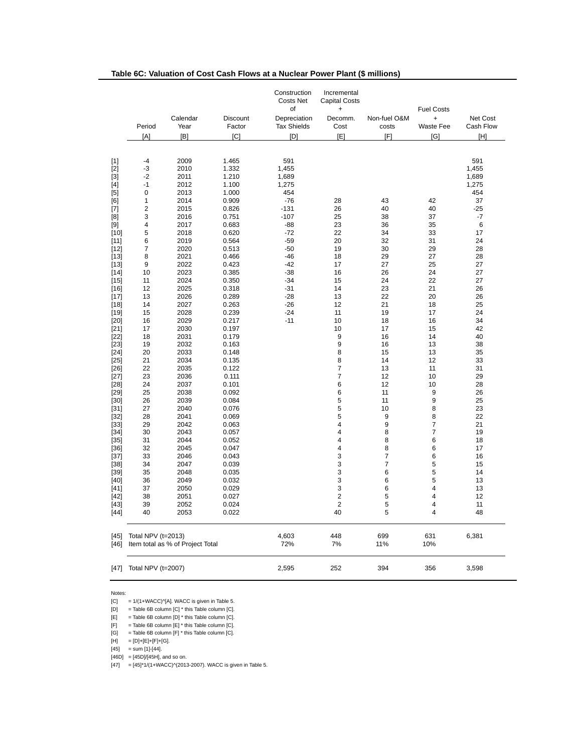**Table 6C: Valuation of Cost Cash Flows at a Nuclear Power Plant ($ millions)**

| | Period | Calendar Year | Discount Factor | Construction Costs Net of Depreciation Tax Shields | Incremental Capital Costs + Decomm. Cost | Non-fuel O&M costs | Fuel Costs + Waste Fee | Net Cost Cash Flow |
|---|---|---|---|---|---|---|---|---|
| | [A] | [B] | [C] | [D] | [E] | [F] | [G] | [H] |
| [1] | -4 | 2009 | 1.465 | 591 | | | | 591 |
| [2] | -3 | 2010 | 1.332 | 1,455 | | | | 1,455 |
| [3] | -2 | 2011 | 1.210 | 1,689 | | | | 1,689 |
| [4] | -1 | 2012 | 1.100 | 1,275 | | | | 1,275 |
| [5] | 0 | 2013 | 1.000 | 454 | | | | 454 |
| [6] | 1 | 2014 | 0.909 | -76 | 28 | 43 | 42 | 37 |
| [7] | 2 | 2015 | 0.826 | -131 | 26 | 40 | 40 | -25 |
| [8] | 3 | 2016 | 0.751 | -107 | 25 | 38 | 37 | -7 |
| [9] | 4 | 2017 | 0.683 | -88 | 23 | 36 | 35 | 6 |
| [10] | 5 | 2018 | 0.620 | -72 | 22 | 34 | 33 | 17 |
| [11] | 6 | 2019 | 0.564 | -59 | 20 | 32 | 31 | 24 |
| [12] | 7 | 2020 | 0.513 | -50 | 19 | 30 | 29 | 28 |
| [13] | 8 | 2021 | 0.466 | -46 | 18 | 29 | 27 | 28 |
| [13] | 9 | 2022 | 0.423 | -42 | 17 | 27 | 25 | 27 |
| [14] | 10 | 2023 | 0.385 | -38 | 16 | 26 | 24 | 27 |
| [15] | 11 | 2024 | 0.350 | -34 | 15 | 24 | 22 | 27 |
| [16] | 12 | 2025 | 0.318 | -31 | 14 | 23 | 21 | 26 |
| [17] | 13 | 2026 | 0.289 | -28 | 13 | 22 | 20 | 26 |
| [18] | 14 | 2027 | 0.263 | -26 | 12 | 21 | 18 | 25 |
| [19] | 15 | 2028 | 0.239 | -24 | 11 | 19 | 17 | 24 |
| [20] | 16 | 2029 | 0.217 | -11 | 10 | 18 | 16 | 34 |
| [21] | 17 | 2030 | 0.197 | | 10 | 17 | 15 | 42 |
| [22] | 18 | 2031 | 0.179 | | 9 | 16 | 14 | 40 |
| [23] | 19 | 2032 | 0.163 | | 9 | 16 | 13 | 38 |
| [24] | 20 | 2033 | 0.148 | | 8 | 15 | 13 | 35 |
| [25] | 21 | 2034 | 0.135 | | 8 | 14 | 12 | 33 |
| [26] | 22 | 2035 | 0.122 | | 7 | 13 | 11 | 31 |
| [27] | 23 | 2036 | 0.111 | | 7 | 12 | 10 | 29 |
| [28] | 24 | 2037 | 0.101 | | 6 | 12 | 10 | 28 |
| [29] | 25 | 2038 | 0.092 | | 6 | 11 | 9 | 26 |
| [30] | 26 | 2039 | 0.084 | | 5 | 11 | 9 | 25 |
| [31] | 27 | 2040 | 0.076 | | 5 | 10 | 8 | 23 |
| [32] | 28 | 2041 | 0.069 | | 5 | 9 | 8 | 22 |
| [33] | 29 | 2042 | 0.063 | | 4 | 9 | 7 | 21 |
| [34] | 30 | 2043 | 0.057 | | 4 | 8 | 7 | 19 |
| [35] | 31 | 2044 | 0.052 | | 4 | 8 | 6 | 18 |
| [36] | 32 | 2045 | 0.047 | | 4 | 8 | 6 | 17 |
| [37] | 33 | 2046 | 0.043 | | 3 | 7 | 6 | 16 |
| [38] | 34 | 2047 | 0.039 | | 3 | 7 | 5 | 15 |
| [39] | 35 | 2048 | 0.035 | | 3 | 6 | 5 | 14 |
| [40] | 36 | 2049 | 0.032 | | 3 | 6 | 5 | 13 |
| [41] | 37 | 2050 | 0.029 | | 3 | 6 | 4 | 13 |
| [42] | 38 | 2051 | 0.027 | | 2 | 5 | 4 | 12 |
| [43] | 39 | 2052 | 0.024 | | 2 | 5 | 4 | 11 |
| [44] | 40 | 2053 | 0.022 | | 40 | 5 | 4 | 48 |
| [45] | Total NPV (t=2013) | | | 4,603 | 448 | 699 | 631 | 6,381 |
| [46] | Item total as % of Project Total | | | 72% | 7% | 11% | 10% | |
| [47] | Total NPV (t=2007) | | | 2,595 | 252 | 394 | 356 | 3,598 |

Notes:

[C] = 1/(1+WACC)^[A]. WACC is given in Table 5.

[D] = Table 6B column [C] * this Table column [C].

[E] = Table 6B column [D] * this Table column [C].

[F] = Table 6B column [E] * this Table column [C].

[G] = Table 6B column [F] * this Table column [C].

[H] = [D]+[E]+[F]+[G].

[45] = sum [1]-[44].

[46D] = [45D]/[45H], and so on.

[47] = [45]*1/(1+WACC)^(2013-2007). WACC is given in Table 5.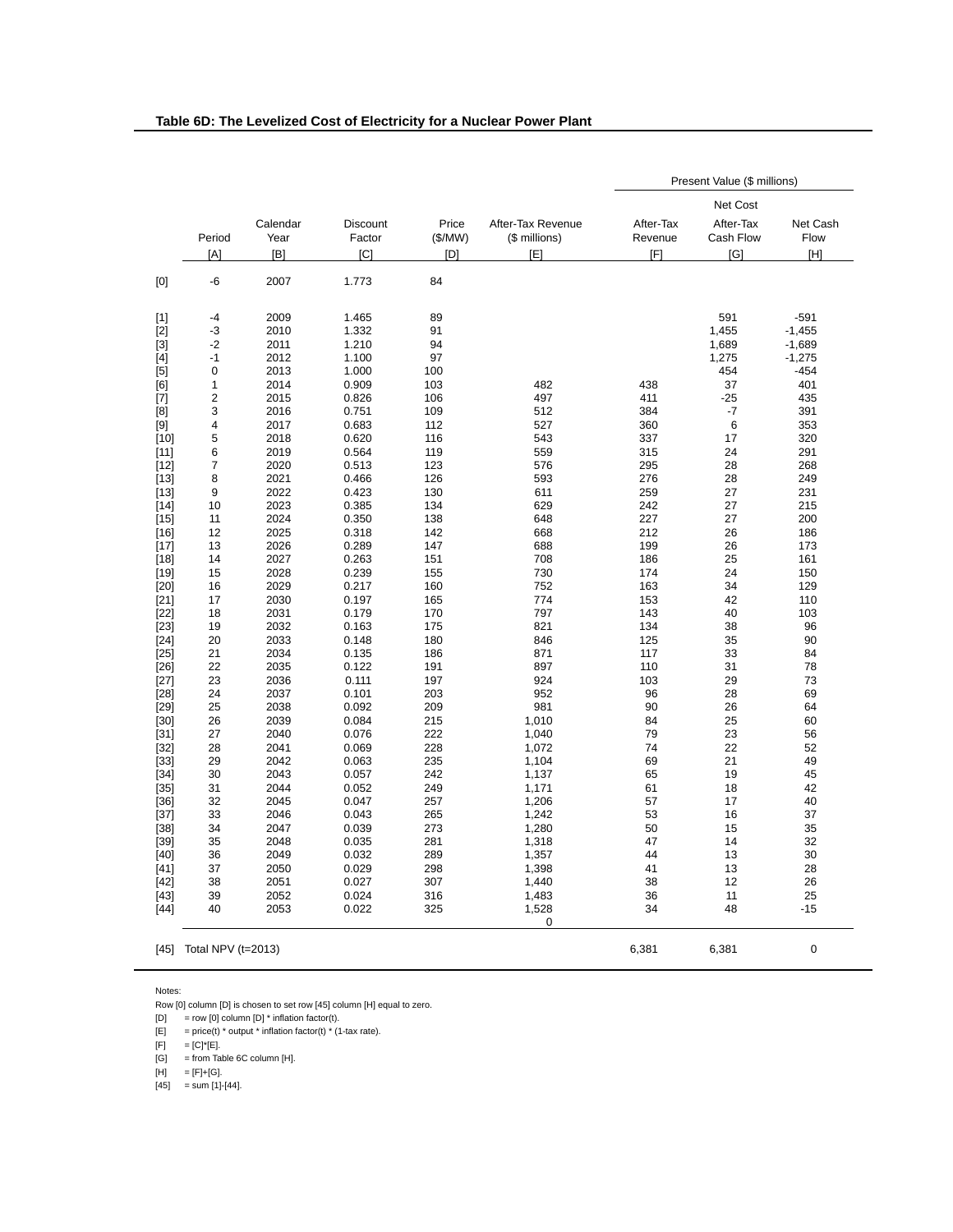**Table 6D: The Levelized Cost of Electricity for a Nuclear Power Plant**

| | | | | | | Present Value ($ millions) | | |
|---|---|---|---|---|---|---|---|---|
| | | | | | | | Net Cost | |
| | Period | Calendar Year | Discount Factor | Price ($/MW) | After-Tax Revenue ($ millions) | After-Tax Revenue | After-Tax Cash Flow | Net Cash Flow |
| | [A] | [B] | [C] | [D] | [E] | [F] | [G] | [H] |
| [0] | -6 | 2007 | 1.773 | 84 | | | | |
| [1] | -4 | 2009 | 1.465 | 89 | | | 591 | -591 |
| [2] | -3 | 2010 | 1.332 | 91 | | | 1,455 | -1,455 |
| [3] | -2 | 2011 | 1.210 | 94 | | | 1,689 | -1,689 |
| [4] | -1 | 2012 | 1.100 | 97 | | | 1,275 | -1,275 |
| [5] | 0 | 2013 | 1.000 | 100 | | | 454 | -454 |
| [6] | 1 | 2014 | 0.909 | 103 | 482 | 438 | 37 | 401 |
| [7] | 2 | 2015 | 0.826 | 106 | 497 | 411 | -25 | 435 |
| [8] | 3 | 2016 | 0.751 | 109 | 512 | 384 | -7 | 391 |
| [9] | 4 | 2017 | 0.683 | 112 | 527 | 360 | 6 | 353 |
| [10] | 5 | 2018 | 0.620 | 116 | 543 | 337 | 17 | 320 |
| [11] | 6 | 2019 | 0.564 | 119 | 559 | 315 | 24 | 291 |
| [12] | 7 | 2020 | 0.513 | 123 | 576 | 295 | 28 | 268 |
| [13] | 8 | 2021 | 0.466 | 126 | 593 | 276 | 28 | 249 |
| [13] | 9 | 2022 | 0.423 | 130 | 611 | 259 | 27 | 231 |
| [14] | 10 | 2023 | 0.385 | 134 | 629 | 242 | 27 | 215 |
| [15] | 11 | 2024 | 0.350 | 138 | 648 | 227 | 27 | 200 |
| [16] | 12 | 2025 | 0.318 | 142 | 668 | 212 | 26 | 186 |
| [17] | 13 | 2026 | 0.289 | 147 | 688 | 199 | 26 | 173 |
| [18] | 14 | 2027 | 0.263 | 151 | 708 | 186 | 25 | 161 |
| [19] | 15 | 2028 | 0.239 | 155 | 730 | 174 | 24 | 150 |
| [20] | 16 | 2029 | 0.217 | 160 | 752 | 163 | 34 | 129 |
| [21] | 17 | 2030 | 0.197 | 165 | 774 | 153 | 42 | 110 |
| [22] | 18 | 2031 | 0.179 | 170 | 797 | 143 | 40 | 103 |
| [23] | 19 | 2032 | 0.163 | 175 | 821 | 134 | 38 | 96 |
| [24] | 20 | 2033 | 0.148 | 180 | 846 | 125 | 35 | 90 |
| [25] | 21 | 2034 | 0.135 | 186 | 871 | 117 | 33 | 84 |
| [26] | 22 | 2035 | 0.122 | 191 | 897 | 110 | 31 | 78 |
| [27] | 23 | 2036 | 0.111 | 197 | 924 | 103 | 29 | 73 |
| [28] | 24 | 2037 | 0.101 | 203 | 952 | 96 | 28 | 69 |
| [29] | 25 | 2038 | 0.092 | 209 | 981 | 90 | 26 | 64 |
| [30] | 26 | 2039 | 0.084 | 215 | 1,010 | 84 | 25 | 60 |
| [31] | 27 | 2040 | 0.076 | 222 | 1,040 | 79 | 23 | 56 |
| [32] | 28 | 2041 | 0.069 | 228 | 1,072 | 74 | 22 | 52 |
| [33] | 29 | 2042 | 0.063 | 235 | 1,104 | 69 | 21 | 49 |
| [34] | 30 | 2043 | 0.057 | 242 | 1,137 | 65 | 19 | 45 |
| [35] | 31 | 2044 | 0.052 | 249 | 1,171 | 61 | 18 | 42 |
| [36] | 32 | 2045 | 0.047 | 257 | 1,206 | 57 | 17 | 40 |
| [37] | 33 | 2046 | 0.043 | 265 | 1,242 | 53 | 16 | 37 |
| [38] | 34 | 2047 | 0.039 | 273 | 1,280 | 50 | 15 | 35 |
| [39] | 35 | 2048 | 0.035 | 281 | 1,318 | 47 | 14 | 32 |
| [40] | 36 | 2049 | 0.032 | 289 | 1,357 | 44 | 13 | 30 |
| [41] | 37 | 2050 | 0.029 | 298 | 1,398 | 41 | 13 | 28 |
| [42] | 38 | 2051 | 0.027 | 307 | 1,440 | 38 | 12 | 26 |
| [43] | 39 | 2052 | 0.024 | 316 | 1,483 | 36 | 11 | 25 |
| [44] | 40 | 2053 | 0.022 | 325 | 1,528 | 34 | 48 | -15 |
| | | | | | 0 | | | |
| [45] | Total NPV (t=2013) | | | | | 6,381 | 6,381 | 0 |

Notes:

Row [0] column [D] is chosen to set row [45] column [H] equal to zero.

[D] = row [0] column [D] * inflation factor(t).

[E] = price(t) * output * inflation factor(t) * (1-tax rate).

[F] = [C]*[E].

[G] = from Table 6C column [H].

[H] = [F]+[G].

[45] = sum [1]-[44].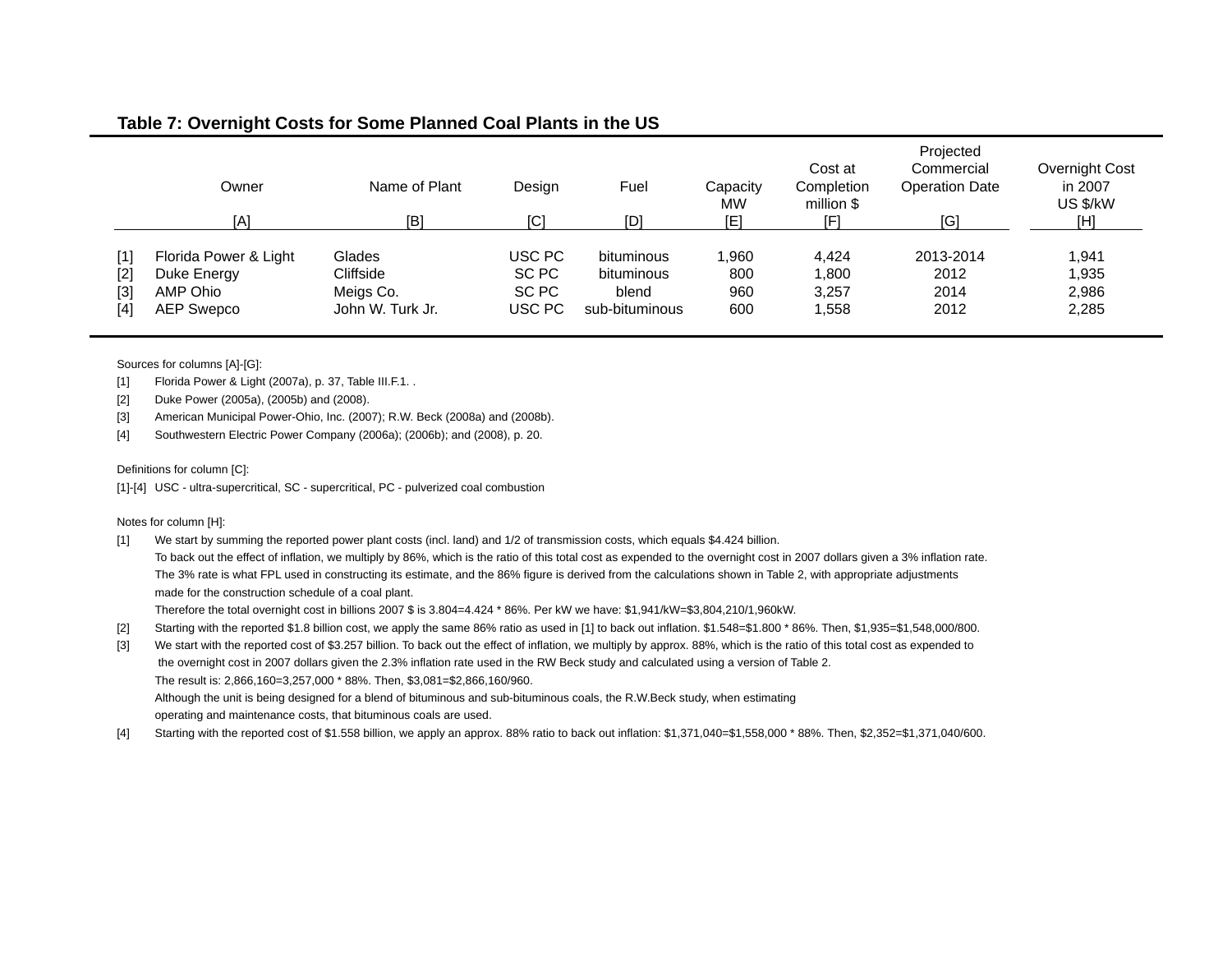**Table 7: Overnight Costs for Some Planned Coal Plants in the US**

| | Owner | Name of Plant | Design | Fuel | Capacity MW | Cost at Completion million $ | Projected Commercial Operation Date | Overnight Cost in 2007 US $/kW |
|---|---|---|---|---|---|---|---|---|
| | [A] | [B] | [C] | [D] | [E] | [F] | [G] | [H] |
| [1] | Florida Power & Light | Glades | USC PC | bituminous | 1,960 | 4,424 | 2013-2014 | 1,941 |
| [2] | Duke Energy | Cliffside | SC PC | bituminous | 800 | 1,800 | 2012 | 1,935 |
| [3] | AMP Ohio | Meigs Co. | SC PC | blend | 960 | 3,257 | 2014 | 2,986 |
| [4] | AEP Swepco | John W. Turk Jr. | USC PC | sub-bituminous | 600 | 1,558 | 2012 | 2,285 |

Sources for columns [A]-[G]:

[1] Florida Power & Light (2007a), p. 37, Table III.F.1. .

[2] Duke Power (2005a), (2005b) and (2008).

[3] American Municipal Power-Ohio, Inc. (2007); R.W. Beck (2008a) and (2008b).

[4] Southwestern Electric Power Company (2006a); (2006b); and (2008), p. 20.

Definitions for column [C]:

[1]-[4] USC - ultra-supercritical, SC - supercritical, PC - pulverized coal combustion

Notes for column [H]:

[1] We start by summing the reported power plant costs (incl. land) and 1/2 of transmission costs, which equals $4.424 billion.
To back out the effect of inflation, we multiply by 86%, which is the ratio of this total cost as expended to the overnight cost in 2007 dollars given a 3% inflation rate.
The 3% rate is what FPL used in constructing its estimate, and the 86% figure is derived from the calculations shown in Table 2, with appropriate adjustments made for the construction schedule of a coal plant.
Therefore the total overnight cost in billions 2007 $ is 3.804=4.424 * 86%. Per kW we have: $1,941/kW=$3,804,210/1,960kW.

[2] Starting with the reported $1.8 billion cost, we apply the same 86% ratio as used in [1] to back out inflation. $1.548=$1.800 * 86%. Then, $1,935=$1,548,000/800.

[3] We start with the reported cost of $3.257 billion. To back out the effect of inflation, we multiply by approx. 88%, which is the ratio of this total cost as expended to the overnight cost in 2007 dollars given the 2.3% inflation rate used in the RW Beck study and calculated using a version of Table 2.
The result is: 2,866,160=3,257,000 * 88%. Then, $3,081=$2,866,160/960.
Although the unit is being designed for a blend of bituminous and sub-bituminous coals, the R.W.Beck study, when estimating operating and maintenance costs, that bituminous coals are used.

[4] Starting with the reported cost of $1.558 billion, we apply an approx. 88% ratio to back out inflation: $1,371,040=$1,558,000 * 88%. Then, $2,352=$1,371,040/600.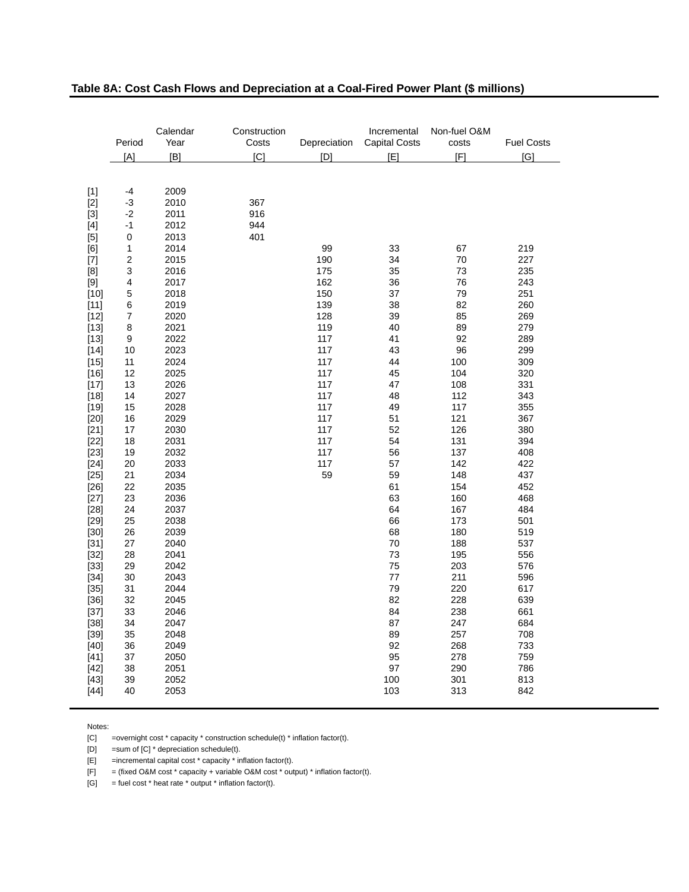## Table 8A: Cost Cash Flows and Depreciation at a Coal-Fired Power Plant ($ millions)

| | Period | Calendar Year | Construction Costs | Depreciation | Incremental Capital Costs | Non-fuel O&M costs | Fuel Costs |
|---|---|---|---|---|---|---|---|
| | [A] | [B] | [C] | [D] | [E] | [F] | [G] |
| [1] | -4 | 2009 | | | | | |
| [2] | -3 | 2010 | 367 | | | | |
| [3] | -2 | 2011 | 916 | | | | |
| [4] | -1 | 2012 | 944 | | | | |
| [5] | 0 | 2013 | 401 | | | | |
| [6] | 1 | 2014 | | 99 | 33 | 67 | 219 |
| [7] | 2 | 2015 | | 190 | 34 | 70 | 227 |
| [8] | 3 | 2016 | | 175 | 35 | 73 | 235 |
| [9] | 4 | 2017 | | 162 | 36 | 76 | 243 |
| [10] | 5 | 2018 | | 150 | 37 | 79 | 251 |
| [11] | 6 | 2019 | | 139 | 38 | 82 | 260 |
| [12] | 7 | 2020 | | 128 | 39 | 85 | 269 |
| [13] | 8 | 2021 | | 119 | 40 | 89 | 279 |
| [13] | 9 | 2022 | | 117 | 41 | 92 | 289 |
| [14] | 10 | 2023 | | 117 | 43 | 96 | 299 |
| [15] | 11 | 2024 | | 117 | 44 | 100 | 309 |
| [16] | 12 | 2025 | | 117 | 45 | 104 | 320 |
| [17] | 13 | 2026 | | 117 | 47 | 108 | 331 |
| [18] | 14 | 2027 | | 117 | 48 | 112 | 343 |
| [19] | 15 | 2028 | | 117 | 49 | 117 | 355 |
| [20] | 16 | 2029 | | 117 | 51 | 121 | 367 |
| [21] | 17 | 2030 | | 117 | 52 | 126 | 380 |
| [22] | 18 | 2031 | | 117 | 54 | 131 | 394 |
| [23] | 19 | 2032 | | 117 | 56 | 137 | 408 |
| [24] | 20 | 2033 | | 117 | 57 | 142 | 422 |
| [25] | 21 | 2034 | | 59 | 59 | 148 | 437 |
| [26] | 22 | 2035 | | | 61 | 154 | 452 |
| [27] | 23 | 2036 | | | 63 | 160 | 468 |
| [28] | 24 | 2037 | | | 64 | 167 | 484 |
| [29] | 25 | 2038 | | | 66 | 173 | 501 |
| [30] | 26 | 2039 | | | 68 | 180 | 519 |
| [31] | 27 | 2040 | | | 70 | 188 | 537 |
| [32] | 28 | 2041 | | | 73 | 195 | 556 |
| [33] | 29 | 2042 | | | 75 | 203 | 576 |
| [34] | 30 | 2043 | | | 77 | 211 | 596 |
| [35] | 31 | 2044 | | | 79 | 220 | 617 |
| [36] | 32 | 2045 | | | 82 | 228 | 639 |
| [37] | 33 | 2046 | | | 84 | 238 | 661 |
| [38] | 34 | 2047 | | | 87 | 247 | 684 |
| [39] | 35 | 2048 | | | 89 | 257 | 708 |
| [40] | 36 | 2049 | | | 92 | 268 | 733 |
| [41] | 37 | 2050 | | | 95 | 278 | 759 |
| [42] | 38 | 2051 | | | 97 | 290 | 786 |
| [43] | 39 | 2052 | | | 100 | 301 | 813 |
| [44] | 40 | 2053 | | | 103 | 313 | 842 |

Notes:

[C] =overnight cost * capacity * construction schedule(t) * inflation factor(t).

[D] =sum of [C] * depreciation schedule(t).

[E] =incremental capital cost * capacity * inflation factor(t).

[F] = (fixed O&M cost * capacity + variable O&M cost * output) * inflation factor(t).

[G] = fuel cost * heat rate * output * inflation factor(t).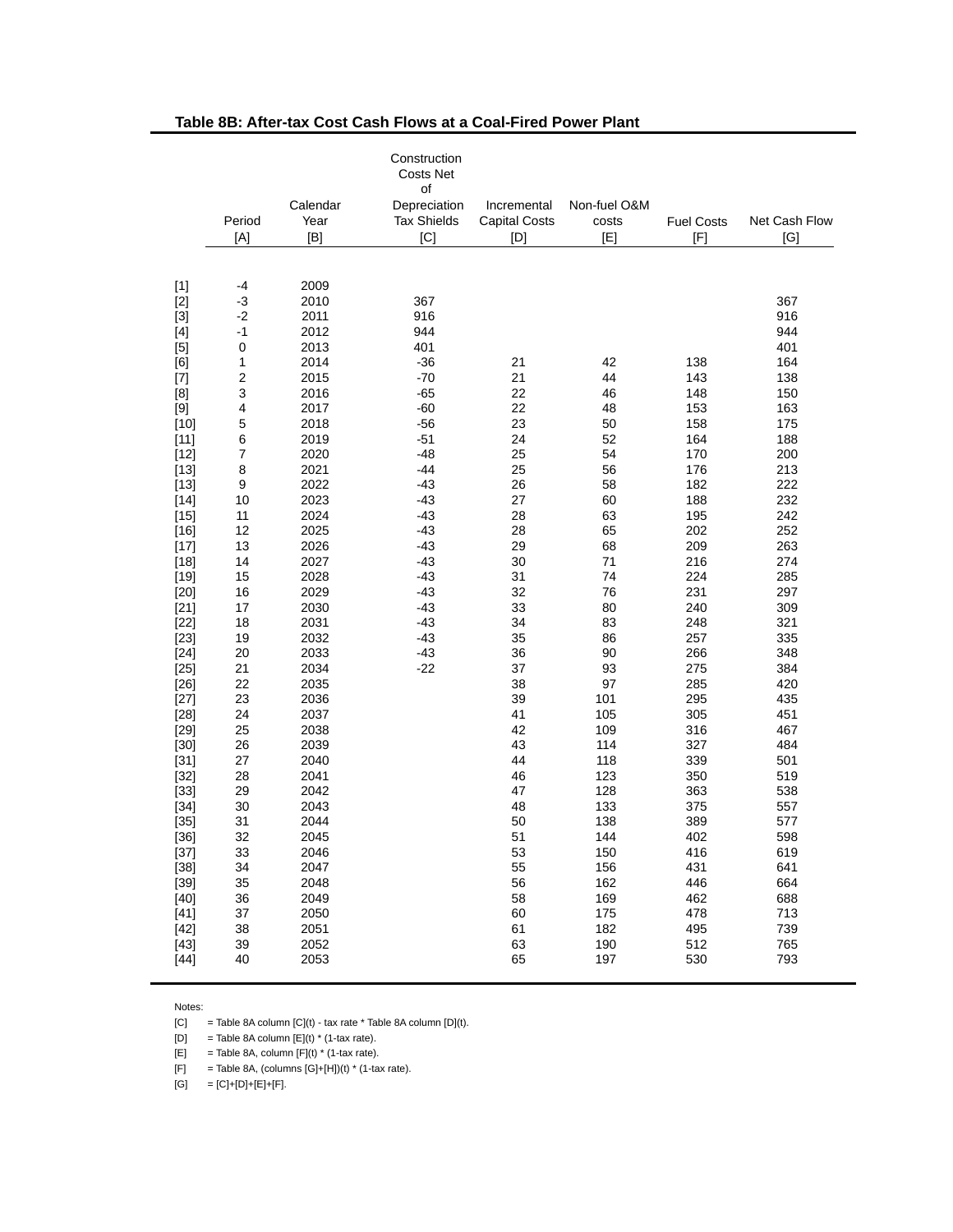**Table 8B: After-tax Cost Cash Flows at a Coal-Fired Power Plant**

| | Period | Calendar Year | Construction Costs Net of Depreciation Tax Shields | Incremental Capital Costs | Non-fuel O&M costs | Fuel Costs | Net Cash Flow |
|---|---|---|---|---|---|---|---|
| | [A] | [B] | [C] | [D] | [E] | [F] | [G] |
| [1] | -4 | 2009 | | | | | |
| [2] | -3 | 2010 | 367 | | | | 367 |
| [3] | -2 | 2011 | 916 | | | | 916 |
| [4] | -1 | 2012 | 944 | | | | 944 |
| [5] | 0 | 2013 | 401 | | | | 401 |
| [6] | 1 | 2014 | -36 | 21 | 42 | 138 | 164 |
| [7] | 2 | 2015 | -70 | 21 | 44 | 143 | 138 |
| [8] | 3 | 2016 | -65 | 22 | 46 | 148 | 150 |
| [9] | 4 | 2017 | -60 | 22 | 48 | 153 | 163 |
| [10] | 5 | 2018 | -56 | 23 | 50 | 158 | 175 |
| [11] | 6 | 2019 | -51 | 24 | 52 | 164 | 188 |
| [12] | 7 | 2020 | -48 | 25 | 54 | 170 | 200 |
| [13] | 8 | 2021 | -44 | 25 | 56 | 176 | 213 |
| [13] | 9 | 2022 | -43 | 26 | 58 | 182 | 222 |
| [14] | 10 | 2023 | -43 | 27 | 60 | 188 | 232 |
| [15] | 11 | 2024 | -43 | 28 | 63 | 195 | 242 |
| [16] | 12 | 2025 | -43 | 28 | 65 | 202 | 252 |
| [17] | 13 | 2026 | -43 | 29 | 68 | 209 | 263 |
| [18] | 14 | 2027 | -43 | 30 | 71 | 216 | 274 |
| [19] | 15 | 2028 | -43 | 31 | 74 | 224 | 285 |
| [20] | 16 | 2029 | -43 | 32 | 76 | 231 | 297 |
| [21] | 17 | 2030 | -43 | 33 | 80 | 240 | 309 |
| [22] | 18 | 2031 | -43 | 34 | 83 | 248 | 321 |
| [23] | 19 | 2032 | -43 | 35 | 86 | 257 | 335 |
| [24] | 20 | 2033 | -43 | 36 | 90 | 266 | 348 |
| [25] | 21 | 2034 | -22 | 37 | 93 | 275 | 384 |
| [26] | 22 | 2035 | | 38 | 97 | 285 | 420 |
| [27] | 23 | 2036 | | 39 | 101 | 295 | 435 |
| [28] | 24 | 2037 | | 41 | 105 | 305 | 451 |
| [29] | 25 | 2038 | | 42 | 109 | 316 | 467 |
| [30] | 26 | 2039 | | 43 | 114 | 327 | 484 |
| [31] | 27 | 2040 | | 44 | 118 | 339 | 501 |
| [32] | 28 | 2041 | | 46 | 123 | 350 | 519 |
| [33] | 29 | 2042 | | 47 | 128 | 363 | 538 |
| [34] | 30 | 2043 | | 48 | 133 | 375 | 557 |
| [35] | 31 | 2044 | | 50 | 138 | 389 | 577 |
| [36] | 32 | 2045 | | 51 | 144 | 402 | 598 |
| [37] | 33 | 2046 | | 53 | 150 | 416 | 619 |
| [38] | 34 | 2047 | | 55 | 156 | 431 | 641 |
| [39] | 35 | 2048 | | 56 | 162 | 446 | 664 |
| [40] | 36 | 2049 | | 58 | 169 | 462 | 688 |
| [41] | 37 | 2050 | | 60 | 175 | 478 | 713 |
| [42] | 38 | 2051 | | 61 | 182 | 495 | 739 |
| [43] | 39 | 2052 | | 63 | 190 | 512 | 765 |
| [44] | 40 | 2053 | | 65 | 197 | 530 | 793 |

Notes:

[C] = Table 8A column [C](t) - tax rate * Table 8A column [D](t).

[D] = Table 8A column [E](t) * (1-tax rate).

[E] = Table 8A, column [F](t) * (1-tax rate).

[F] = Table 8A, (columns [G]+[H])(t) * (1-tax rate).

[G] = [C]+[D]+[E]+[F].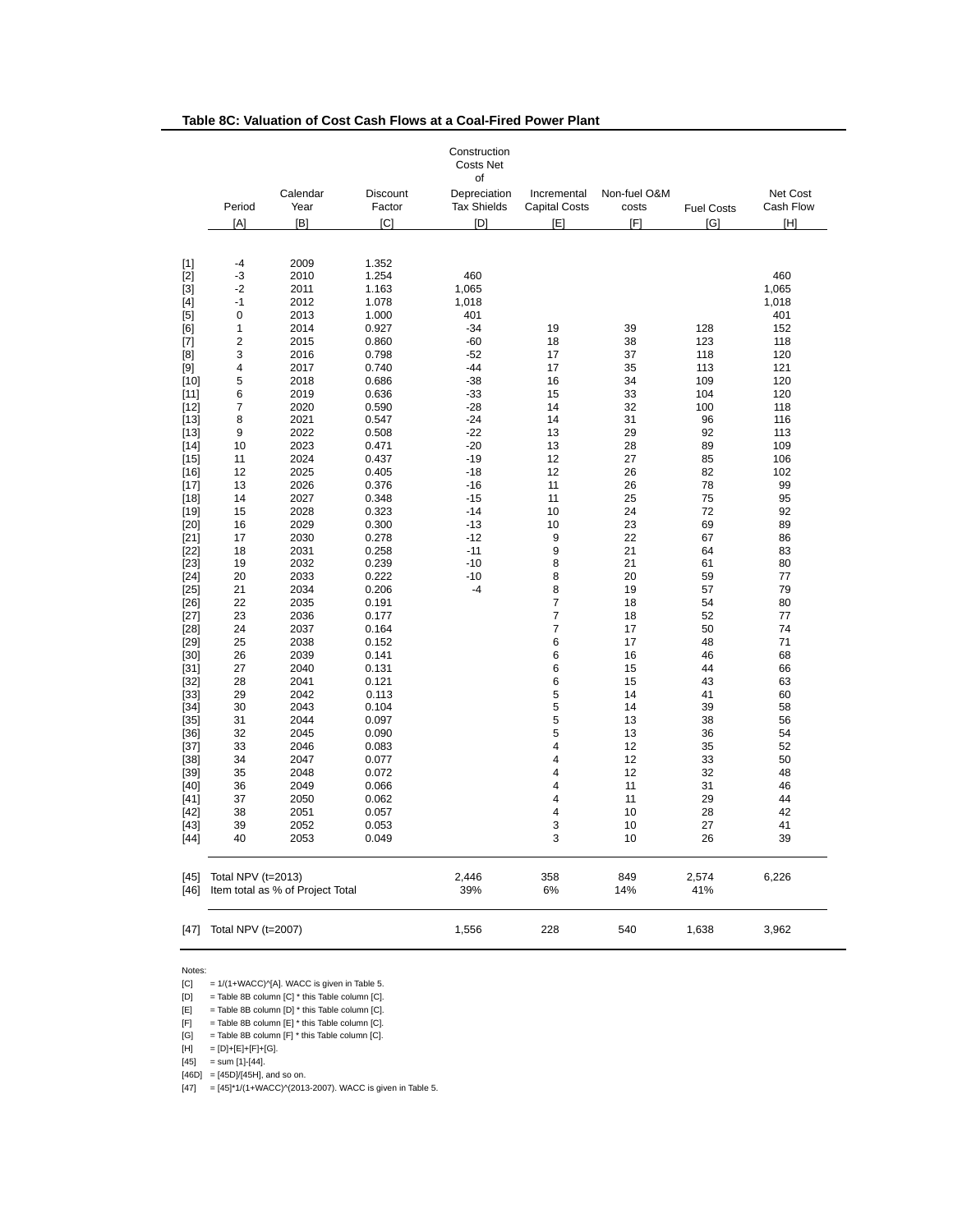**Table 8C: Valuation of Cost Cash Flows at a Coal-Fired Power Plant**

| | Period | Calendar Year | Discount Factor | Construction Costs Net of Depreciation Tax Shields | Incremental Capital Costs | Non-fuel O&M costs | Fuel Costs | Net Cost Cash Flow |
|---|---|---|---|---|---|---|---|---|
| | [A] | [B] | [C] | [D] | [E] | [F] | [G] | [H] |
| [1] | -4 | 2009 | 1.352 | | | | | |
| [2] | -3 | 2010 | 1.254 | 460 | | | | 460 |
| [3] | -2 | 2011 | 1.163 | 1,065 | | | | 1,065 |
| [4] | -1 | 2012 | 1.078 | 1,018 | | | | 1,018 |
| [5] | 0 | 2013 | 1.000 | 401 | | | | 401 |
| [6] | 1 | 2014 | 0.927 | -34 | 19 | 39 | 128 | 152 |
| [7] | 2 | 2015 | 0.860 | -60 | 18 | 38 | 123 | 118 |
| [8] | 3 | 2016 | 0.798 | -52 | 17 | 37 | 118 | 120 |
| [9] | 4 | 2017 | 0.740 | -44 | 17 | 35 | 113 | 121 |
| [10] | 5 | 2018 | 0.686 | -38 | 16 | 34 | 109 | 120 |
| [11] | 6 | 2019 | 0.636 | -33 | 15 | 33 | 104 | 120 |
| [12] | 7 | 2020 | 0.590 | -28 | 14 | 32 | 100 | 118 |
| [13] | 8 | 2021 | 0.547 | -24 | 14 | 31 | 96 | 116 |
| [13] | 9 | 2022 | 0.508 | -22 | 13 | 29 | 92 | 113 |
| [14] | 10 | 2023 | 0.471 | -20 | 13 | 28 | 89 | 109 |
| [15] | 11 | 2024 | 0.437 | -19 | 12 | 27 | 85 | 106 |
| [16] | 12 | 2025 | 0.405 | -18 | 12 | 26 | 82 | 102 |
| [17] | 13 | 2026 | 0.376 | -16 | 11 | 26 | 78 | 99 |
| [18] | 14 | 2027 | 0.348 | -15 | 11 | 25 | 75 | 95 |
| [19] | 15 | 2028 | 0.323 | -14 | 10 | 24 | 72 | 92 |
| [20] | 16 | 2029 | 0.300 | -13 | 10 | 23 | 69 | 89 |
| [21] | 17 | 2030 | 0.278 | -12 | 9 | 22 | 67 | 86 |
| [22] | 18 | 2031 | 0.258 | -11 | 9 | 21 | 64 | 83 |
| [23] | 19 | 2032 | 0.239 | -10 | 8 | 21 | 61 | 80 |
| [24] | 20 | 2033 | 0.222 | -10 | 8 | 20 | 59 | 77 |
| [25] | 21 | 2034 | 0.206 | -4 | 8 | 19 | 57 | 79 |
| [26] | 22 | 2035 | 0.191 | | 7 | 18 | 54 | 80 |
| [27] | 23 | 2036 | 0.177 | | 7 | 18 | 52 | 77 |
| [28] | 24 | 2037 | 0.164 | | 7 | 17 | 50 | 74 |
| [29] | 25 | 2038 | 0.152 | | 6 | 17 | 48 | 71 |
| [30] | 26 | 2039 | 0.141 | | 6 | 16 | 46 | 68 |
| [31] | 27 | 2040 | 0.131 | | 6 | 15 | 44 | 66 |
| [32] | 28 | 2041 | 0.121 | | 6 | 15 | 43 | 63 |
| [33] | 29 | 2042 | 0.113 | | 5 | 14 | 41 | 60 |
| [34] | 30 | 2043 | 0.104 | | 5 | 14 | 39 | 58 |
| [35] | 31 | 2044 | 0.097 | | 5 | 13 | 38 | 56 |
| [36] | 32 | 2045 | 0.090 | | 5 | 13 | 36 | 54 |
| [37] | 33 | 2046 | 0.083 | | 4 | 12 | 35 | 52 |
| [38] | 34 | 2047 | 0.077 | | 4 | 12 | 33 | 50 |
| [39] | 35 | 2048 | 0.072 | | 4 | 12 | 32 | 48 |
| [40] | 36 | 2049 | 0.066 | | 4 | 11 | 31 | 46 |
| [41] | 37 | 2050 | 0.062 | | 4 | 11 | 29 | 44 |
| [42] | 38 | 2051 | 0.057 | | 4 | 10 | 28 | 42 |
| [43] | 39 | 2052 | 0.053 | | 3 | 10 | 27 | 41 |
| [44] | 40 | 2053 | 0.049 | | 3 | 10 | 26 | 39 |
| [45] | Total NPV (t=2013) | | | 2,446 | 358 | 849 | 2,574 | 6,226 |
| [46] | Item total as % of Project Total | | | 39% | 6% | 14% | 41% | |
| [47] | Total NPV (t=2007) | | | 1,556 | 228 | 540 | 1,638 | 3,962 |

Notes:
[C] = 1/(1+WACC)^[A]. WACC is given in Table 5.
[D] = Table 8B column [C] * this Table column [C].
[E] = Table 8B column [D] * this Table column [C].
[F] = Table 8B column [E] * this Table column [C].
[G] = Table 8B column [F] * this Table column [C].
[H] = [D]+[E]+[F]+[G].
[45] = sum [1]-[44].
[46D] = [45D]/[45H], and so on.
[47] = [45]*1/(1+WACC)^(2013-2007). WACC is given in Table 5.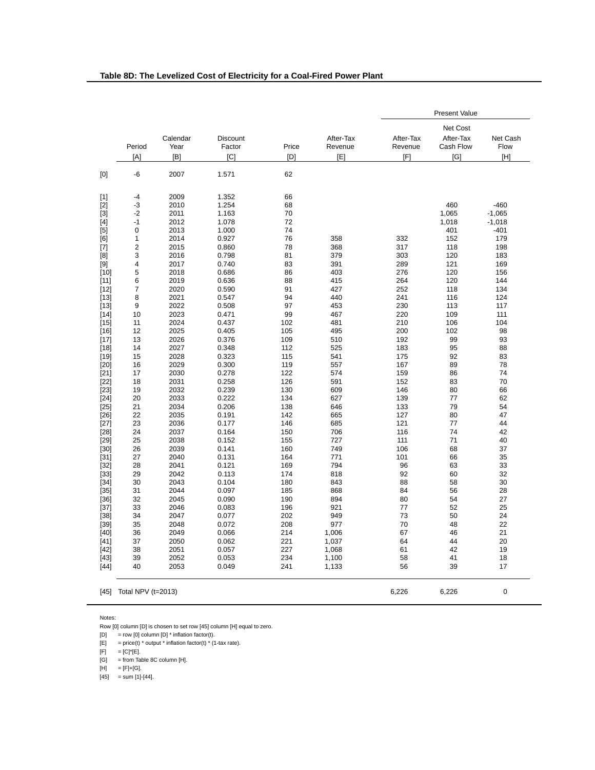**Table 8D: The Levelized Cost of Electricity for a Coal-Fired Power Plant**

| | | | | | | Present Value | | |
|---|---|---|---|---|---|---|---|---|
| | Period | Calendar Year | Discount Factor | Price | After-Tax Revenue | After-Tax Revenue | Net Cost After-Tax Cash Flow | Net Cash Flow |
| | [A] | [B] | [C] | [D] | [E] | [F] | [G] | [H] |
| [0] | -6 | 2007 | 1.571 | 62 | | | | |
| [1] | -4 | 2009 | 1.352 | 66 | | | | |
| [2] | -3 | 2010 | 1.254 | 68 | | | 460 | -460 |
| [3] | -2 | 2011 | 1.163 | 70 | | | 1,065 | -1,065 |
| [4] | -1 | 2012 | 1.078 | 72 | | | 1,018 | -1,018 |
| [5] | 0 | 2013 | 1.000 | 74 | | | 401 | -401 |
| [6] | 1 | 2014 | 0.927 | 76 | 358 | 332 | 152 | 179 |
| [7] | 2 | 2015 | 0.860 | 78 | 368 | 317 | 118 | 198 |
| [8] | 3 | 2016 | 0.798 | 81 | 379 | 303 | 120 | 183 |
| [9] | 4 | 2017 | 0.740 | 83 | 391 | 289 | 121 | 169 |
| [10] | 5 | 2018 | 0.686 | 86 | 403 | 276 | 120 | 156 |
| [11] | 6 | 2019 | 0.636 | 88 | 415 | 264 | 120 | 144 |
| [12] | 7 | 2020 | 0.590 | 91 | 427 | 252 | 118 | 134 |
| [13] | 8 | 2021 | 0.547 | 94 | 440 | 241 | 116 | 124 |
| [13] | 9 | 2022 | 0.508 | 97 | 453 | 230 | 113 | 117 |
| [14] | 10 | 2023 | 0.471 | 99 | 467 | 220 | 109 | 111 |
| [15] | 11 | 2024 | 0.437 | 102 | 481 | 210 | 106 | 104 |
| [16] | 12 | 2025 | 0.405 | 105 | 495 | 200 | 102 | 98 |
| [17] | 13 | 2026 | 0.376 | 109 | 510 | 192 | 99 | 93 |
| [18] | 14 | 2027 | 0.348 | 112 | 525 | 183 | 95 | 88 |
| [19] | 15 | 2028 | 0.323 | 115 | 541 | 175 | 92 | 83 |
| [20] | 16 | 2029 | 0.300 | 119 | 557 | 167 | 89 | 78 |
| [21] | 17 | 2030 | 0.278 | 122 | 574 | 159 | 86 | 74 |
| [22] | 18 | 2031 | 0.258 | 126 | 591 | 152 | 83 | 70 |
| [23] | 19 | 2032 | 0.239 | 130 | 609 | 146 | 80 | 66 |
| [24] | 20 | 2033 | 0.222 | 134 | 627 | 139 | 77 | 62 |
| [25] | 21 | 2034 | 0.206 | 138 | 646 | 133 | 79 | 54 |
| [26] | 22 | 2035 | 0.191 | 142 | 665 | 127 | 80 | 47 |
| [27] | 23 | 2036 | 0.177 | 146 | 685 | 121 | 77 | 44 |
| [28] | 24 | 2037 | 0.164 | 150 | 706 | 116 | 74 | 42 |
| [29] | 25 | 2038 | 0.152 | 155 | 727 | 111 | 71 | 40 |
| [30] | 26 | 2039 | 0.141 | 160 | 749 | 106 | 68 | 37 |
| [31] | 27 | 2040 | 0.131 | 164 | 771 | 101 | 66 | 35 |
| [32] | 28 | 2041 | 0.121 | 169 | 794 | 96 | 63 | 33 |
| [33] | 29 | 2042 | 0.113 | 174 | 818 | 92 | 60 | 32 |
| [34] | 30 | 2043 | 0.104 | 180 | 843 | 88 | 58 | 30 |
| [35] | 31 | 2044 | 0.097 | 185 | 868 | 84 | 56 | 28 |
| [36] | 32 | 2045 | 0.090 | 190 | 894 | 80 | 54 | 27 |
| [37] | 33 | 2046 | 0.083 | 196 | 921 | 77 | 52 | 25 |
| [38] | 34 | 2047 | 0.077 | 202 | 949 | 73 | 50 | 24 |
| [39] | 35 | 2048 | 0.072 | 208 | 977 | 70 | 48 | 22 |
| [40] | 36 | 2049 | 0.066 | 214 | 1,006 | 67 | 46 | 21 |
| [41] | 37 | 2050 | 0.062 | 221 | 1,037 | 64 | 44 | 20 |
| [42] | 38 | 2051 | 0.057 | 227 | 1,068 | 61 | 42 | 19 |
| [43] | 39 | 2052 | 0.053 | 234 | 1,100 | 58 | 41 | 18 |
| [44] | 40 | 2053 | 0.049 | 241 | 1,133 | 56 | 39 | 17 |
| [45] | Total NPV (t=2013) | | | | | 6,226 | 6,226 | 0 |

Notes:

Row [0] column [D] is chosen to set row [45] column [H] equal to zero.

[D] = row [0] column [D] * inflation factor(t).

[E] = price(t) * output * inflation factor(t) * (1-tax rate).

[F] = [C]*[E].

[G] = from Table 8C column [H].

[H] = [F]+[G].

[45] = sum [1]-[44].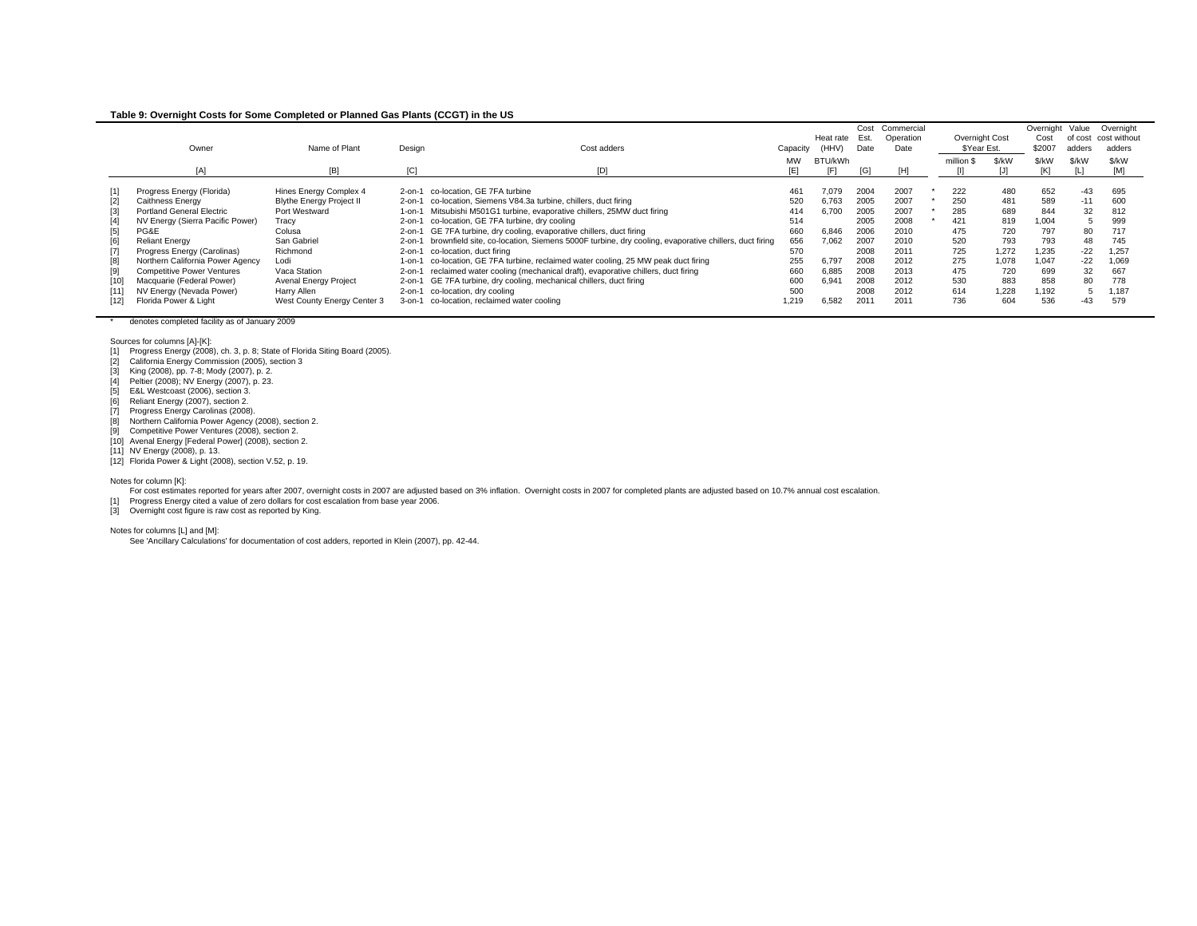**Table 9: Overnight Costs for Some Completed or Planned Gas Plants (CCGT) in the US**

| | Owner | Name of Plant | Design | Cost adders | Capacity | Heat rate (HHV) | Cost Est. Date | Commercial Operation Date | | Overnight Cost $Year Est. | | Overnight Cost $2007 | Value of cost adders | Overnight cost without adders |
|---|---|---|---|---|---|---|---|---|---|---|---|---|---|---|
| | | | | | MW | BTU/kWh | | | | million $ | $/kW | $/kW | $/kW | $/kW |
| | [A] | [B] | [C] | [D] | [E] | [F] | [G] | [H] | | [I] | [J] | [K] | [L] | [M] |
| [1] | Progress Energy (Florida) | Hines Energy Complex 4 | 2-on-1 | co-location, GE 7FA turbine | 461 | 7,079 | 2004 | 2007 | * | 222 | 480 | 652 | -43 | 695 |
| [2] | Caithness Energy | Blythe Energy Project II | 2-on-1 | co-location, Siemens V84.3a turbine, chillers, duct firing | 520 | 6,763 | 2005 | 2007 | * | 250 | 481 | 589 | -11 | 600 |
| [3] | Portland General Electric | Port Westward | 1-on-1 | Mitsubishi M501G1 turbine, evaporative chillers, 25MW duct firing | 414 | 6,700 | 2005 | 2007 | * | 285 | 689 | 844 | 32 | 812 |
| [4] | NV Energy (Sierra Pacific Power) | Tracy | 2-on-1 | co-location, GE 7FA turbine, dry cooling | 514 | | 2005 | 2008 | * | 421 | 819 | 1,004 | 5 | 999 |
| [5] | PG&E | Colusa | 2-on-1 | GE 7FA turbine, dry cooling, evaporative chillers, duct firing | 660 | 6,846 | 2006 | 2010 | | 475 | 720 | 797 | 80 | 717 |
| [6] | Reliant Energy | San Gabriel | 2-on-1 | brownfield site, co-location, Siemens 5000F turbine, dry cooling, evaporative chillers, duct firing | 656 | 7,062 | 2007 | 2010 | | 520 | 793 | 793 | 48 | 745 |
| [7] | Progress Energy (Carolinas) | Richmond | 2-on-1 | co-location, duct firing | 570 | | 2008 | 2011 | | 725 | 1,272 | 1,235 | -22 | 1,257 |
| [8] | Northern California Power Agency | Lodi | 1-on-1 | co-location, GE 7FA turbine, reclaimed water cooling, 25 MW peak duct firing | 255 | 6,797 | 2008 | 2012 | | 275 | 1,078 | 1,047 | -22 | 1,069 |
| [9] | Competitive Power Ventures | Vaca Station | 2-on-1 | reclaimed water cooling (mechanical draft), evaporative chillers, duct firing | 660 | 6,885 | 2008 | 2013 | | 475 | 720 | 699 | 32 | 667 |
| [10] | Macquarie (Federal Power) | Avenal Energy Project | 2-on-1 | GE 7FA turbine, dry cooling, mechanical chillers, duct firing | 600 | 6,941 | 2008 | 2012 | | 530 | 883 | 858 | 80 | 778 |
| [11] | NV Energy (Nevada Power) | Harry Allen | 2-on-1 | co-location, dry cooling | 500 | | 2008 | 2012 | | 614 | 1,228 | 1,192 | 5 | 1,187 |
| [12] | Florida Power & Light | West County Energy Center 3 | 3-on-1 | co-location, reclaimed water cooling | 1,219 | 6,582 | 2011 | 2011 | | 736 | 604 | 536 | -43 | 579 |

\* denotes completed facility as of January 2009

Sources for columns [A]-[K]:

[1] Progress Energy (2008), ch. 3, p. 8; State of Florida Siting Board (2005).
[2] California Energy Commission (2005), section 3
[3] King (2008), pp. 7-8; Mody (2007), p. 2.
[4] Peltier (2008); NV Energy (2007), p. 23.
[5] E&L Westcoast (2006), section 3.
[6] Reliant Energy (2007), section 2.
[7] Progress Energy Carolinas (2008).
[8] Northern California Power Agency (2008), section 2.
[9] Competitive Power Ventures (2008), section 2.
[10] Avenal Energy [Federal Power] (2008), section 2.
[11] NV Energy (2008), p. 13.
[12] Florida Power & Light (2008), section V.52, p. 19.

Notes for column [K]:

For cost estimates reported for years after 2007, overnight costs in 2007 are adjusted based on 3% inflation. Overnight costs in 2007 for completed plants are adjusted based on 10.7% annual cost escalation.
[1] Progress Energy cited a value of zero dollars for cost escalation from base year 2006.
[3] Overnight cost figure is raw cost as reported by King.

Notes for columns [L] and [M]:

See 'Ancillary Calculations' for documentation of cost adders, reported in Klein (2007), pp. 42-44.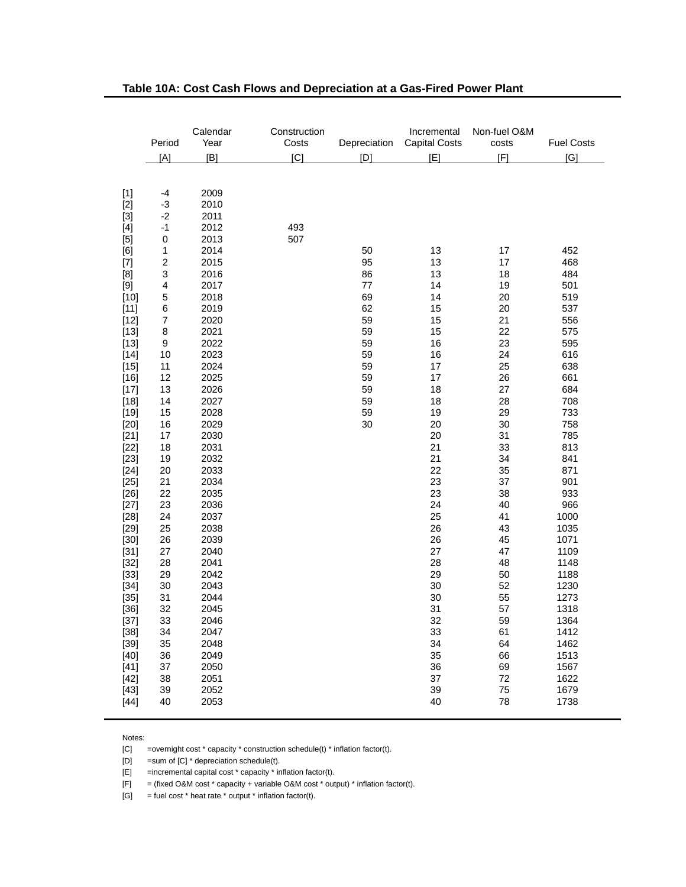**Table 10A: Cost Cash Flows and Depreciation at a Gas-Fired Power Plant**

| | Period | Calendar Year | Construction Costs | Depreciation | Incremental Capital Costs | Non-fuel O&M costs | Fuel Costs |
|---|---|---|---|---|---|---|---|
| | [A] | [B] | [C] | [D] | [E] | [F] | [G] |
| [1] | -4 | 2009 | | | | | |
| [2] | -3 | 2010 | | | | | |
| [3] | -2 | 2011 | | | | | |
| [4] | -1 | 2012 | 493 | | | | |
| [5] | 0 | 2013 | 507 | | | | |
| [6] | 1 | 2014 | | 50 | 13 | 17 | 452 |
| [7] | 2 | 2015 | | 95 | 13 | 17 | 468 |
| [8] | 3 | 2016 | | 86 | 13 | 18 | 484 |
| [9] | 4 | 2017 | | 77 | 14 | 19 | 501 |
| [10] | 5 | 2018 | | 69 | 14 | 20 | 519 |
| [11] | 6 | 2019 | | 62 | 15 | 20 | 537 |
| [12] | 7 | 2020 | | 59 | 15 | 21 | 556 |
| [13] | 8 | 2021 | | 59 | 15 | 22 | 575 |
| [13] | 9 | 2022 | | 59 | 16 | 23 | 595 |
| [14] | 10 | 2023 | | 59 | 16 | 24 | 616 |
| [15] | 11 | 2024 | | 59 | 17 | 25 | 638 |
| [16] | 12 | 2025 | | 59 | 17 | 26 | 661 |
| [17] | 13 | 2026 | | 59 | 18 | 27 | 684 |
| [18] | 14 | 2027 | | 59 | 18 | 28 | 708 |
| [19] | 15 | 2028 | | 59 | 19 | 29 | 733 |
| [20] | 16 | 2029 | | 30 | 20 | 30 | 758 |
| [21] | 17 | 2030 | | | 20 | 31 | 785 |
| [22] | 18 | 2031 | | | 21 | 33 | 813 |
| [23] | 19 | 2032 | | | 21 | 34 | 841 |
| [24] | 20 | 2033 | | | 22 | 35 | 871 |
| [25] | 21 | 2034 | | | 23 | 37 | 901 |
| [26] | 22 | 2035 | | | 23 | 38 | 933 |
| [27] | 23 | 2036 | | | 24 | 40 | 966 |
| [28] | 24 | 2037 | | | 25 | 41 | 1000 |
| [29] | 25 | 2038 | | | 26 | 43 | 1035 |
| [30] | 26 | 2039 | | | 26 | 45 | 1071 |
| [31] | 27 | 2040 | | | 27 | 47 | 1109 |
| [32] | 28 | 2041 | | | 28 | 48 | 1148 |
| [33] | 29 | 2042 | | | 29 | 50 | 1188 |
| [34] | 30 | 2043 | | | 30 | 52 | 1230 |
| [35] | 31 | 2044 | | | 30 | 55 | 1273 |
| [36] | 32 | 2045 | | | 31 | 57 | 1318 |
| [37] | 33 | 2046 | | | 32 | 59 | 1364 |
| [38] | 34 | 2047 | | | 33 | 61 | 1412 |
| [39] | 35 | 2048 | | | 34 | 64 | 1462 |
| [40] | 36 | 2049 | | | 35 | 66 | 1513 |
| [41] | 37 | 2050 | | | 36 | 69 | 1567 |
| [42] | 38 | 2051 | | | 37 | 72 | 1622 |
| [43] | 39 | 2052 | | | 39 | 75 | 1679 |
| [44] | 40 | 2053 | | | 40 | 78 | 1738 |

Notes:

[C] =overnight cost * capacity * construction schedule(t) * inflation factor(t).

[D] =sum of [C] * depreciation schedule(t).

[E] =incremental capital cost * capacity * inflation factor(t).

[F] = (fixed O&M cost * capacity + variable O&M cost * output) * inflation factor(t).

[G] = fuel cost * heat rate * output * inflation factor(t).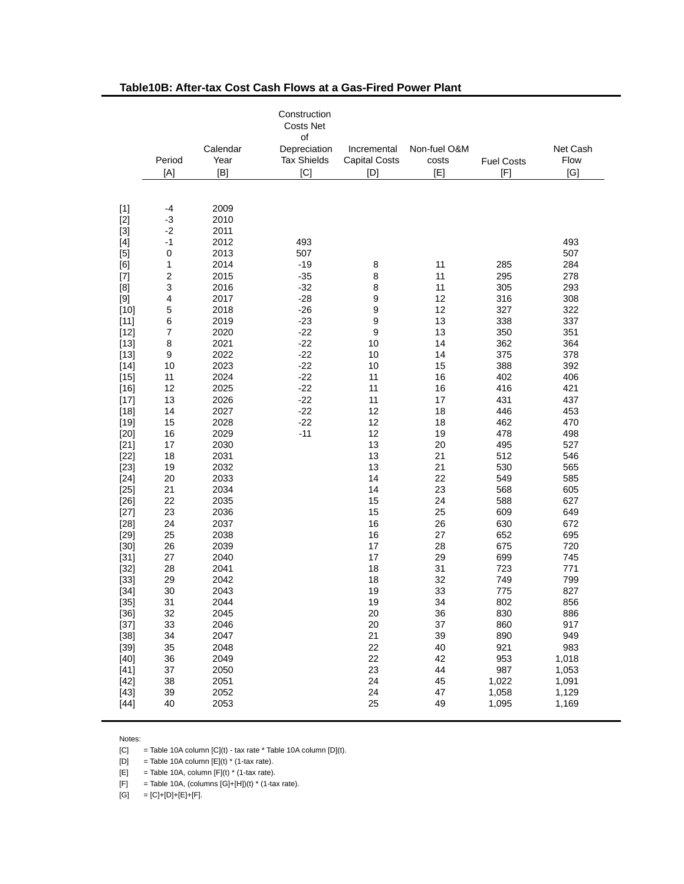**Table10B: After-tax Cost Cash Flows at a Gas-Fired Power Plant**

| | Period | Calendar Year | Construction Costs Net of Depreciation Tax Shields | Incremental Capital Costs | Non-fuel O&M costs | Fuel Costs | Net Cash Flow |
|---|---|---|---|---|---|---|---|
| | [A] | [B] | [C] | [D] | [E] | [F] | [G] |
| [1] | -4 | 2009 | | | | | |
| [2] | -3 | 2010 | | | | | |
| [3] | -2 | 2011 | | | | | |
| [4] | -1 | 2012 | 493 | | | | 493 |
| [5] | 0 | 2013 | 507 | | | | 507 |
| [6] | 1 | 2014 | -19 | 8 | 11 | 285 | 284 |
| [7] | 2 | 2015 | -35 | 8 | 11 | 295 | 278 |
| [8] | 3 | 2016 | -32 | 8 | 11 | 305 | 293 |
| [9] | 4 | 2017 | -28 | 9 | 12 | 316 | 308 |
| [10] | 5 | 2018 | -26 | 9 | 12 | 327 | 322 |
| [11] | 6 | 2019 | -23 | 9 | 13 | 338 | 337 |
| [12] | 7 | 2020 | -22 | 9 | 13 | 350 | 351 |
| [13] | 8 | 2021 | -22 | 10 | 14 | 362 | 364 |
| [13] | 9 | 2022 | -22 | 10 | 14 | 375 | 378 |
| [14] | 10 | 2023 | -22 | 10 | 15 | 388 | 392 |
| [15] | 11 | 2024 | -22 | 11 | 16 | 402 | 406 |
| [16] | 12 | 2025 | -22 | 11 | 16 | 416 | 421 |
| [17] | 13 | 2026 | -22 | 11 | 17 | 431 | 437 |
| [18] | 14 | 2027 | -22 | 12 | 18 | 446 | 453 |
| [19] | 15 | 2028 | -22 | 12 | 18 | 462 | 470 |
| [20] | 16 | 2029 | -11 | 12 | 19 | 478 | 498 |
| [21] | 17 | 2030 | | 13 | 20 | 495 | 527 |
| [22] | 18 | 2031 | | 13 | 21 | 512 | 546 |
| [23] | 19 | 2032 | | 13 | 21 | 530 | 565 |
| [24] | 20 | 2033 | | 14 | 22 | 549 | 585 |
| [25] | 21 | 2034 | | 14 | 23 | 568 | 605 |
| [26] | 22 | 2035 | | 15 | 24 | 588 | 627 |
| [27] | 23 | 2036 | | 15 | 25 | 609 | 649 |
| [28] | 24 | 2037 | | 16 | 26 | 630 | 672 |
| [29] | 25 | 2038 | | 16 | 27 | 652 | 695 |
| [30] | 26 | 2039 | | 17 | 28 | 675 | 720 |
| [31] | 27 | 2040 | | 17 | 29 | 699 | 745 |
| [32] | 28 | 2041 | | 18 | 31 | 723 | 771 |
| [33] | 29 | 2042 | | 18 | 32 | 749 | 799 |
| [34] | 30 | 2043 | | 19 | 33 | 775 | 827 |
| [35] | 31 | 2044 | | 19 | 34 | 802 | 856 |
| [36] | 32 | 2045 | | 20 | 36 | 830 | 886 |
| [37] | 33 | 2046 | | 20 | 37 | 860 | 917 |
| [38] | 34 | 2047 | | 21 | 39 | 890 | 949 |
| [39] | 35 | 2048 | | 22 | 40 | 921 | 983 |
| [40] | 36 | 2049 | | 22 | 42 | 953 | 1,018 |
| [41] | 37 | 2050 | | 23 | 44 | 987 | 1,053 |
| [42] | 38 | 2051 | | 24 | 45 | 1,022 | 1,091 |
| [43] | 39 | 2052 | | 24 | 47 | 1,058 | 1,129 |
| [44] | 40 | 2053 | | 25 | 49 | 1,095 | 1,169 |

Notes:

[C] = Table 10A column [C](t) - tax rate * Table 10A column [D](t).

[D] = Table 10A column [E](t) * (1-tax rate).

[E] = Table 10A, column [F](t) * (1-tax rate).

[F] = Table 10A, (columns [G]+[H])(t) * (1-tax rate).

[G] = [C]+[D]+[E]+[F].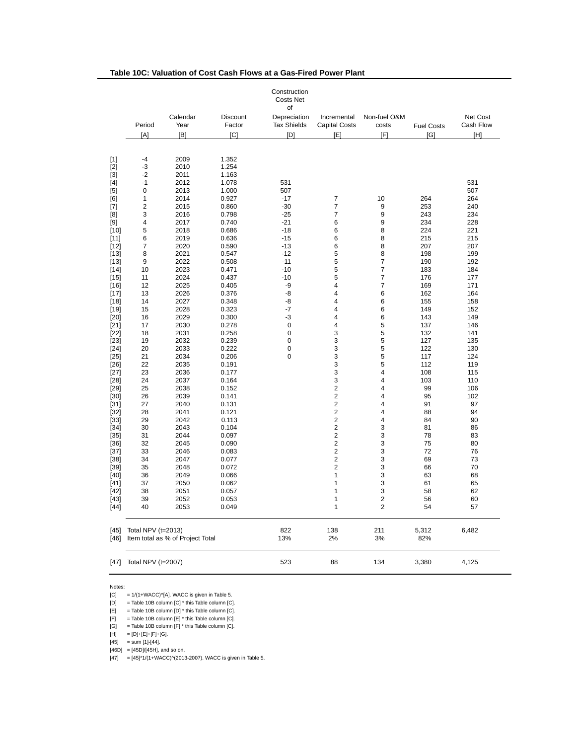**Table 10C: Valuation of Cost Cash Flows at a Gas-Fired Power Plant**

| | Period | Calendar Year | Discount Factor | Construction Costs Net of Depreciation Tax Shields | Incremental Capital Costs | Non-fuel O&M costs | Fuel Costs | Net Cost Cash Flow |
|---|---|---|---|---|---|---|---|---|
| | [A] | [B] | [C] | [D] | [E] | [F] | [G] | [H] |
| [1] | -4 | 2009 | 1.352 | | | | | |
| [2] | -3 | 2010 | 1.254 | | | | | |
| [3] | -2 | 2011 | 1.163 | | | | | |
| [4] | -1 | 2012 | 1.078 | 531 | | | | 531 |
| [5] | 0 | 2013 | 1.000 | 507 | | | | 507 |
| [6] | 1 | 2014 | 0.927 | -17 | 7 | 10 | 264 | 264 |
| [7] | 2 | 2015 | 0.860 | -30 | 7 | 9 | 253 | 240 |
| [8] | 3 | 2016 | 0.798 | -25 | 7 | 9 | 243 | 234 |
| [9] | 4 | 2017 | 0.740 | -21 | 6 | 9 | 234 | 228 |
| [10] | 5 | 2018 | 0.686 | -18 | 6 | 8 | 224 | 221 |
| [11] | 6 | 2019 | 0.636 | -15 | 6 | 8 | 215 | 215 |
| [12] | 7 | 2020 | 0.590 | -13 | 6 | 8 | 207 | 207 |
| [13] | 8 | 2021 | 0.547 | -12 | 5 | 8 | 198 | 199 |
| [13] | 9 | 2022 | 0.508 | -11 | 5 | 7 | 190 | 192 |
| [14] | 10 | 2023 | 0.471 | -10 | 5 | 7 | 183 | 184 |
| [15] | 11 | 2024 | 0.437 | -10 | 5 | 7 | 176 | 177 |
| [16] | 12 | 2025 | 0.405 | -9 | 4 | 7 | 169 | 171 |
| [17] | 13 | 2026 | 0.376 | -8 | 4 | 6 | 162 | 164 |
| [18] | 14 | 2027 | 0.348 | -8 | 4 | 6 | 155 | 158 |
| [19] | 15 | 2028 | 0.323 | -7 | 4 | 6 | 149 | 152 |
| [20] | 16 | 2029 | 0.300 | -3 | 4 | 6 | 143 | 149 |
| [21] | 17 | 2030 | 0.278 | 0 | 4 | 5 | 137 | 146 |
| [22] | 18 | 2031 | 0.258 | 0 | 3 | 5 | 132 | 141 |
| [23] | 19 | 2032 | 0.239 | 0 | 3 | 5 | 127 | 135 |
| [24] | 20 | 2033 | 0.222 | 0 | 3 | 5 | 122 | 130 |
| [25] | 21 | 2034 | 0.206 | 0 | 3 | 5 | 117 | 124 |
| [26] | 22 | 2035 | 0.191 | | 3 | 5 | 112 | 119 |
| [27] | 23 | 2036 | 0.177 | | 3 | 4 | 108 | 115 |
| [28] | 24 | 2037 | 0.164 | | 3 | 4 | 103 | 110 |
| [29] | 25 | 2038 | 0.152 | | 2 | 4 | 99 | 106 |
| [30] | 26 | 2039 | 0.141 | | 2 | 4 | 95 | 102 |
| [31] | 27 | 2040 | 0.131 | | 2 | 4 | 91 | 97 |
| [32] | 28 | 2041 | 0.121 | | 2 | 4 | 88 | 94 |
| [33] | 29 | 2042 | 0.113 | | 2 | 4 | 84 | 90 |
| [34] | 30 | 2043 | 0.104 | | 2 | 3 | 81 | 86 |
| [35] | 31 | 2044 | 0.097 | | 2 | 3 | 78 | 83 |
| [36] | 32 | 2045 | 0.090 | | 2 | 3 | 75 | 80 |
| [37] | 33 | 2046 | 0.083 | | 2 | 3 | 72 | 76 |
| [38] | 34 | 2047 | 0.077 | | 2 | 3 | 69 | 73 |
| [39] | 35 | 2048 | 0.072 | | 2 | 3 | 66 | 70 |
| [40] | 36 | 2049 | 0.066 | | 1 | 3 | 63 | 68 |
| [41] | 37 | 2050 | 0.062 | | 1 | 3 | 61 | 65 |
| [42] | 38 | 2051 | 0.057 | | 1 | 3 | 58 | 62 |
| [43] | 39 | 2052 | 0.053 | | 1 | 2 | 56 | 60 |
| [44] | 40 | 2053 | 0.049 | | 1 | 2 | 54 | 57 |
| [45] | Total NPV (t=2013) | | | 822 | 138 | 211 | 5,312 | 6,482 |
| [46] | Item total as % of Project Total | | | 13% | 2% | 3% | 82% | |
| [47] | Total NPV (t=2007) | | | 523 | 88 | 134 | 3,380 | 4,125 |

Notes:

[C] = 1/(1+WACC)^[A]. WACC is given in Table 5.
[D] = Table 10B column [C] * this Table column [C].
[E] = Table 10B column [D] * this Table column [C].
[F] = Table 10B column [E] * this Table column [C].
[G] = Table 10B column [F] * this Table column [C].
[H] = [D]+[E]+[F]+[G].
[45] = sum [1]-[44].
[46D] = [45D]/[45H], and so on.
[47] = [45]*1/(1+WACC)^(2013-2007). WACC is given in Table 5.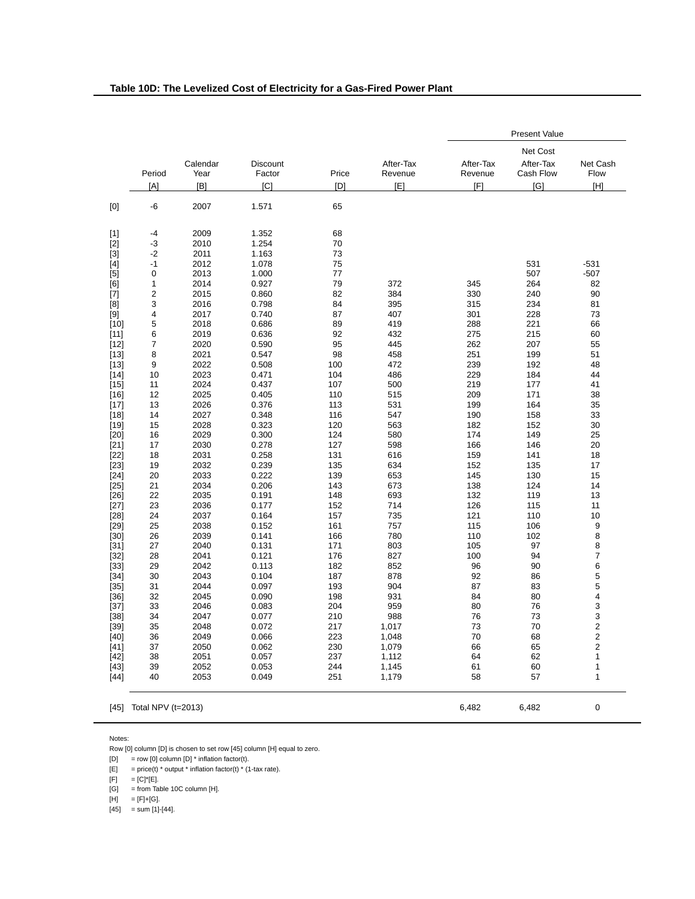**Table 10D: The Levelized Cost of Electricity for a Gas-Fired Power Plant**

| | | | | | | Present Value | | |
|---|---|---|---|---|---|---|---|---|
| | Period | Calendar Year | Discount Factor | Price | After-Tax Revenue | After-Tax Revenue | Net Cost After-Tax Cash Flow | Net Cash Flow |
| | [A] | [B] | [C] | [D] | [E] | [F] | [G] | [H] |
| [0] | -6 | 2007 | 1.571 | 65 | | | | |
| [1] | -4 | 2009 | 1.352 | 68 | | | | |
| [2] | -3 | 2010 | 1.254 | 70 | | | | |
| [3] | -2 | 2011 | 1.163 | 73 | | | | |
| [4] | -1 | 2012 | 1.078 | 75 | | | 531 | -531 |
| [5] | 0 | 2013 | 1.000 | 77 | | | 507 | -507 |
| [6] | 1 | 2014 | 0.927 | 79 | 372 | 345 | 264 | 82 |
| [7] | 2 | 2015 | 0.860 | 82 | 384 | 330 | 240 | 90 |
| [8] | 3 | 2016 | 0.798 | 84 | 395 | 315 | 234 | 81 |
| [9] | 4 | 2017 | 0.740 | 87 | 407 | 301 | 228 | 73 |
| [10] | 5 | 2018 | 0.686 | 89 | 419 | 288 | 221 | 66 |
| [11] | 6 | 2019 | 0.636 | 92 | 432 | 275 | 215 | 60 |
| [12] | 7 | 2020 | 0.590 | 95 | 445 | 262 | 207 | 55 |
| [13] | 8 | 2021 | 0.547 | 98 | 458 | 251 | 199 | 51 |
| [13] | 9 | 2022 | 0.508 | 100 | 472 | 239 | 192 | 48 |
| [14] | 10 | 2023 | 0.471 | 104 | 486 | 229 | 184 | 44 |
| [15] | 11 | 2024 | 0.437 | 107 | 500 | 219 | 177 | 41 |
| [16] | 12 | 2025 | 0.405 | 110 | 515 | 209 | 171 | 38 |
| [17] | 13 | 2026 | 0.376 | 113 | 531 | 199 | 164 | 35 |
| [18] | 14 | 2027 | 0.348 | 116 | 547 | 190 | 158 | 33 |
| [19] | 15 | 2028 | 0.323 | 120 | 563 | 182 | 152 | 30 |
| [20] | 16 | 2029 | 0.300 | 124 | 580 | 174 | 149 | 25 |
| [21] | 17 | 2030 | 0.278 | 127 | 598 | 166 | 146 | 20 |
| [22] | 18 | 2031 | 0.258 | 131 | 616 | 159 | 141 | 18 |
| [23] | 19 | 2032 | 0.239 | 135 | 634 | 152 | 135 | 17 |
| [24] | 20 | 2033 | 0.222 | 139 | 653 | 145 | 130 | 15 |
| [25] | 21 | 2034 | 0.206 | 143 | 673 | 138 | 124 | 14 |
| [26] | 22 | 2035 | 0.191 | 148 | 693 | 132 | 119 | 13 |
| [27] | 23 | 2036 | 0.177 | 152 | 714 | 126 | 115 | 11 |
| [28] | 24 | 2037 | 0.164 | 157 | 735 | 121 | 110 | 10 |
| [29] | 25 | 2038 | 0.152 | 161 | 757 | 115 | 106 | 9 |
| [30] | 26 | 2039 | 0.141 | 166 | 780 | 110 | 102 | 8 |
| [31] | 27 | 2040 | 0.131 | 171 | 803 | 105 | 97 | 8 |
| [32] | 28 | 2041 | 0.121 | 176 | 827 | 100 | 94 | 7 |
| [33] | 29 | 2042 | 0.113 | 182 | 852 | 96 | 90 | 6 |
| [34] | 30 | 2043 | 0.104 | 187 | 878 | 92 | 86 | 5 |
| [35] | 31 | 2044 | 0.097 | 193 | 904 | 87 | 83 | 5 |
| [36] | 32 | 2045 | 0.090 | 198 | 931 | 84 | 80 | 4 |
| [37] | 33 | 2046 | 0.083 | 204 | 959 | 80 | 76 | 3 |
| [38] | 34 | 2047 | 0.077 | 210 | 988 | 76 | 73 | 3 |
| [39] | 35 | 2048 | 0.072 | 217 | 1,017 | 73 | 70 | 2 |
| [40] | 36 | 2049 | 0.066 | 223 | 1,048 | 70 | 68 | 2 |
| [41] | 37 | 2050 | 0.062 | 230 | 1,079 | 66 | 65 | 2 |
| [42] | 38 | 2051 | 0.057 | 237 | 1,112 | 64 | 62 | 1 |
| [43] | 39 | 2052 | 0.053 | 244 | 1,145 | 61 | 60 | 1 |
| [44] | 40 | 2053 | 0.049 | 251 | 1,179 | 58 | 57 | 1 |
| [45] | Total NPV (t=2013) | | | | | 6,482 | 6,482 | 0 |

Notes:

Row [0] column [D] is chosen to set row [45] column [H] equal to zero.

[D] = row [0] column [D] * inflation factor(t).

[E] = price(t) * output * inflation factor(t) * (1-tax rate).

[F] = [C]*[E].

[G] = from Table 10C column [H].

[H] = [F]+[G].

[45] = sum [1]-[44].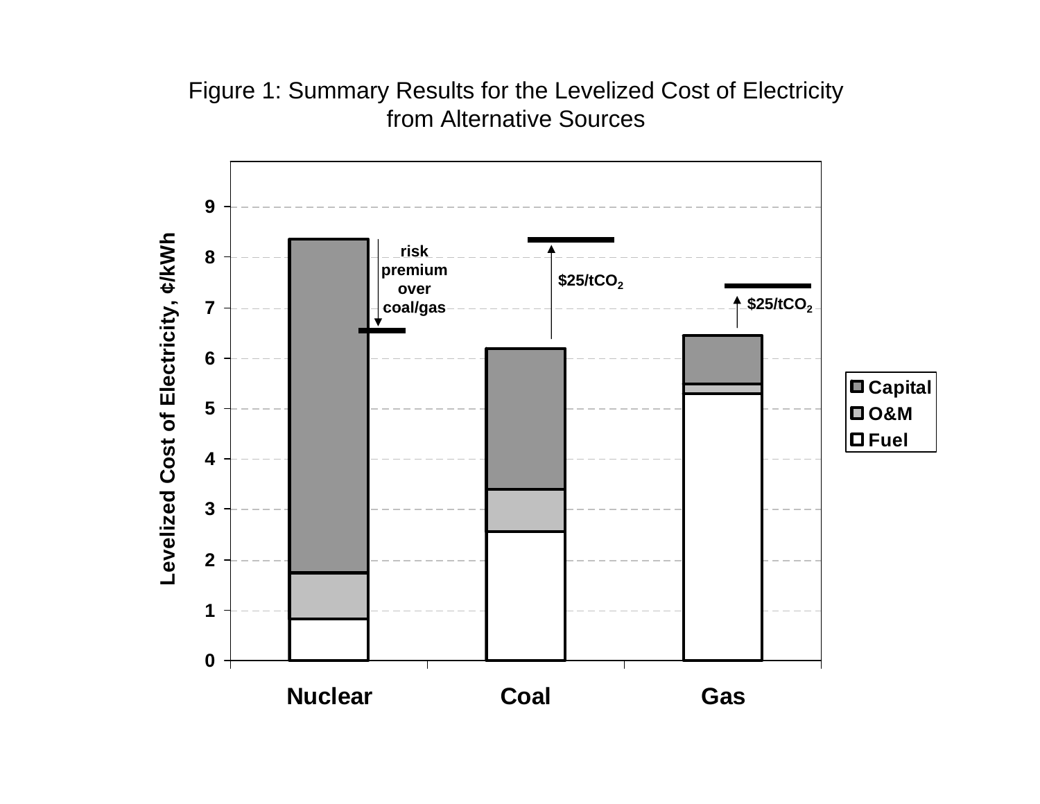Figure 1: Summary Results for the Levelized Cost of Electricity from Alternative Sources

Levelized Cost of Electricity, ¢/kWh

Nuclear | Coal | Gas

Capital | O&M | Fuel

risk premium over coal/gas

$25/tCO_2$

$25/tCO_2$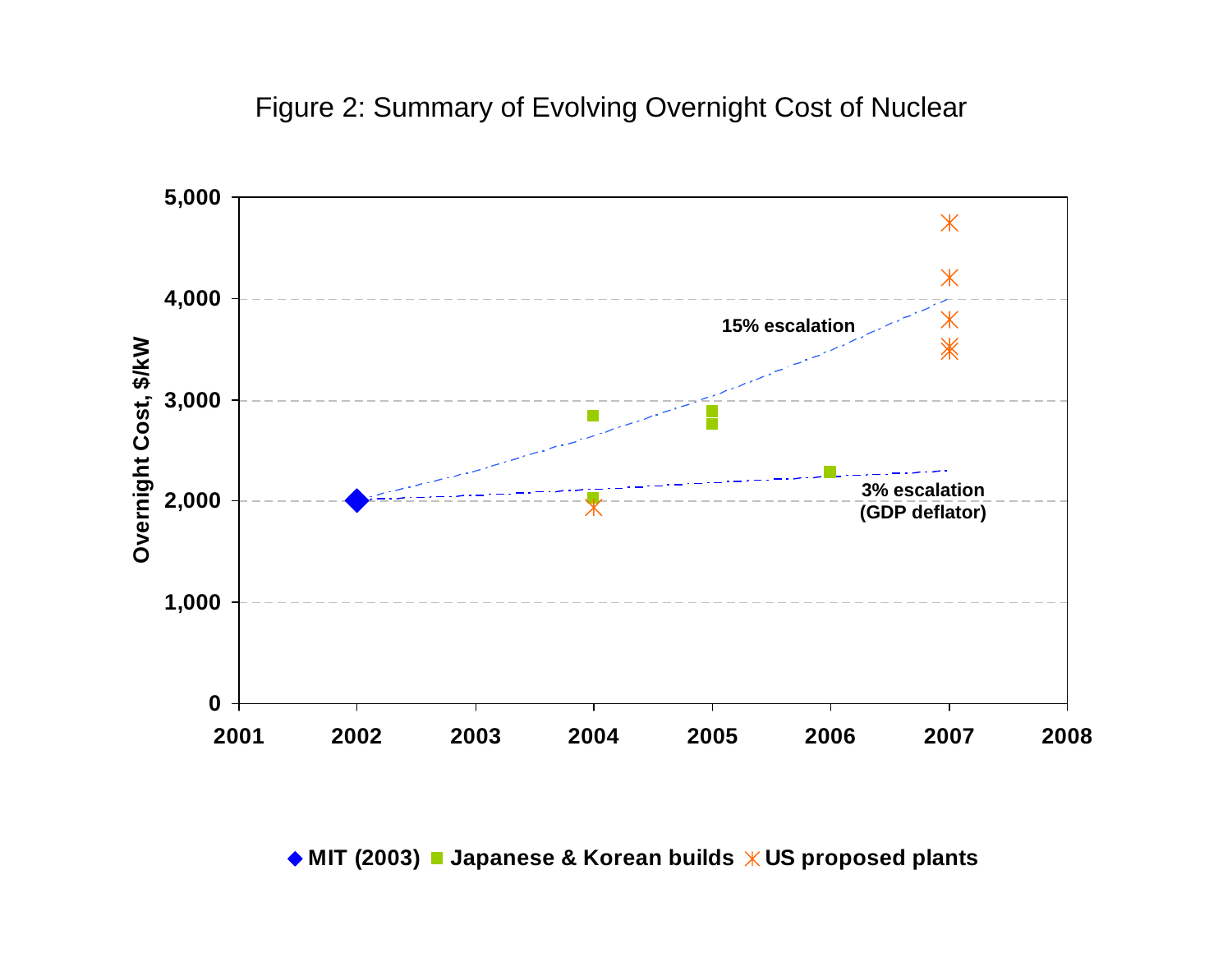Figure 2: Summary of Evolving Overnight Cost of Nuclear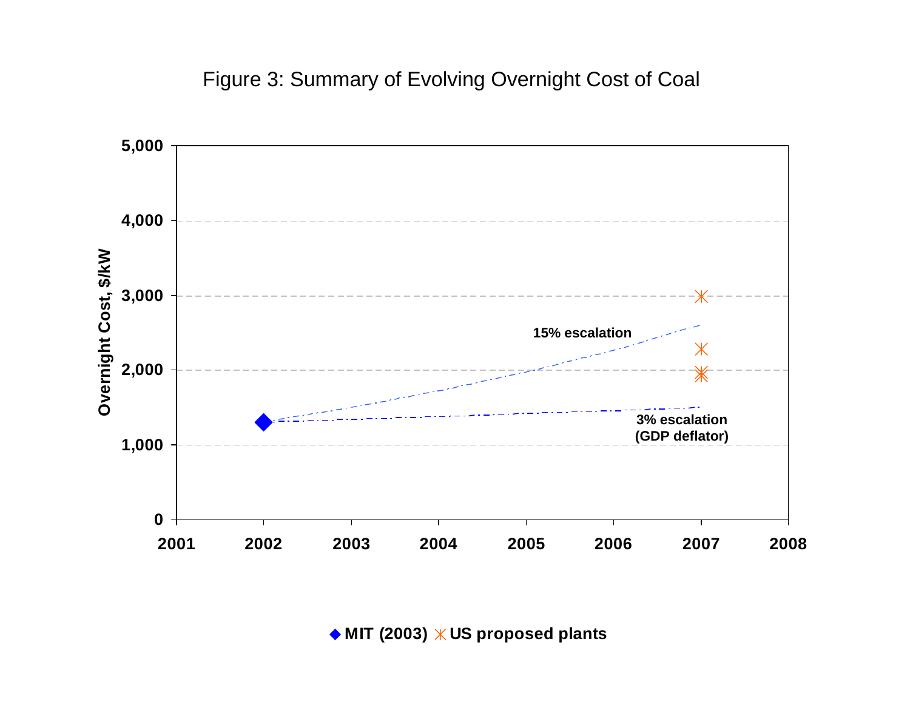Figure 3: Summary of Evolving Overnight Cost of Coal

Overnight Cost, $/kW

5,000

4,000

3,000

2,000

1,000

0

2001 2002 2003 2004 2005 2006 2007 2008

15% escalation

3% escalation
(GDP deflator)

◆ MIT (2003) ✳ US proposed plants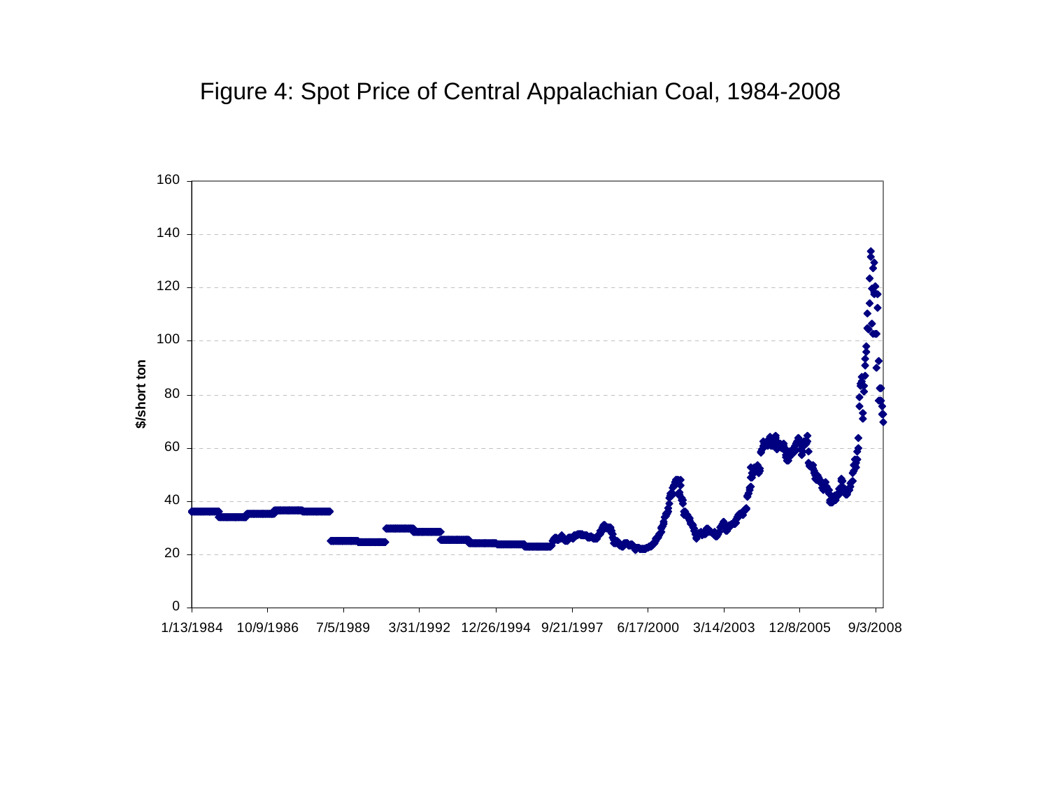Figure 4: Spot Price of Central Appalachian Coal, 1984-2008

160
140
120
100
80
60
40
20
0

$/short ton

1/13/1984 10/9/1986 7/5/1989 3/31/1992 12/26/1994 9/21/1997 6/17/2000 3/14/2003 12/8/2005 9/3/2008